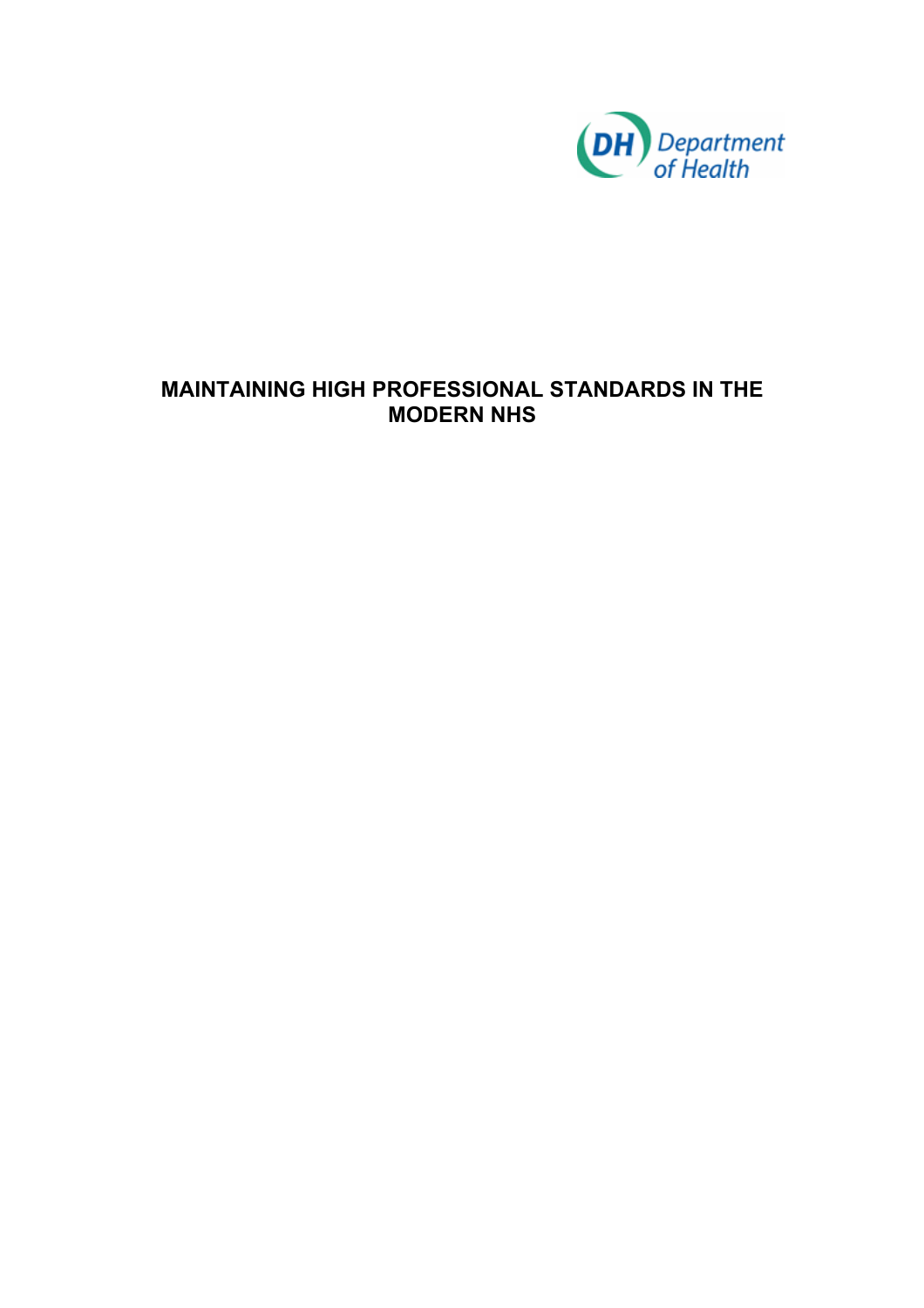Department of Health

# MAINTAINING HIGH PROFESSIONAL STANDARDS IN THE MODERN NHS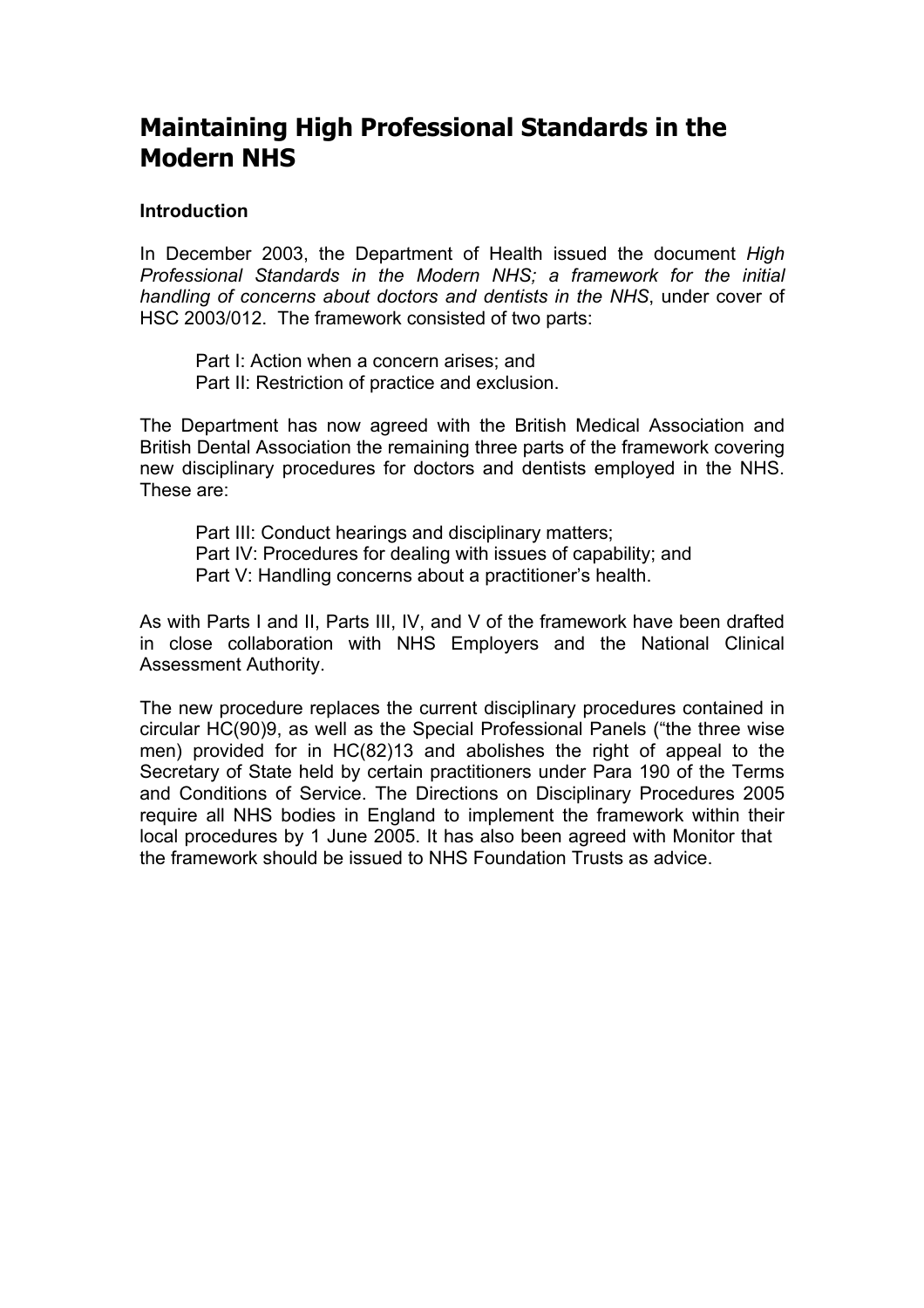# Maintaining High Professional Standards in the Modern NHS

**Introduction**

In December 2003, the Department of Health issued the document *High Professional Standards in the Modern NHS; a framework for the initial handling of concerns about doctors and dentists in the NHS*, under cover of HSC 2003/012. The framework consisted of two parts:

Part I: Action when a concern arises; and
Part II: Restriction of practice and exclusion.

The Department has now agreed with the British Medical Association and British Dental Association the remaining three parts of the framework covering new disciplinary procedures for doctors and dentists employed in the NHS. These are:

Part III: Conduct hearings and disciplinary matters;
Part IV: Procedures for dealing with issues of capability; and
Part V: Handling concerns about a practitioner's health.

As with Parts I and II, Parts III, IV, and V of the framework have been drafted in close collaboration with NHS Employers and the National Clinical Assessment Authority.

The new procedure replaces the current disciplinary procedures contained in circular HC(90)9, as well as the Special Professional Panels ("the three wise men) provided for in HC(82)13 and abolishes the right of appeal to the Secretary of State held by certain practitioners under Para 190 of the Terms and Conditions of Service. The Directions on Disciplinary Procedures 2005 require all NHS bodies in England to implement the framework within their local procedures by 1 June 2005. It has also been agreed with Monitor that the framework should be issued to NHS Foundation Trusts as advice.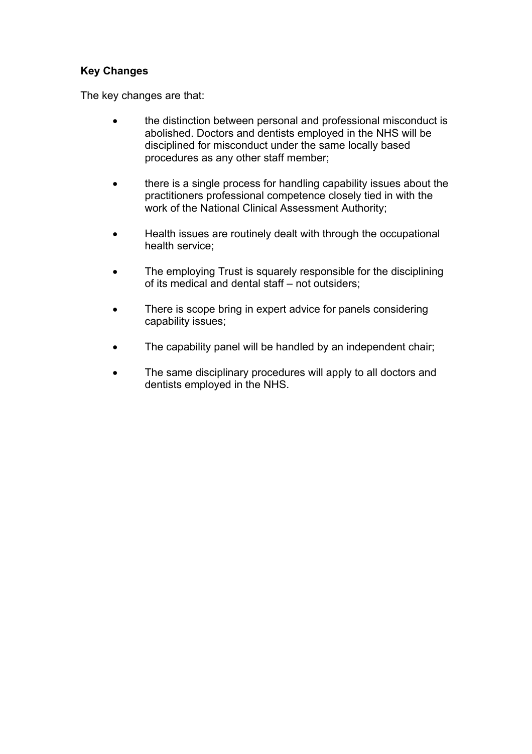**Key Changes**

The key changes are that:

- the distinction between personal and professional misconduct is abolished. Doctors and dentists employed in the NHS will be disciplined for misconduct under the same locally based procedures as any other staff member;

- there is a single process for handling capability issues about the practitioners professional competence closely tied in with the work of the National Clinical Assessment Authority;

- Health issues are routinely dealt with through the occupational health service;

- The employing Trust is squarely responsible for the disciplining of its medical and dental staff – not outsiders;

- There is scope bring in expert advice for panels considering capability issues;

- The capability panel will be handled by an independent chair;

- The same disciplinary procedures will apply to all doctors and dentists employed in the NHS.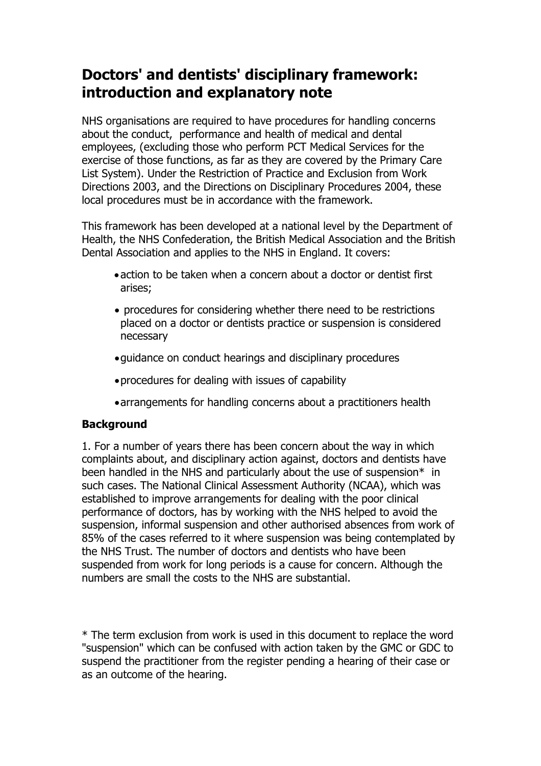# Doctors' and dentists' disciplinary framework: introduction and explanatory note

NHS organisations are required to have procedures for handling concerns about the conduct, performance and health of medical and dental employees, (excluding those who perform PCT Medical Services for the exercise of those functions, as far as they are covered by the Primary Care List System). Under the Restriction of Practice and Exclusion from Work Directions 2003, and the Directions on Disciplinary Procedures 2004, these local procedures must be in accordance with the framework.

This framework has been developed at a national level by the Department of Health, the NHS Confederation, the British Medical Association and the British Dental Association and applies to the NHS in England. It covers:

- action to be taken when a concern about a doctor or dentist first arises;
- procedures for considering whether there need to be restrictions placed on a doctor or dentists practice or suspension is considered necessary
- guidance on conduct hearings and disciplinary procedures
- procedures for dealing with issues of capability
- arrangements for handling concerns about a practitioners health

**Background**

1. For a number of years there has been concern about the way in which complaints about, and disciplinary action against, doctors and dentists have been handled in the NHS and particularly about the use of suspension* in such cases. The National Clinical Assessment Authority (NCAA), which was established to improve arrangements for dealing with the poor clinical performance of doctors, has by working with the NHS helped to avoid the suspension, informal suspension and other authorised absences from work of 85% of the cases referred to it where suspension was being contemplated by the NHS Trust. The number of doctors and dentists who have been suspended from work for long periods is a cause for concern. Although the numbers are small the costs to the NHS are substantial.

* The term exclusion from work is used in this document to replace the word "suspension" which can be confused with action taken by the GMC or GDC to suspend the practitioner from the register pending a hearing of their case or as an outcome of the hearing.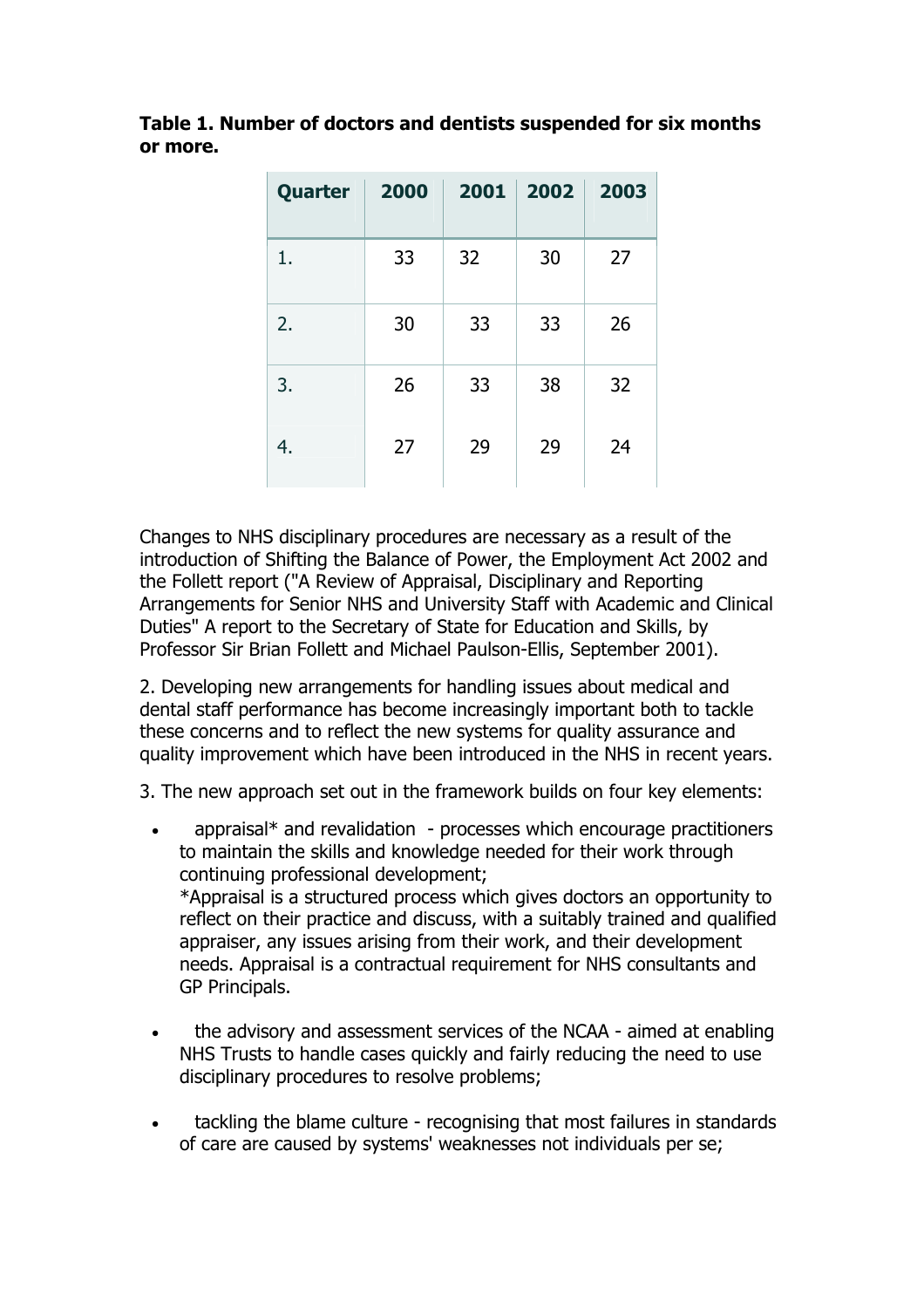**Table 1. Number of doctors and dentists suspended for six months or more.**

| Quarter | 2000 | 2001 | 2002 | 2003 |
|---|---|---|---|---|
| 1. | 33 | 32 | 30 | 27 |
| 2. | 30 | 33 | 33 | 26 |
| 3. | 26 | 33 | 38 | 32 |
| 4. | 27 | 29 | 29 | 24 |

Changes to NHS disciplinary procedures are necessary as a result of the introduction of Shifting the Balance of Power, the Employment Act 2002 and the Follett report ("A Review of Appraisal, Disciplinary and Reporting Arrangements for Senior NHS and University Staff with Academic and Clinical Duties" A report to the Secretary of State for Education and Skills, by Professor Sir Brian Follett and Michael Paulson-Ellis, September 2001).

2. Developing new arrangements for handling issues about medical and dental staff performance has become increasingly important both to tackle these concerns and to reflect the new systems for quality assurance and quality improvement which have been introduced in the NHS in recent years.

3. The new approach set out in the framework builds on four key elements:

- appraisal* and revalidation - processes which encourage practitioners to maintain the skills and knowledge needed for their work through continuing professional development;
  *Appraisal is a structured process which gives doctors an opportunity to reflect on their practice and discuss, with a suitably trained and qualified appraiser, any issues arising from their work, and their development needs. Appraisal is a contractual requirement for NHS consultants and GP Principals.

- the advisory and assessment services of the NCAA - aimed at enabling NHS Trusts to handle cases quickly and fairly reducing the need to use disciplinary procedures to resolve problems;

- tackling the blame culture - recognising that most failures in standards of care are caused by systems' weaknesses not individuals per se;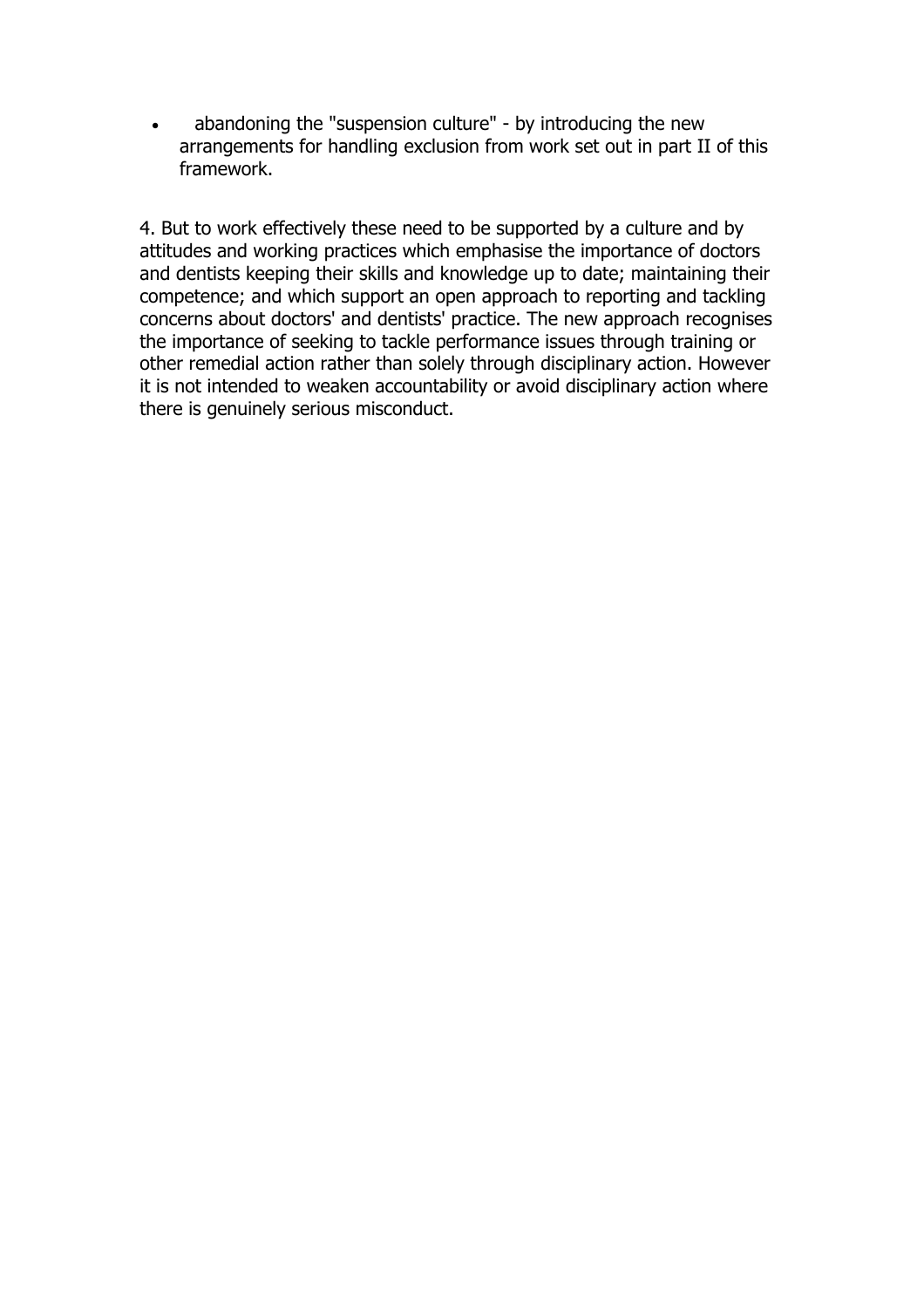- abandoning the "suspension culture" - by introducing the new arrangements for handling exclusion from work set out in part II of this framework.

4. But to work effectively these need to be supported by a culture and by attitudes and working practices which emphasise the importance of doctors and dentists keeping their skills and knowledge up to date; maintaining their competence; and which support an open approach to reporting and tackling concerns about doctors' and dentists' practice. The new approach recognises the importance of seeking to tackle performance issues through training or other remedial action rather than solely through disciplinary action. However it is not intended to weaken accountability or avoid disciplinary action where there is genuinely serious misconduct.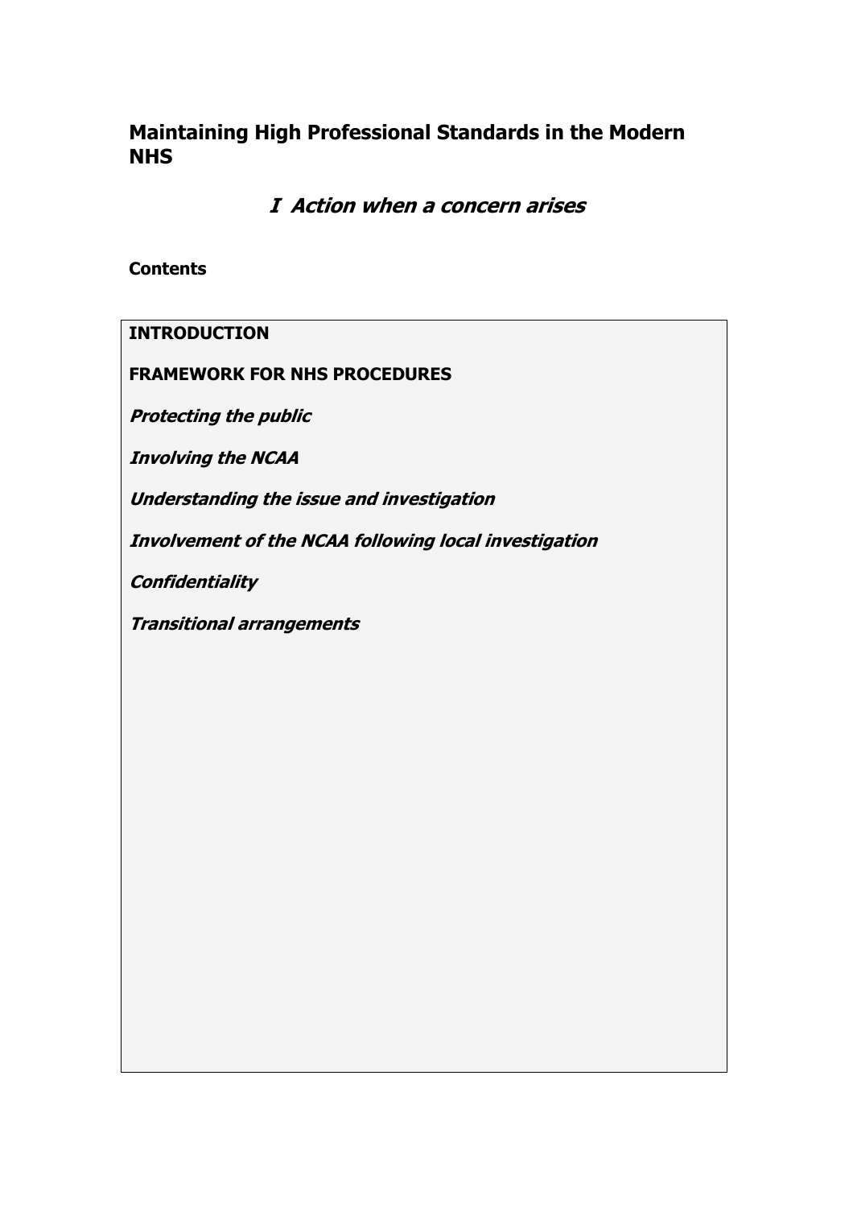## Maintaining High Professional Standards in the Modern NHS

### *I Action when a concern arises*

**Contents**

**INTRODUCTION**

**FRAMEWORK FOR NHS PROCEDURES**

***Protecting the public***

***Involving the NCAA***

***Understanding the issue and investigation***

***Involvement of the NCAA following local investigation***

***Confidentiality***

***Transitional arrangements***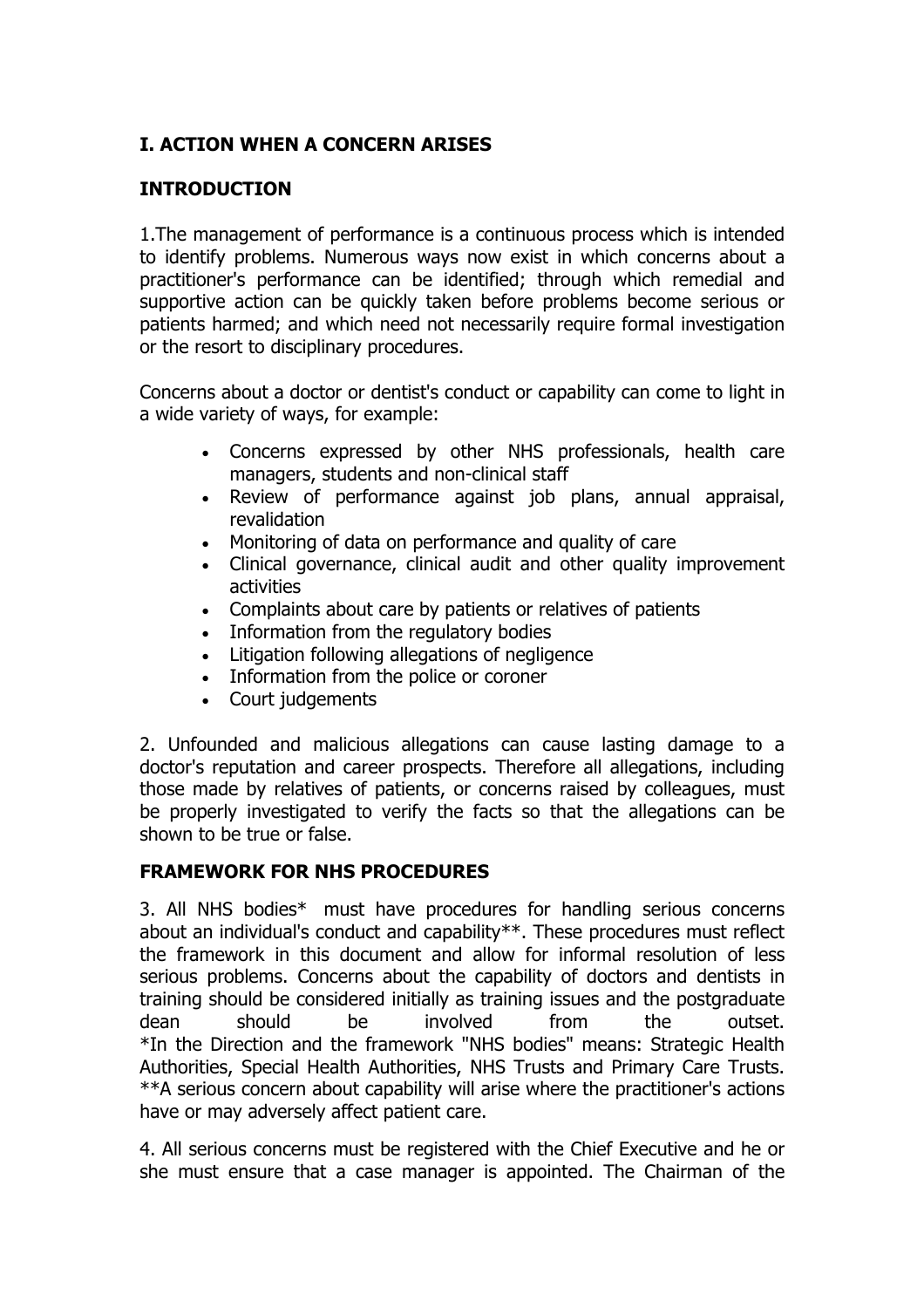## I. ACTION WHEN A CONCERN ARISES

### INTRODUCTION

1.The management of performance is a continuous process which is intended to identify problems. Numerous ways now exist in which concerns about a practitioner's performance can be identified; through which remedial and supportive action can be quickly taken before problems become serious or patients harmed; and which need not necessarily require formal investigation or the resort to disciplinary procedures.

Concerns about a doctor or dentist's conduct or capability can come to light in a wide variety of ways, for example:

- Concerns expressed by other NHS professionals, health care managers, students and non-clinical staff
- Review of performance against job plans, annual appraisal, revalidation
- Monitoring of data on performance and quality of care
- Clinical governance, clinical audit and other quality improvement activities
- Complaints about care by patients or relatives of patients
- Information from the regulatory bodies
- Litigation following allegations of negligence
- Information from the police or coroner
- Court judgements

2. Unfounded and malicious allegations can cause lasting damage to a doctor's reputation and career prospects. Therefore all allegations, including those made by relatives of patients, or concerns raised by colleagues, must be properly investigated to verify the facts so that the allegations can be shown to be true or false.

### FRAMEWORK FOR NHS PROCEDURES

3. All NHS bodies* must have procedures for handling serious concerns about an individual's conduct and capability**. These procedures must reflect the framework in this document and allow for informal resolution of less serious problems. Concerns about the capability of doctors and dentists in training should be considered initially as training issues and the postgraduate dean should be involved from the outset.
*In the Direction and the framework "NHS bodies" means: Strategic Health Authorities, Special Health Authorities, NHS Trusts and Primary Care Trusts.
**A serious concern about capability will arise where the practitioner's actions have or may adversely affect patient care.

4. All serious concerns must be registered with the Chief Executive and he or she must ensure that a case manager is appointed. The Chairman of the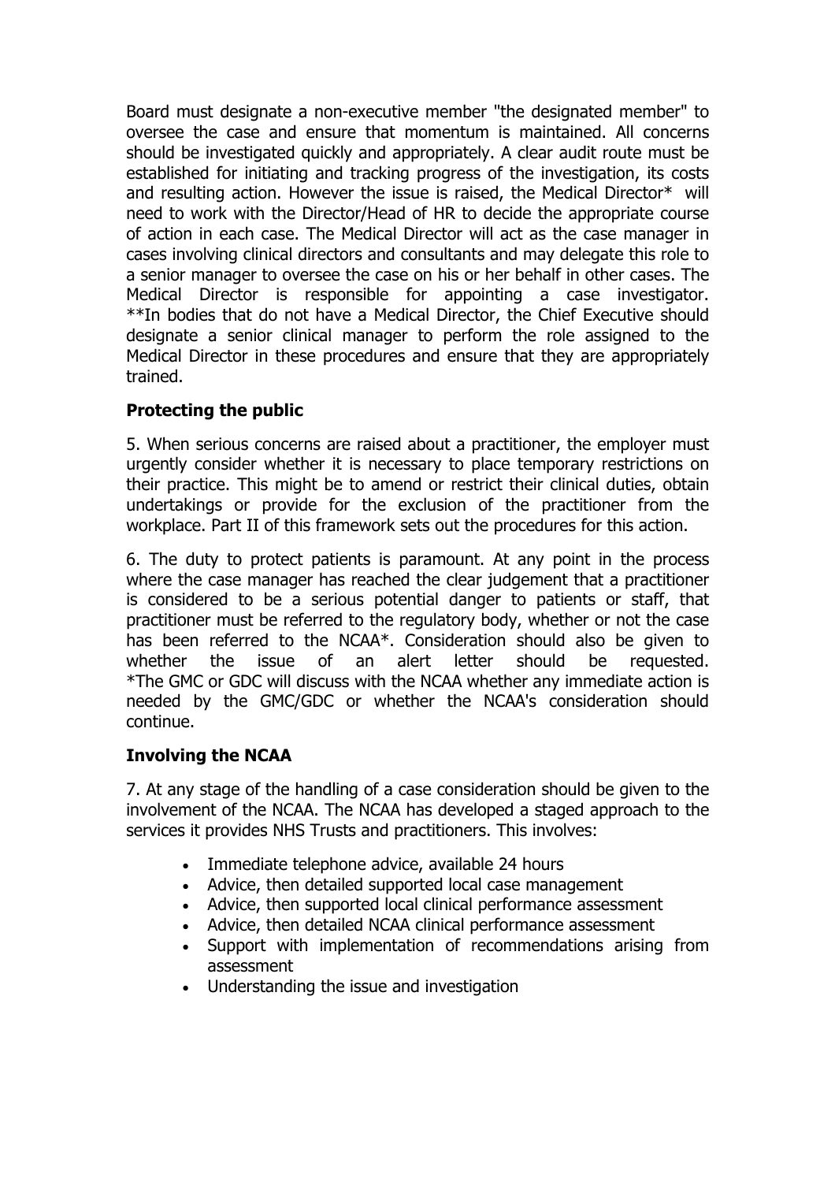Board must designate a non-executive member "the designated member" to oversee the case and ensure that momentum is maintained. All concerns should be investigated quickly and appropriately. A clear audit route must be established for initiating and tracking progress of the investigation, its costs and resulting action. However the issue is raised, the Medical Director* will need to work with the Director/Head of HR to decide the appropriate course of action in each case. The Medical Director will act as the case manager in cases involving clinical directors and consultants and may delegate this role to a senior manager to oversee the case on his or her behalf in other cases. The Medical Director is responsible for appointing a case investigator. **In bodies that do not have a Medical Director, the Chief Executive should designate a senior clinical manager to perform the role assigned to the Medical Director in these procedures and ensure that they are appropriately trained.

**Protecting the public**

5. When serious concerns are raised about a practitioner, the employer must urgently consider whether it is necessary to place temporary restrictions on their practice. This might be to amend or restrict their clinical duties, obtain undertakings or provide for the exclusion of the practitioner from the workplace. Part II of this framework sets out the procedures for this action.

6. The duty to protect patients is paramount. At any point in the process where the case manager has reached the clear judgement that a practitioner is considered to be a serious potential danger to patients or staff, that practitioner must be referred to the regulatory body, whether or not the case has been referred to the NCAA*. Consideration should also be given to whether the issue of an alert letter should be requested. *The GMC or GDC will discuss with the NCAA whether any immediate action is needed by the GMC/GDC or whether the NCAA's consideration should continue.

**Involving the NCAA**

7. At any stage of the handling of a case consideration should be given to the involvement of the NCAA. The NCAA has developed a staged approach to the services it provides NHS Trusts and practitioners. This involves:

- Immediate telephone advice, available 24 hours
- Advice, then detailed supported local case management
- Advice, then supported local clinical performance assessment
- Advice, then detailed NCAA clinical performance assessment
- Support with implementation of recommendations arising from assessment
- Understanding the issue and investigation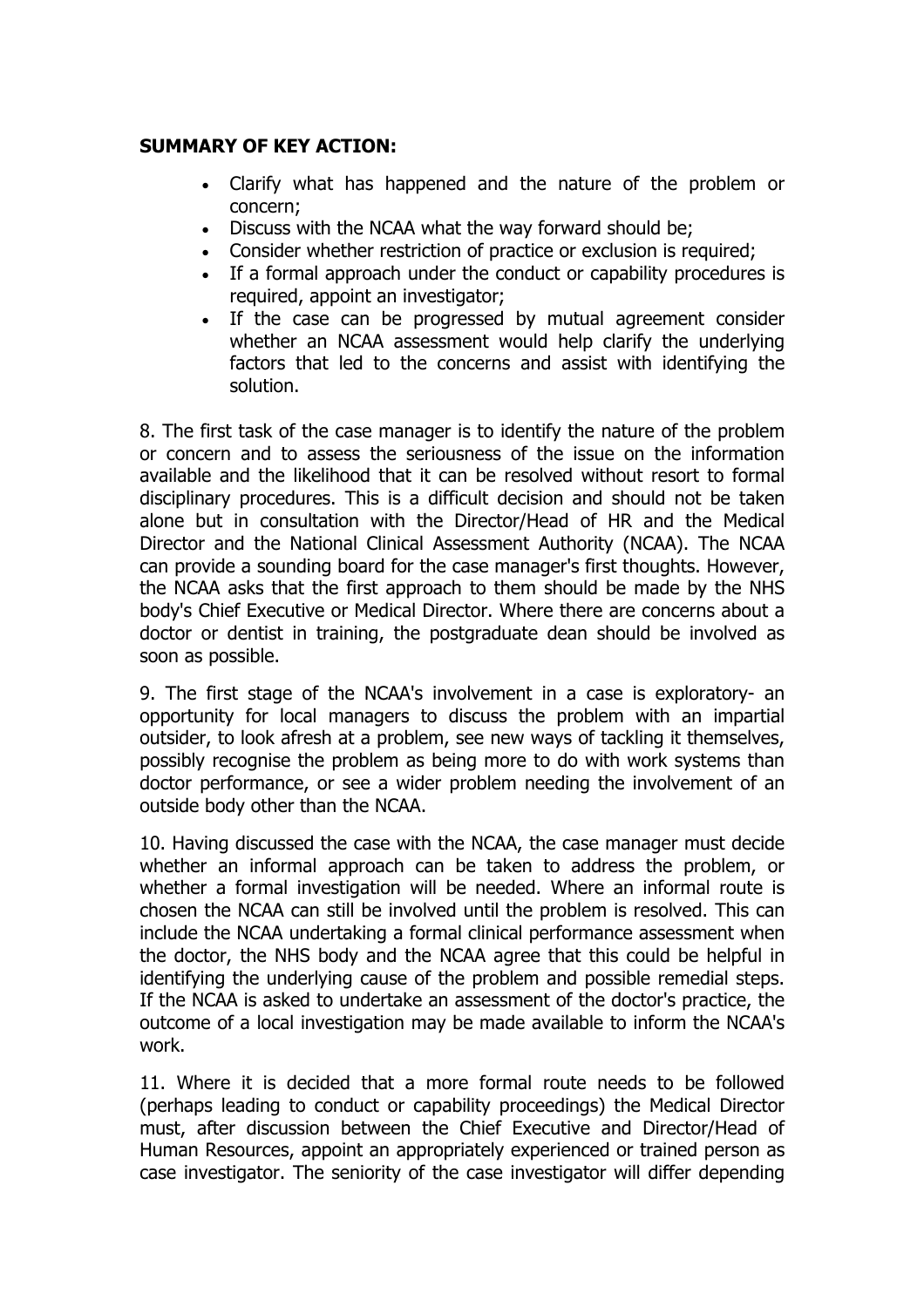**SUMMARY OF KEY ACTION:**

- Clarify what has happened and the nature of the problem or concern;
- Discuss with the NCAA what the way forward should be;
- Consider whether restriction of practice or exclusion is required;
- If a formal approach under the conduct or capability procedures is required, appoint an investigator;
- If the case can be progressed by mutual agreement consider whether an NCAA assessment would help clarify the underlying factors that led to the concerns and assist with identifying the solution.

8. The first task of the case manager is to identify the nature of the problem or concern and to assess the seriousness of the issue on the information available and the likelihood that it can be resolved without resort to formal disciplinary procedures. This is a difficult decision and should not be taken alone but in consultation with the Director/Head of HR and the Medical Director and the National Clinical Assessment Authority (NCAA). The NCAA can provide a sounding board for the case manager's first thoughts. However, the NCAA asks that the first approach to them should be made by the NHS body's Chief Executive or Medical Director. Where there are concerns about a doctor or dentist in training, the postgraduate dean should be involved as soon as possible.

9. The first stage of the NCAA's involvement in a case is exploratory- an opportunity for local managers to discuss the problem with an impartial outsider, to look afresh at a problem, see new ways of tackling it themselves, possibly recognise the problem as being more to do with work systems than doctor performance, or see a wider problem needing the involvement of an outside body other than the NCAA.

10. Having discussed the case with the NCAA, the case manager must decide whether an informal approach can be taken to address the problem, or whether a formal investigation will be needed. Where an informal route is chosen the NCAA can still be involved until the problem is resolved. This can include the NCAA undertaking a formal clinical performance assessment when the doctor, the NHS body and the NCAA agree that this could be helpful in identifying the underlying cause of the problem and possible remedial steps. If the NCAA is asked to undertake an assessment of the doctor's practice, the outcome of a local investigation may be made available to inform the NCAA's work.

11. Where it is decided that a more formal route needs to be followed (perhaps leading to conduct or capability proceedings) the Medical Director must, after discussion between the Chief Executive and Director/Head of Human Resources, appoint an appropriately experienced or trained person as case investigator. The seniority of the case investigator will differ depending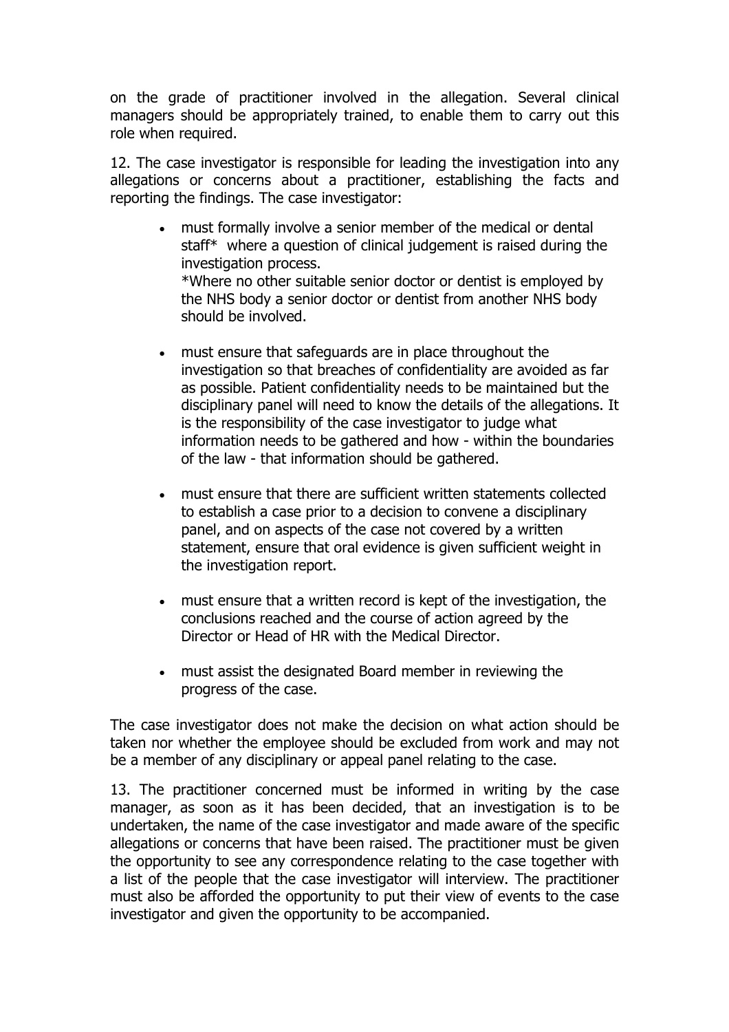on the grade of practitioner involved in the allegation. Several clinical managers should be appropriately trained, to enable them to carry out this role when required.

12. The case investigator is responsible for leading the investigation into any allegations or concerns about a practitioner, establishing the facts and reporting the findings. The case investigator:

- must formally involve a senior member of the medical or dental staff* where a question of clinical judgement is raised during the investigation process.
  *Where no other suitable senior doctor or dentist is employed by the NHS body a senior doctor or dentist from another NHS body should be involved.

- must ensure that safeguards are in place throughout the investigation so that breaches of confidentiality are avoided as far as possible. Patient confidentiality needs to be maintained but the disciplinary panel will need to know the details of the allegations. It is the responsibility of the case investigator to judge what information needs to be gathered and how - within the boundaries of the law - that information should be gathered.

- must ensure that there are sufficient written statements collected to establish a case prior to a decision to convene a disciplinary panel, and on aspects of the case not covered by a written statement, ensure that oral evidence is given sufficient weight in the investigation report.

- must ensure that a written record is kept of the investigation, the conclusions reached and the course of action agreed by the Director or Head of HR with the Medical Director.

- must assist the designated Board member in reviewing the progress of the case.

The case investigator does not make the decision on what action should be taken nor whether the employee should be excluded from work and may not be a member of any disciplinary or appeal panel relating to the case.

13. The practitioner concerned must be informed in writing by the case manager, as soon as it has been decided, that an investigation is to be undertaken, the name of the case investigator and made aware of the specific allegations or concerns that have been raised. The practitioner must be given the opportunity to see any correspondence relating to the case together with a list of the people that the case investigator will interview. The practitioner must also be afforded the opportunity to put their view of events to the case investigator and given the opportunity to be accompanied.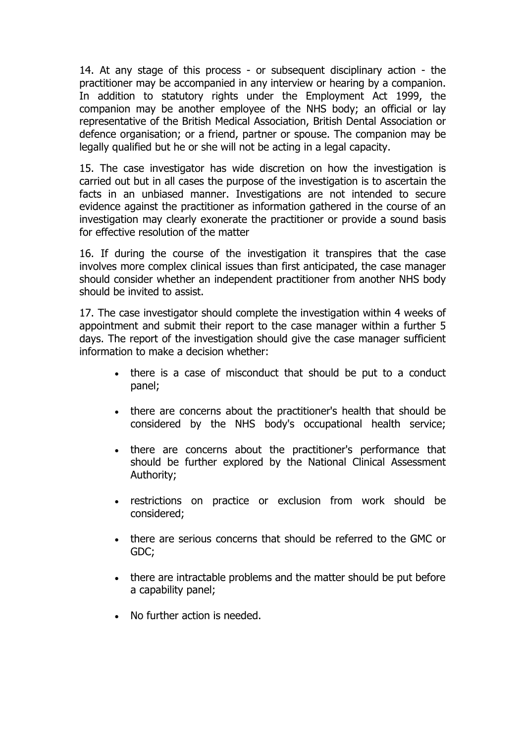14. At any stage of this process - or subsequent disciplinary action - the practitioner may be accompanied in any interview or hearing by a companion. In addition to statutory rights under the Employment Act 1999, the companion may be another employee of the NHS body; an official or lay representative of the British Medical Association, British Dental Association or defence organisation; or a friend, partner or spouse. The companion may be legally qualified but he or she will not be acting in a legal capacity.

15. The case investigator has wide discretion on how the investigation is carried out but in all cases the purpose of the investigation is to ascertain the facts in an unbiased manner. Investigations are not intended to secure evidence against the practitioner as information gathered in the course of an investigation may clearly exonerate the practitioner or provide a sound basis for effective resolution of the matter

16. If during the course of the investigation it transpires that the case involves more complex clinical issues than first anticipated, the case manager should consider whether an independent practitioner from another NHS body should be invited to assist.

17. The case investigator should complete the investigation within 4 weeks of appointment and submit their report to the case manager within a further 5 days. The report of the investigation should give the case manager sufficient information to make a decision whether:

- there is a case of misconduct that should be put to a conduct panel;
- there are concerns about the practitioner's health that should be considered by the NHS body's occupational health service;
- there are concerns about the practitioner's performance that should be further explored by the National Clinical Assessment Authority;
- restrictions on practice or exclusion from work should be considered;
- there are serious concerns that should be referred to the GMC or GDC;
- there are intractable problems and the matter should be put before a capability panel;
- No further action is needed.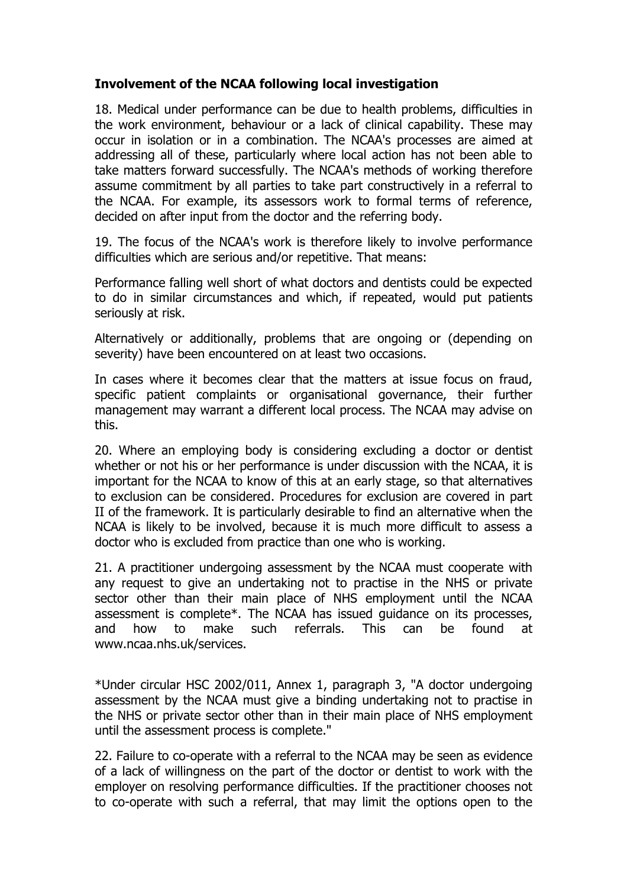### Involvement of the NCAA following local investigation

18. Medical under performance can be due to health problems, difficulties in the work environment, behaviour or a lack of clinical capability. These may occur in isolation or in a combination. The NCAA's processes are aimed at addressing all of these, particularly where local action has not been able to take matters forward successfully. The NCAA's methods of working therefore assume commitment by all parties to take part constructively in a referral to the NCAA. For example, its assessors work to formal terms of reference, decided on after input from the doctor and the referring body.

19. The focus of the NCAA's work is therefore likely to involve performance difficulties which are serious and/or repetitive. That means:

Performance falling well short of what doctors and dentists could be expected to do in similar circumstances and which, if repeated, would put patients seriously at risk.

Alternatively or additionally, problems that are ongoing or (depending on severity) have been encountered on at least two occasions.

In cases where it becomes clear that the matters at issue focus on fraud, specific patient complaints or organisational governance, their further management may warrant a different local process. The NCAA may advise on this.

20. Where an employing body is considering excluding a doctor or dentist whether or not his or her performance is under discussion with the NCAA, it is important for the NCAA to know of this at an early stage, so that alternatives to exclusion can be considered. Procedures for exclusion are covered in part II of the framework. It is particularly desirable to find an alternative when the NCAA is likely to be involved, because it is much more difficult to assess a doctor who is excluded from practice than one who is working.

21. A practitioner undergoing assessment by the NCAA must cooperate with any request to give an undertaking not to practise in the NHS or private sector other than their main place of NHS employment until the NCAA assessment is complete*. The NCAA has issued guidance on its processes, and how to make such referrals. This can be found at www.ncaa.nhs.uk/services.

*Under circular HSC 2002/011, Annex 1, paragraph 3, "A doctor undergoing assessment by the NCAA must give a binding undertaking not to practise in the NHS or private sector other than in their main place of NHS employment until the assessment process is complete."

22. Failure to co-operate with a referral to the NCAA may be seen as evidence of a lack of willingness on the part of the doctor or dentist to work with the employer on resolving performance difficulties. If the practitioner chooses not to co-operate with such a referral, that may limit the options open to the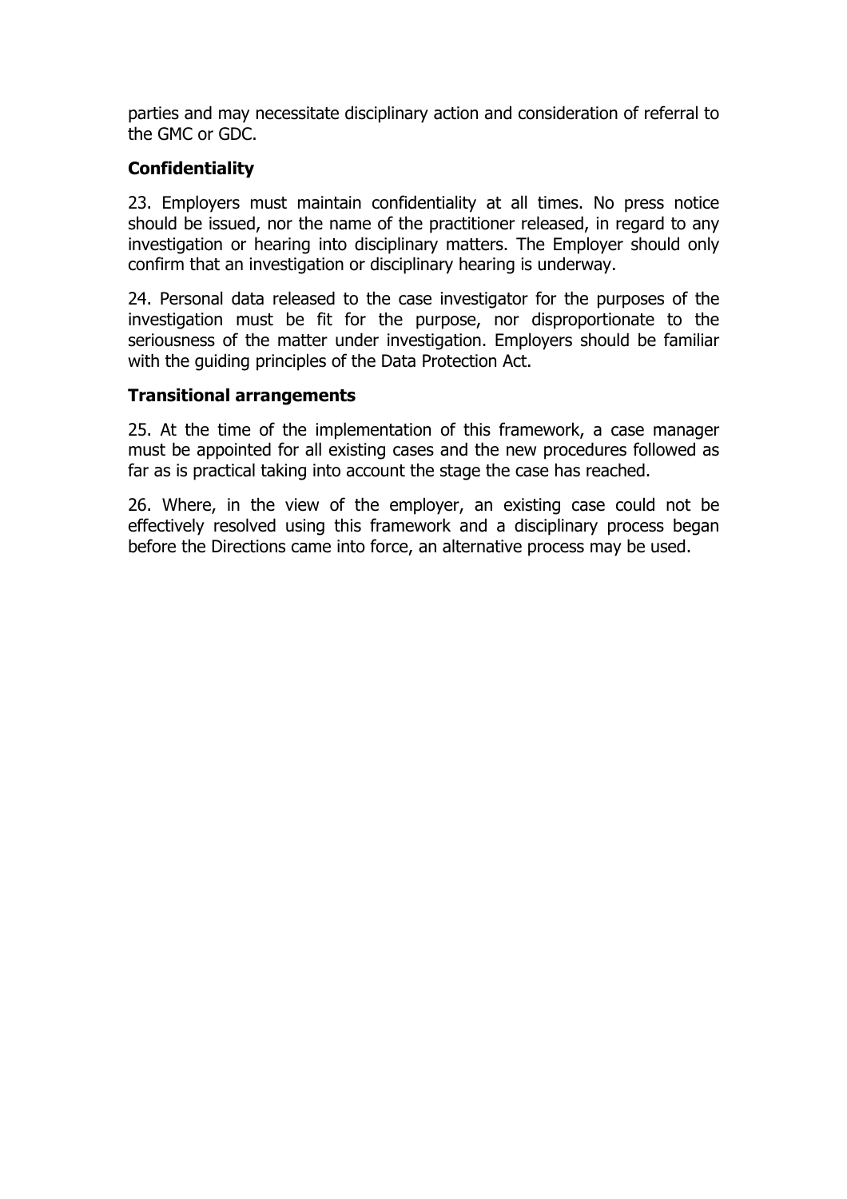parties and may necessitate disciplinary action and consideration of referral to the GMC or GDC.

**Confidentiality**

23. Employers must maintain confidentiality at all times. No press notice should be issued, nor the name of the practitioner released, in regard to any investigation or hearing into disciplinary matters. The Employer should only confirm that an investigation or disciplinary hearing is underway.

24. Personal data released to the case investigator for the purposes of the investigation must be fit for the purpose, nor disproportionate to the seriousness of the matter under investigation. Employers should be familiar with the guiding principles of the Data Protection Act.

**Transitional arrangements**

25. At the time of the implementation of this framework, a case manager must be appointed for all existing cases and the new procedures followed as far as is practical taking into account the stage the case has reached.

26. Where, in the view of the employer, an existing case could not be effectively resolved using this framework and a disciplinary process began before the Directions came into force, an alternative process may be used.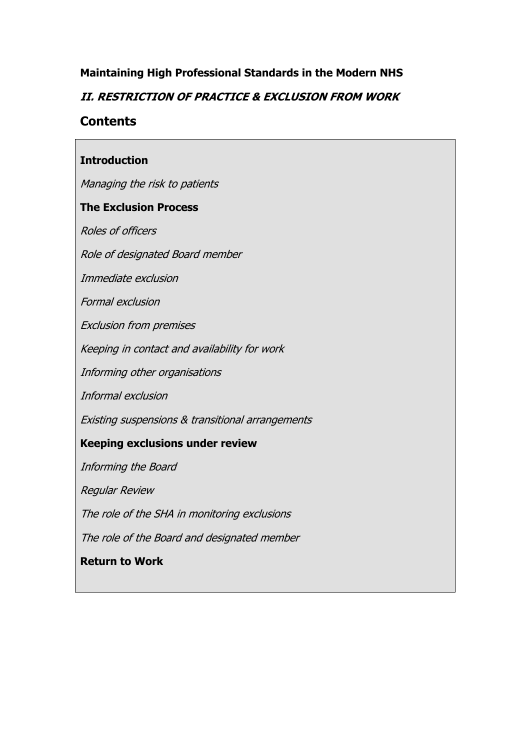**Maintaining High Professional Standards in the Modern NHS**

***II. RESTRICTION OF PRACTICE & EXCLUSION FROM WORK***

## Contents

**Introduction**

*Managing the risk to patients*

**The Exclusion Process**

*Roles of officers*

*Role of designated Board member*

*Immediate exclusion*

*Formal exclusion*

*Exclusion from premises*

*Keeping in contact and availability for work*

*Informing other organisations*

*Informal exclusion*

*Existing suspensions & transitional arrangements*

**Keeping exclusions under review**

*Informing the Board*

*Regular Review*

*The role of the SHA in monitoring exclusions*

*The role of the Board and designated member*

**Return to Work**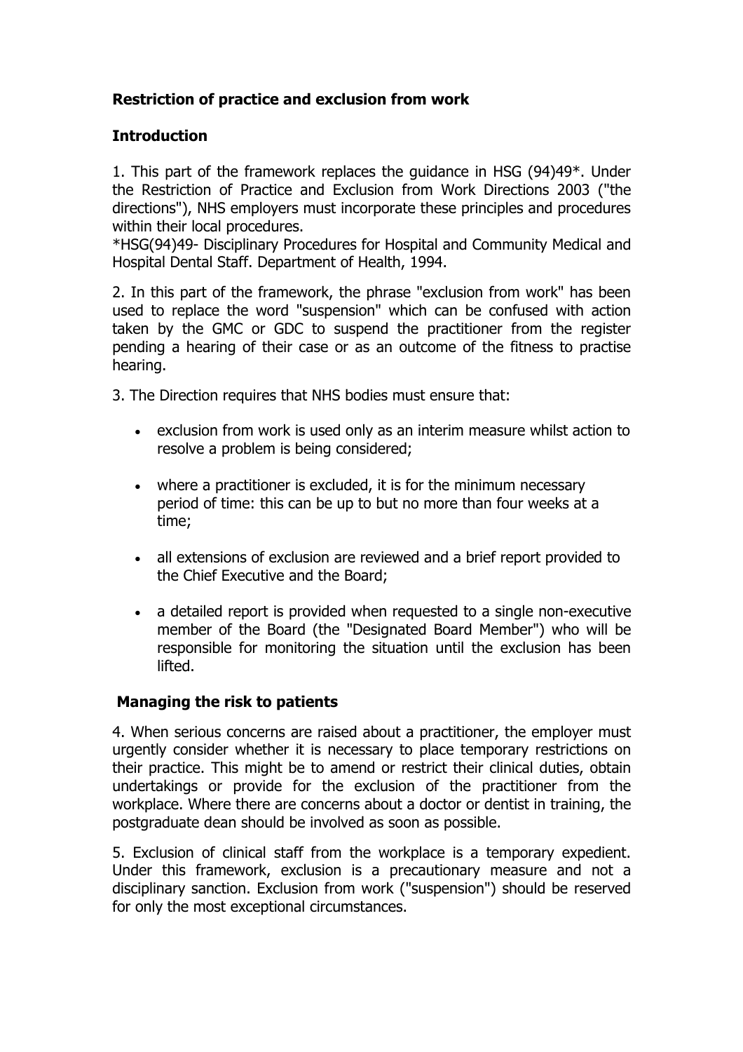## Restriction of practice and exclusion from work

### Introduction

1. This part of the framework replaces the guidance in HSG (94)49*. Under the Restriction of Practice and Exclusion from Work Directions 2003 ("the directions"), NHS employers must incorporate these principles and procedures within their local procedures.

*HSG(94)49- Disciplinary Procedures for Hospital and Community Medical and Hospital Dental Staff. Department of Health, 1994.

2. In this part of the framework, the phrase "exclusion from work" has been used to replace the word "suspension" which can be confused with action taken by the GMC or GDC to suspend the practitioner from the register pending a hearing of their case or as an outcome of the fitness to practise hearing.

3. The Direction requires that NHS bodies must ensure that:

- exclusion from work is used only as an interim measure whilst action to resolve a problem is being considered;
- where a practitioner is excluded, it is for the minimum necessary period of time: this can be up to but no more than four weeks at a time;
- all extensions of exclusion are reviewed and a brief report provided to the Chief Executive and the Board;
- a detailed report is provided when requested to a single non-executive member of the Board (the "Designated Board Member") who will be responsible for monitoring the situation until the exclusion has been lifted.

### Managing the risk to patients

4. When serious concerns are raised about a practitioner, the employer must urgently consider whether it is necessary to place temporary restrictions on their practice. This might be to amend or restrict their clinical duties, obtain undertakings or provide for the exclusion of the practitioner from the workplace. Where there are concerns about a doctor or dentist in training, the postgraduate dean should be involved as soon as possible.

5. Exclusion of clinical staff from the workplace is a temporary expedient. Under this framework, exclusion is a precautionary measure and not a disciplinary sanction. Exclusion from work ("suspension") should be reserved for only the most exceptional circumstances.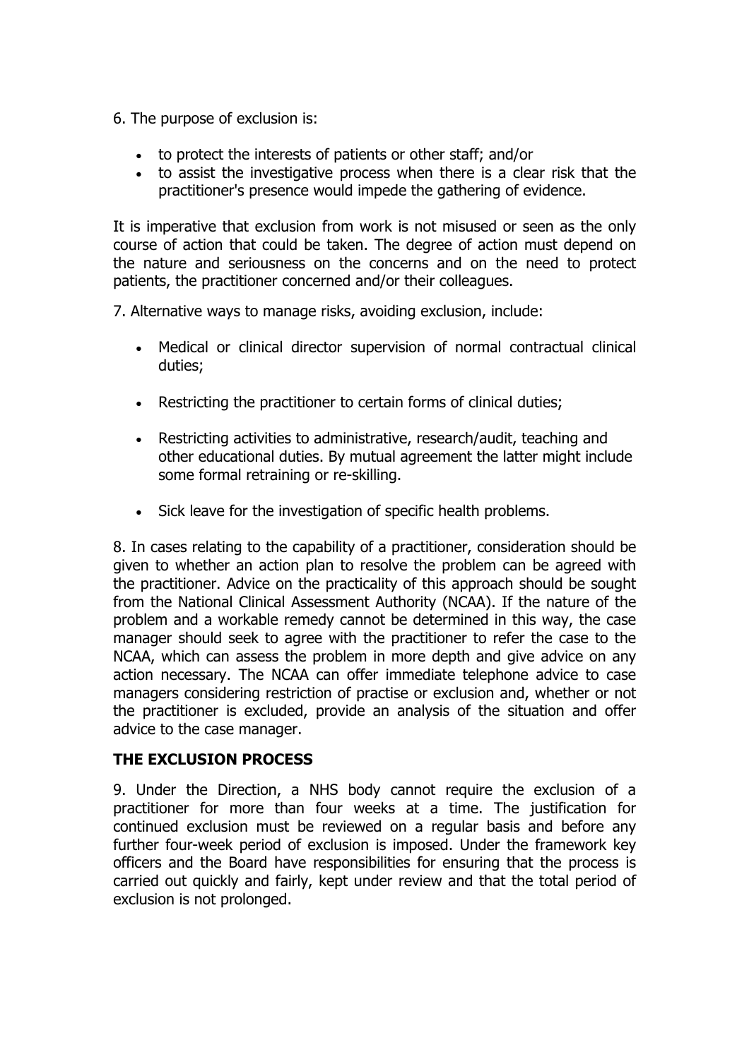6. The purpose of exclusion is:

- to protect the interests of patients or other staff; and/or
- to assist the investigative process when there is a clear risk that the practitioner's presence would impede the gathering of evidence.

It is imperative that exclusion from work is not misused or seen as the only course of action that could be taken. The degree of action must depend on the nature and seriousness on the concerns and on the need to protect patients, the practitioner concerned and/or their colleagues.

7. Alternative ways to manage risks, avoiding exclusion, include:

- Medical or clinical director supervision of normal contractual clinical duties;
- Restricting the practitioner to certain forms of clinical duties;
- Restricting activities to administrative, research/audit, teaching and other educational duties. By mutual agreement the latter might include some formal retraining or re-skilling.
- Sick leave for the investigation of specific health problems.

8. In cases relating to the capability of a practitioner, consideration should be given to whether an action plan to resolve the problem can be agreed with the practitioner. Advice on the practicality of this approach should be sought from the National Clinical Assessment Authority (NCAA). If the nature of the problem and a workable remedy cannot be determined in this way, the case manager should seek to agree with the practitioner to refer the case to the NCAA, which can assess the problem in more depth and give advice on any action necessary. The NCAA can offer immediate telephone advice to case managers considering restriction of practise or exclusion and, whether or not the practitioner is excluded, provide an analysis of the situation and offer advice to the case manager.

**THE EXCLUSION PROCESS**

9. Under the Direction, a NHS body cannot require the exclusion of a practitioner for more than four weeks at a time. The justification for continued exclusion must be reviewed on a regular basis and before any further four-week period of exclusion is imposed. Under the framework key officers and the Board have responsibilities for ensuring that the process is carried out quickly and fairly, kept under review and that the total period of exclusion is not prolonged.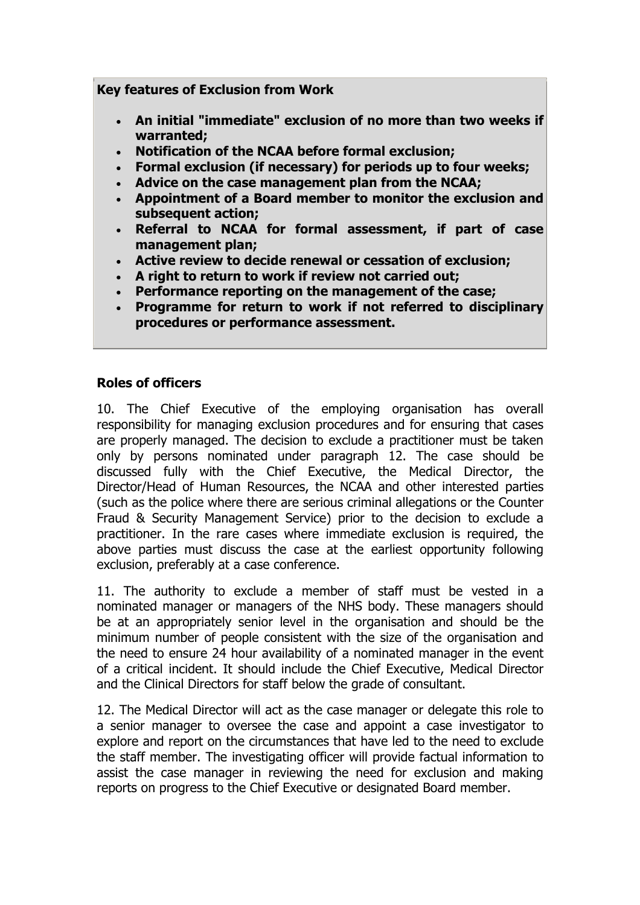**Key features of Exclusion from Work**

- **An initial "immediate" exclusion of no more than two weeks if warranted;**
- **Notification of the NCAA before formal exclusion;**
- **Formal exclusion (if necessary) for periods up to four weeks;**
- **Advice on the case management plan from the NCAA;**
- **Appointment of a Board member to monitor the exclusion and subsequent action;**
- **Referral to NCAA for formal assessment, if part of case management plan;**
- **Active review to decide renewal or cessation of exclusion;**
- **A right to return to work if review not carried out;**
- **Performance reporting on the management of the case;**
- **Programme for return to work if not referred to disciplinary procedures or performance assessment.**

**Roles of officers**

10. The Chief Executive of the employing organisation has overall responsibility for managing exclusion procedures and for ensuring that cases are properly managed. The decision to exclude a practitioner must be taken only by persons nominated under paragraph 12. The case should be discussed fully with the Chief Executive, the Medical Director, the Director/Head of Human Resources, the NCAA and other interested parties (such as the police where there are serious criminal allegations or the Counter Fraud & Security Management Service) prior to the decision to exclude a practitioner. In the rare cases where immediate exclusion is required, the above parties must discuss the case at the earliest opportunity following exclusion, preferably at a case conference.

11. The authority to exclude a member of staff must be vested in a nominated manager or managers of the NHS body. These managers should be at an appropriately senior level in the organisation and should be the minimum number of people consistent with the size of the organisation and the need to ensure 24 hour availability of a nominated manager in the event of a critical incident. It should include the Chief Executive, Medical Director and the Clinical Directors for staff below the grade of consultant.

12. The Medical Director will act as the case manager or delegate this role to a senior manager to oversee the case and appoint a case investigator to explore and report on the circumstances that have led to the need to exclude the staff member. The investigating officer will provide factual information to assist the case manager in reviewing the need for exclusion and making reports on progress to the Chief Executive or designated Board member.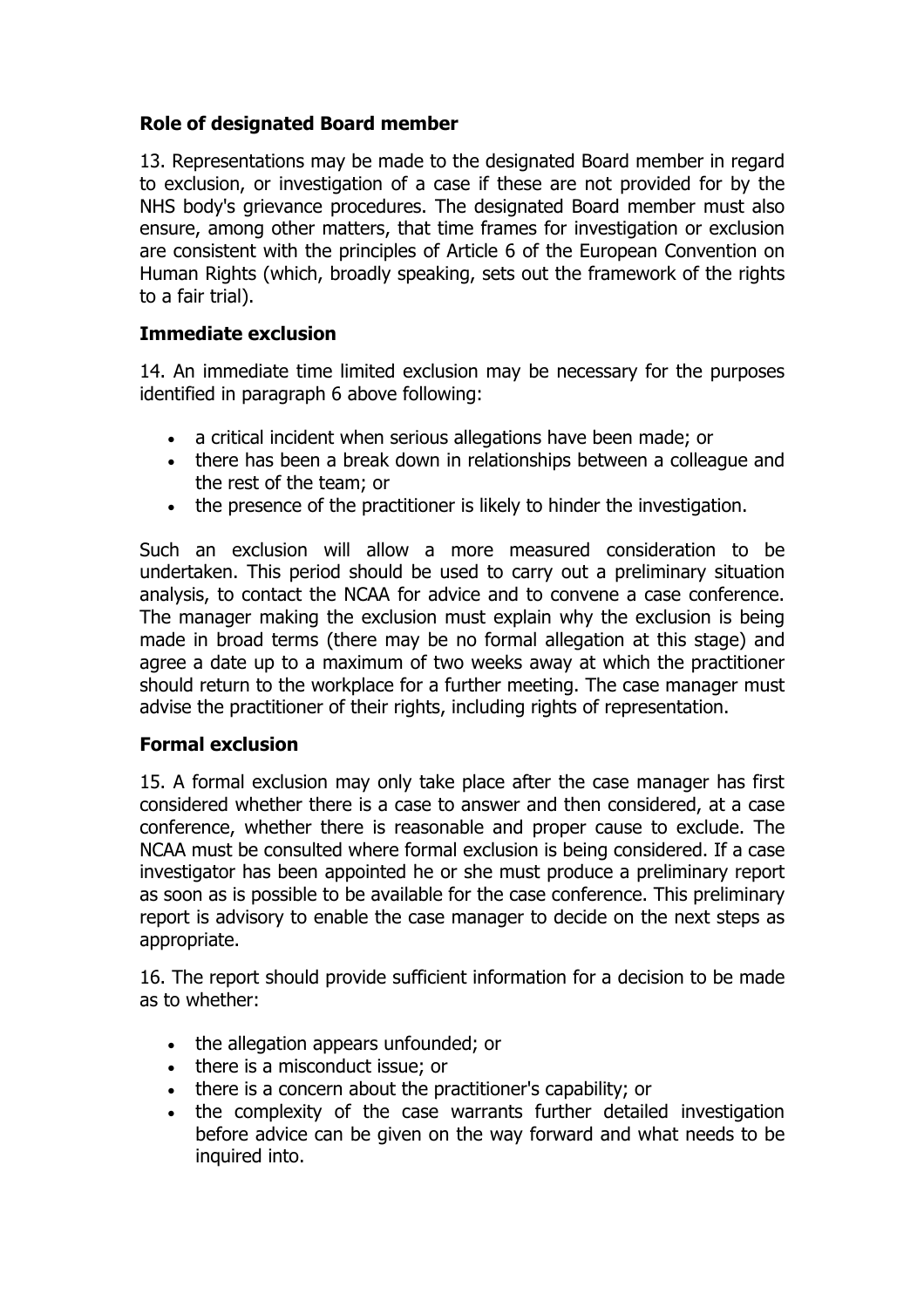### Role of designated Board member

13. Representations may be made to the designated Board member in regard to exclusion, or investigation of a case if these are not provided for by the NHS body's grievance procedures. The designated Board member must also ensure, among other matters, that time frames for investigation or exclusion are consistent with the principles of Article 6 of the European Convention on Human Rights (which, broadly speaking, sets out the framework of the rights to a fair trial).

### Immediate exclusion

14. An immediate time limited exclusion may be necessary for the purposes identified in paragraph 6 above following:

- a critical incident when serious allegations have been made; or
- there has been a break down in relationships between a colleague and the rest of the team; or
- the presence of the practitioner is likely to hinder the investigation.

Such an exclusion will allow a more measured consideration to be undertaken. This period should be used to carry out a preliminary situation analysis, to contact the NCAA for advice and to convene a case conference. The manager making the exclusion must explain why the exclusion is being made in broad terms (there may be no formal allegation at this stage) and agree a date up to a maximum of two weeks away at which the practitioner should return to the workplace for a further meeting. The case manager must advise the practitioner of their rights, including rights of representation.

### Formal exclusion

15. A formal exclusion may only take place after the case manager has first considered whether there is a case to answer and then considered, at a case conference, whether there is reasonable and proper cause to exclude. The NCAA must be consulted where formal exclusion is being considered. If a case investigator has been appointed he or she must produce a preliminary report as soon as is possible to be available for the case conference. This preliminary report is advisory to enable the case manager to decide on the next steps as appropriate.

16. The report should provide sufficient information for a decision to be made as to whether:

- the allegation appears unfounded; or
- there is a misconduct issue; or
- there is a concern about the practitioner's capability; or
- the complexity of the case warrants further detailed investigation before advice can be given on the way forward and what needs to be inquired into.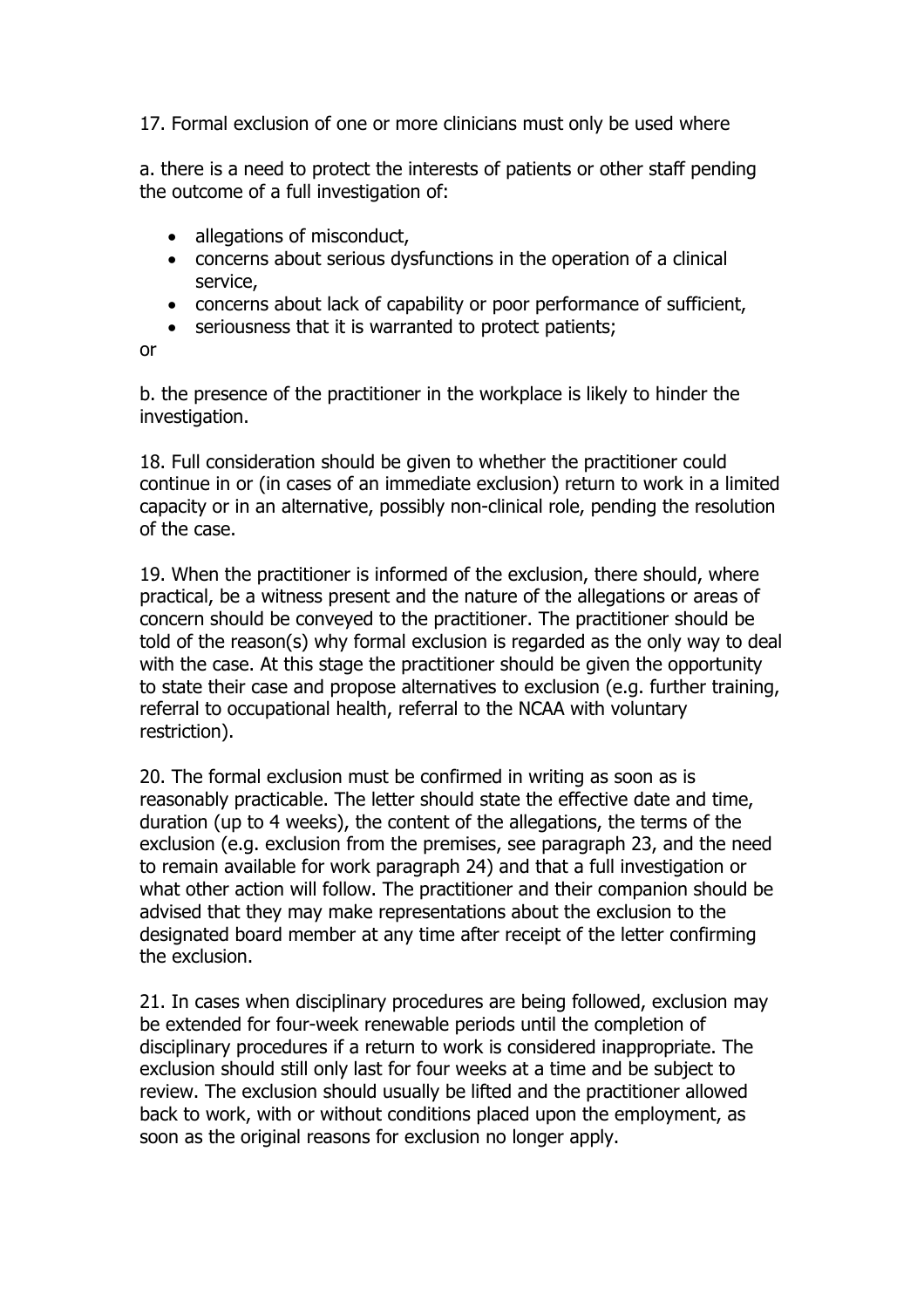17. Formal exclusion of one or more clinicians must only be used where

a. there is a need to protect the interests of patients or other staff pending the outcome of a full investigation of:

- allegations of misconduct,
- concerns about serious dysfunctions in the operation of a clinical service,
- concerns about lack of capability or poor performance of sufficient,
- seriousness that it is warranted to protect patients;

or

b. the presence of the practitioner in the workplace is likely to hinder the investigation.

18. Full consideration should be given to whether the practitioner could continue in or (in cases of an immediate exclusion) return to work in a limited capacity or in an alternative, possibly non-clinical role, pending the resolution of the case.

19. When the practitioner is informed of the exclusion, there should, where practical, be a witness present and the nature of the allegations or areas of concern should be conveyed to the practitioner. The practitioner should be told of the reason(s) why formal exclusion is regarded as the only way to deal with the case. At this stage the practitioner should be given the opportunity to state their case and propose alternatives to exclusion (e.g. further training, referral to occupational health, referral to the NCAA with voluntary restriction).

20. The formal exclusion must be confirmed in writing as soon as is reasonably practicable. The letter should state the effective date and time, duration (up to 4 weeks), the content of the allegations, the terms of the exclusion (e.g. exclusion from the premises, see paragraph 23, and the need to remain available for work paragraph 24) and that a full investigation or what other action will follow. The practitioner and their companion should be advised that they may make representations about the exclusion to the designated board member at any time after receipt of the letter confirming the exclusion.

21. In cases when disciplinary procedures are being followed, exclusion may be extended for four-week renewable periods until the completion of disciplinary procedures if a return to work is considered inappropriate. The exclusion should still only last for four weeks at a time and be subject to review. The exclusion should usually be lifted and the practitioner allowed back to work, with or without conditions placed upon the employment, as soon as the original reasons for exclusion no longer apply.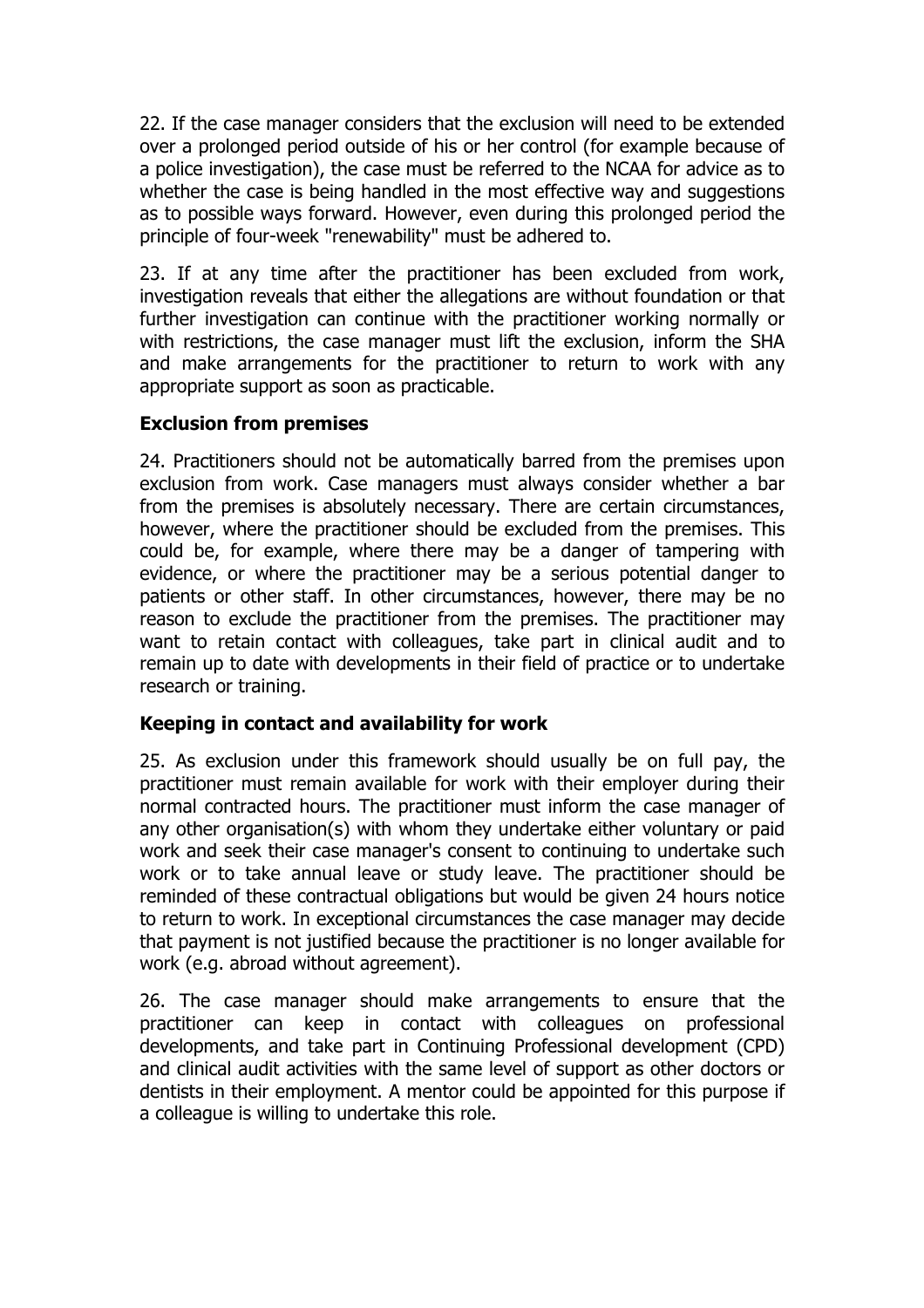22. If the case manager considers that the exclusion will need to be extended over a prolonged period outside of his or her control (for example because of a police investigation), the case must be referred to the NCAA for advice as to whether the case is being handled in the most effective way and suggestions as to possible ways forward. However, even during this prolonged period the principle of four-week "renewability" must be adhered to.

23. If at any time after the practitioner has been excluded from work, investigation reveals that either the allegations are without foundation or that further investigation can continue with the practitioner working normally or with restrictions, the case manager must lift the exclusion, inform the SHA and make arrangements for the practitioner to return to work with any appropriate support as soon as practicable.

### Exclusion from premises

24. Practitioners should not be automatically barred from the premises upon exclusion from work. Case managers must always consider whether a bar from the premises is absolutely necessary. There are certain circumstances, however, where the practitioner should be excluded from the premises. This could be, for example, where there may be a danger of tampering with evidence, or where the practitioner may be a serious potential danger to patients or other staff. In other circumstances, however, there may be no reason to exclude the practitioner from the premises. The practitioner may want to retain contact with colleagues, take part in clinical audit and to remain up to date with developments in their field of practice or to undertake research or training.

### Keeping in contact and availability for work

25. As exclusion under this framework should usually be on full pay, the practitioner must remain available for work with their employer during their normal contracted hours. The practitioner must inform the case manager of any other organisation(s) with whom they undertake either voluntary or paid work and seek their case manager's consent to continuing to undertake such work or to take annual leave or study leave. The practitioner should be reminded of these contractual obligations but would be given 24 hours notice to return to work. In exceptional circumstances the case manager may decide that payment is not justified because the practitioner is no longer available for work (e.g. abroad without agreement).

26. The case manager should make arrangements to ensure that the practitioner can keep in contact with colleagues on professional developments, and take part in Continuing Professional development (CPD) and clinical audit activities with the same level of support as other doctors or dentists in their employment. A mentor could be appointed for this purpose if a colleague is willing to undertake this role.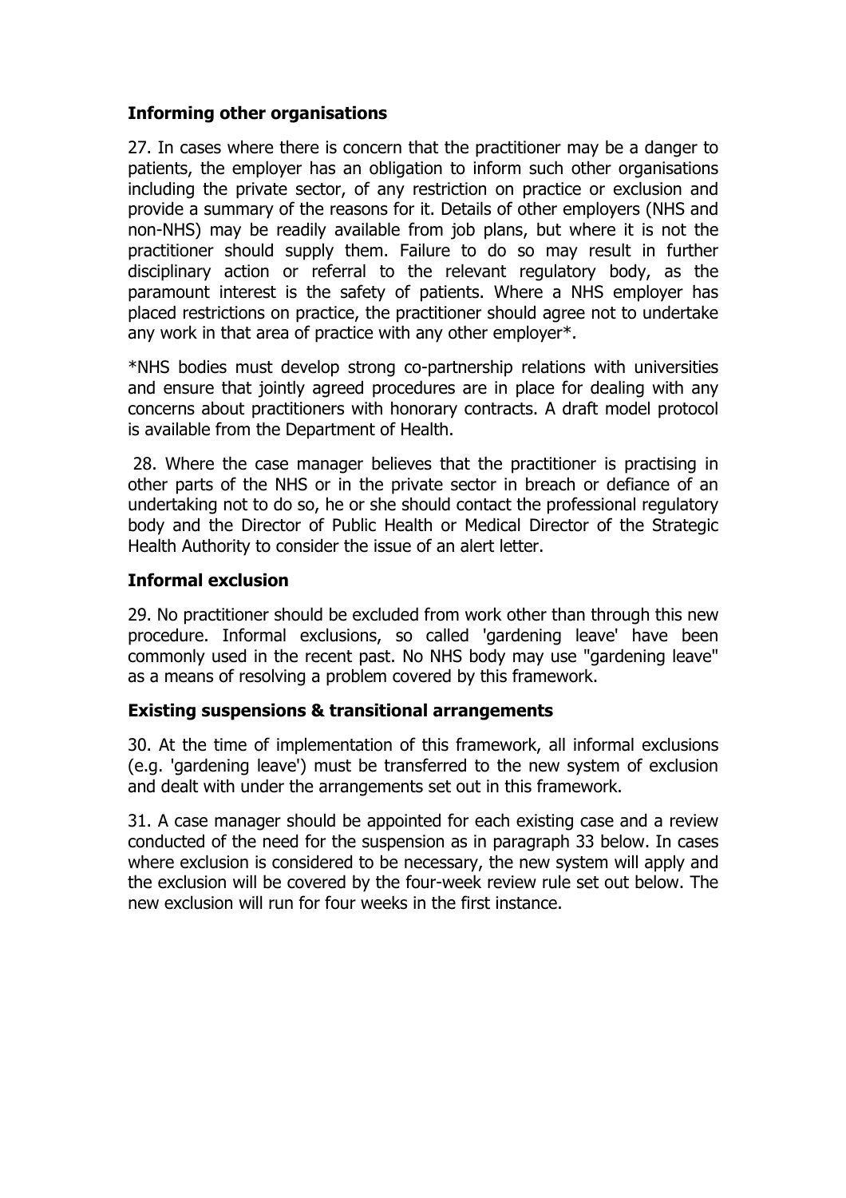### Informing other organisations

27. In cases where there is concern that the practitioner may be a danger to patients, the employer has an obligation to inform such other organisations including the private sector, of any restriction on practice or exclusion and provide a summary of the reasons for it. Details of other employers (NHS and non-NHS) may be readily available from job plans, but where it is not the practitioner should supply them. Failure to do so may result in further disciplinary action or referral to the relevant regulatory body, as the paramount interest is the safety of patients. Where a NHS employer has placed restrictions on practice, the practitioner should agree not to undertake any work in that area of practice with any other employer*.

*NHS bodies must develop strong co-partnership relations with universities and ensure that jointly agreed procedures are in place for dealing with any concerns about practitioners with honorary contracts. A draft model protocol is available from the Department of Health.

28. Where the case manager believes that the practitioner is practising in other parts of the NHS or in the private sector in breach or defiance of an undertaking not to do so, he or she should contact the professional regulatory body and the Director of Public Health or Medical Director of the Strategic Health Authority to consider the issue of an alert letter.

### Informal exclusion

29. No practitioner should be excluded from work other than through this new procedure. Informal exclusions, so called 'gardening leave' have been commonly used in the recent past. No NHS body may use "gardening leave" as a means of resolving a problem covered by this framework.

### Existing suspensions & transitional arrangements

30. At the time of implementation of this framework, all informal exclusions (e.g. 'gardening leave') must be transferred to the new system of exclusion and dealt with under the arrangements set out in this framework.

31. A case manager should be appointed for each existing case and a review conducted of the need for the suspension as in paragraph 33 below. In cases where exclusion is considered to be necessary, the new system will apply and the exclusion will be covered by the four-week review rule set out below. The new exclusion will run for four weeks in the first instance.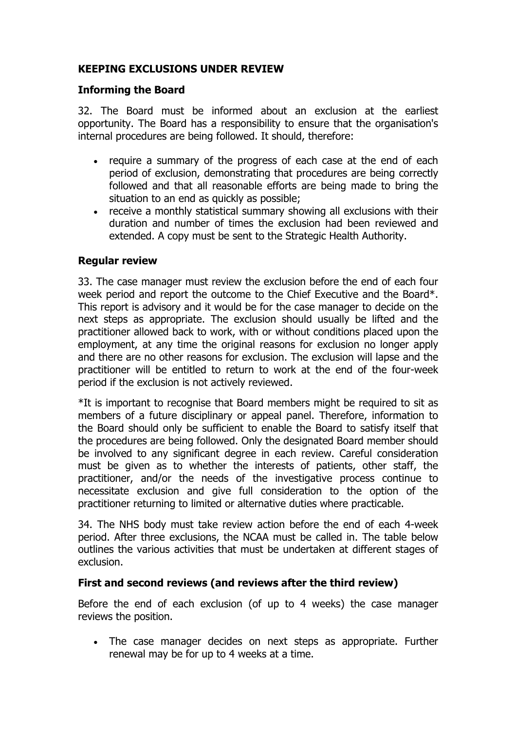## KEEPING EXCLUSIONS UNDER REVIEW

### Informing the Board

32. The Board must be informed about an exclusion at the earliest opportunity. The Board has a responsibility to ensure that the organisation's internal procedures are being followed. It should, therefore:

- require a summary of the progress of each case at the end of each period of exclusion, demonstrating that procedures are being correctly followed and that all reasonable efforts are being made to bring the situation to an end as quickly as possible;
- receive a monthly statistical summary showing all exclusions with their duration and number of times the exclusion had been reviewed and extended. A copy must be sent to the Strategic Health Authority.

### Regular review

33. The case manager must review the exclusion before the end of each four week period and report the outcome to the Chief Executive and the Board*. This report is advisory and it would be for the case manager to decide on the next steps as appropriate. The exclusion should usually be lifted and the practitioner allowed back to work, with or without conditions placed upon the employment, at any time the original reasons for exclusion no longer apply and there are no other reasons for exclusion. The exclusion will lapse and the practitioner will be entitled to return to work at the end of the four-week period if the exclusion is not actively reviewed.

*It is important to recognise that Board members might be required to sit as members of a future disciplinary or appeal panel. Therefore, information to the Board should only be sufficient to enable the Board to satisfy itself that the procedures are being followed. Only the designated Board member should be involved to any significant degree in each review. Careful consideration must be given as to whether the interests of patients, other staff, the practitioner, and/or the needs of the investigative process continue to necessitate exclusion and give full consideration to the option of the practitioner returning to limited or alternative duties where practicable.

34. The NHS body must take review action before the end of each 4-week period. After three exclusions, the NCAA must be called in. The table below outlines the various activities that must be undertaken at different stages of exclusion.

### First and second reviews (and reviews after the third review)

Before the end of each exclusion (of up to 4 weeks) the case manager reviews the position.

- The case manager decides on next steps as appropriate. Further renewal may be for up to 4 weeks at a time.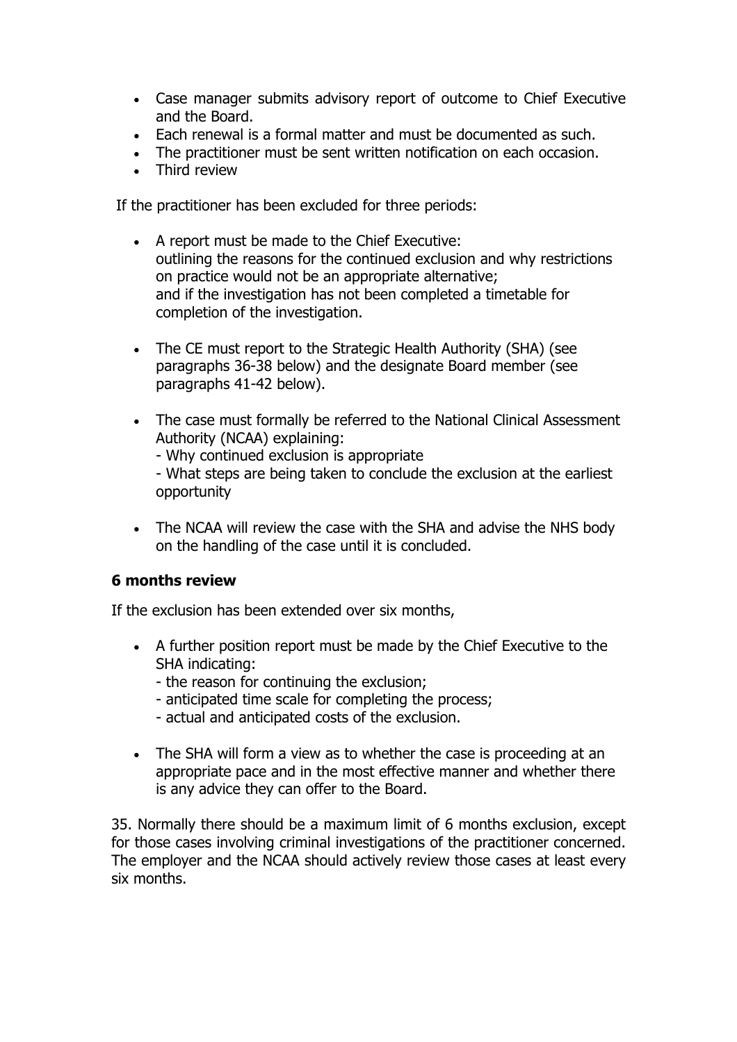- Case manager submits advisory report of outcome to Chief Executive and the Board.
- Each renewal is a formal matter and must be documented as such.
- The practitioner must be sent written notification on each occasion.
- Third review

If the practitioner has been excluded for three periods:

- A report must be made to the Chief Executive:
  outlining the reasons for the continued exclusion and why restrictions on practice would not be an appropriate alternative;
  and if the investigation has not been completed a timetable for completion of the investigation.

- The CE must report to the Strategic Health Authority (SHA) (see paragraphs 36-38 below) and the designate Board member (see paragraphs 41-42 below).

- The case must formally be referred to the National Clinical Assessment Authority (NCAA) explaining:
  - Why continued exclusion is appropriate
  - What steps are being taken to conclude the exclusion at the earliest opportunity

- The NCAA will review the case with the SHA and advise the NHS body on the handling of the case until it is concluded.

**6 months review**

If the exclusion has been extended over six months,

- A further position report must be made by the Chief Executive to the SHA indicating:
  - the reason for continuing the exclusion;
  - anticipated time scale for completing the process;
  - actual and anticipated costs of the exclusion.

- The SHA will form a view as to whether the case is proceeding at an appropriate pace and in the most effective manner and whether there is any advice they can offer to the Board.

35. Normally there should be a maximum limit of 6 months exclusion, except for those cases involving criminal investigations of the practitioner concerned. The employer and the NCAA should actively review those cases at least every six months.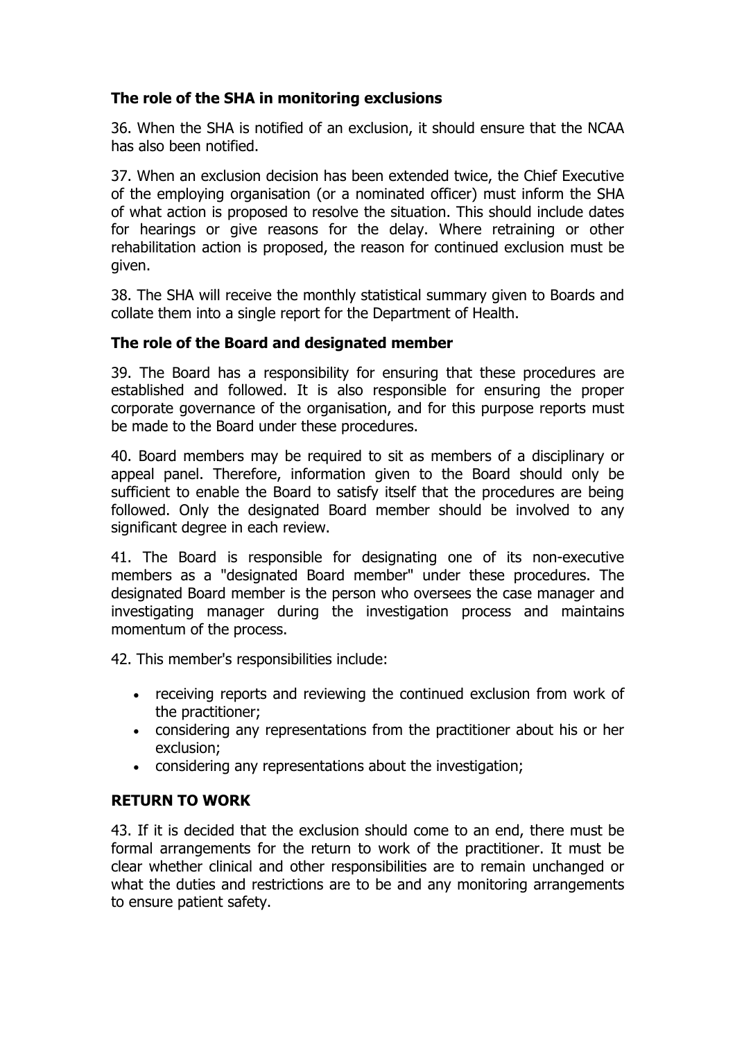### The role of the SHA in monitoring exclusions

36. When the SHA is notified of an exclusion, it should ensure that the NCAA has also been notified.

37. When an exclusion decision has been extended twice, the Chief Executive of the employing organisation (or a nominated officer) must inform the SHA of what action is proposed to resolve the situation. This should include dates for hearings or give reasons for the delay. Where retraining or other rehabilitation action is proposed, the reason for continued exclusion must be given.

38. The SHA will receive the monthly statistical summary given to Boards and collate them into a single report for the Department of Health.

### The role of the Board and designated member

39. The Board has a responsibility for ensuring that these procedures are established and followed. It is also responsible for ensuring the proper corporate governance of the organisation, and for this purpose reports must be made to the Board under these procedures.

40. Board members may be required to sit as members of a disciplinary or appeal panel. Therefore, information given to the Board should only be sufficient to enable the Board to satisfy itself that the procedures are being followed. Only the designated Board member should be involved to any significant degree in each review.

41. The Board is responsible for designating one of its non-executive members as a "designated Board member" under these procedures. The designated Board member is the person who oversees the case manager and investigating manager during the investigation process and maintains momentum of the process.

42. This member's responsibilities include:

- receiving reports and reviewing the continued exclusion from work of the practitioner;
- considering any representations from the practitioner about his or her exclusion;
- considering any representations about the investigation;

### RETURN TO WORK

43. If it is decided that the exclusion should come to an end, there must be formal arrangements for the return to work of the practitioner. It must be clear whether clinical and other responsibilities are to remain unchanged or what the duties and restrictions are to be and any monitoring arrangements to ensure patient safety.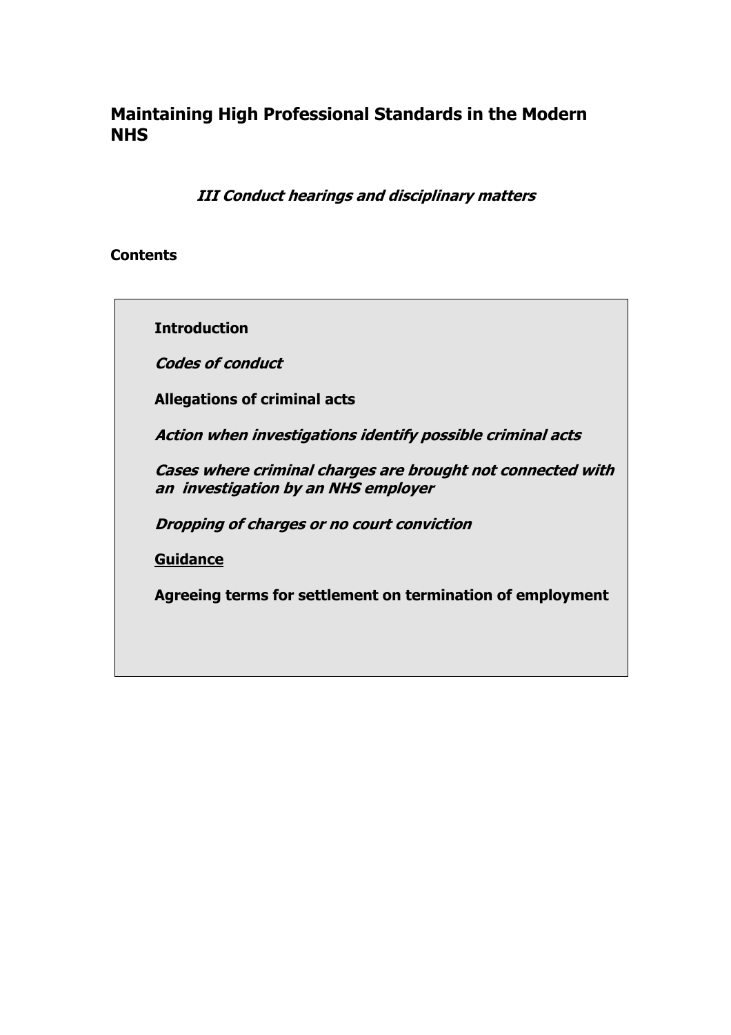## Maintaining High Professional Standards in the Modern NHS

***III Conduct hearings and disciplinary matters***

**Contents**

**Introduction**

***Codes of conduct***

**Allegations of criminal acts**

***Action when investigations identify possible criminal acts***

***Cases where criminal charges are brought not connected with an investigation by an NHS employer***

***Dropping of charges or no court conviction***

**Guidance**

**Agreeing terms for settlement on termination of employment**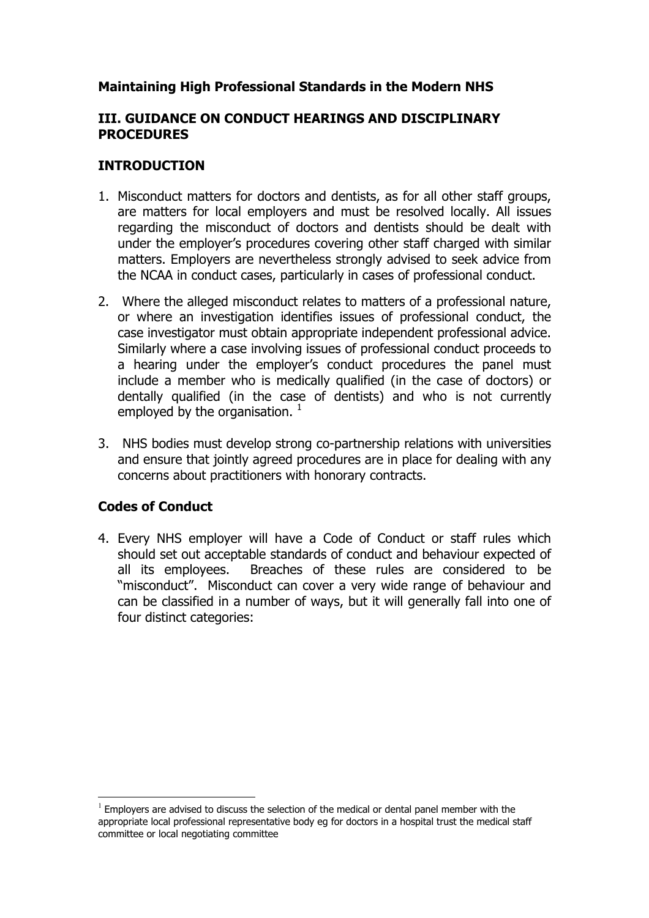**Maintaining High Professional Standards in the Modern NHS**

## III. GUIDANCE ON CONDUCT HEARINGS AND DISCIPLINARY PROCEDURES

## INTRODUCTION

1. Misconduct matters for doctors and dentists, as for all other staff groups, are matters for local employers and must be resolved locally. All issues regarding the misconduct of doctors and dentists should be dealt with under the employer's procedures covering other staff charged with similar matters. Employers are nevertheless strongly advised to seek advice from the NCAA in conduct cases, particularly in cases of professional conduct.

2. Where the alleged misconduct relates to matters of a professional nature, or where an investigation identifies issues of professional conduct, the case investigator must obtain appropriate independent professional advice. Similarly where a case involving issues of professional conduct proceeds to a hearing under the employer's conduct procedures the panel must include a member who is medically qualified (in the case of doctors) or dentally qualified (in the case of dentists) and who is not currently employed by the organisation. [1]

3. NHS bodies must develop strong co-partnership relations with universities and ensure that jointly agreed procedures are in place for dealing with any concerns about practitioners with honorary contracts.

## Codes of Conduct

4. Every NHS employer will have a Code of Conduct or staff rules which should set out acceptable standards of conduct and behaviour expected of all its employees. Breaches of these rules are considered to be "misconduct". Misconduct can cover a very wide range of behaviour and can be classified in a number of ways, but it will generally fall into one of four distinct categories:

---

[1] Employers are advised to discuss the selection of the medical or dental panel member with the appropriate local professional representative body eg for doctors in a hospital trust the medical staff committee or local negotiating committee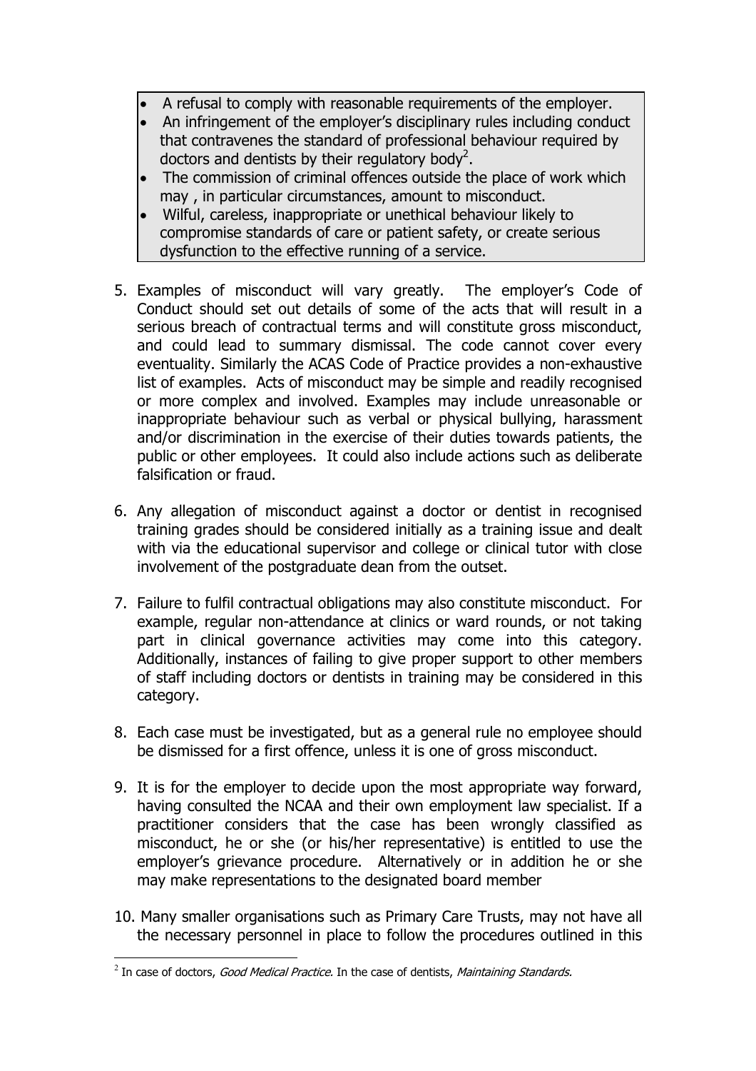- A refusal to comply with reasonable requirements of the employer.
- An infringement of the employer's disciplinary rules including conduct that contravenes the standard of professional behaviour required by doctors and dentists by their regulatory body[2].
- The commission of criminal offences outside the place of work which may , in particular circumstances, amount to misconduct.
- Wilful, careless, inappropriate or unethical behaviour likely to compromise standards of care or patient safety, or create serious dysfunction to the effective running of a service.

5. Examples of misconduct will vary greatly. The employer's Code of Conduct should set out details of some of the acts that will result in a serious breach of contractual terms and will constitute gross misconduct, and could lead to summary dismissal. The code cannot cover every eventuality. Similarly the ACAS Code of Practice provides a non-exhaustive list of examples. Acts of misconduct may be simple and readily recognised or more complex and involved. Examples may include unreasonable or inappropriate behaviour such as verbal or physical bullying, harassment and/or discrimination in the exercise of their duties towards patients, the public or other employees. It could also include actions such as deliberate falsification or fraud.

6. Any allegation of misconduct against a doctor or dentist in recognised training grades should be considered initially as a training issue and dealt with via the educational supervisor and college or clinical tutor with close involvement of the postgraduate dean from the outset.

7. Failure to fulfil contractual obligations may also constitute misconduct. For example, regular non-attendance at clinics or ward rounds, or not taking part in clinical governance activities may come into this category. Additionally, instances of failing to give proper support to other members of staff including doctors or dentists in training may be considered in this category.

8. Each case must be investigated, but as a general rule no employee should be dismissed for a first offence, unless it is one of gross misconduct.

9. It is for the employer to decide upon the most appropriate way forward, having consulted the NCAA and their own employment law specialist. If a practitioner considers that the case has been wrongly classified as misconduct, he or she (or his/her representative) is entitled to use the employer's grievance procedure. Alternatively or in addition he or she may make representations to the designated board member

10. Many smaller organisations such as Primary Care Trusts, may not have all the necessary personnel in place to follow the procedures outlined in this

---

[2] In case of doctors, *Good Medical Practice.* In the case of dentists, *Maintaining Standards.*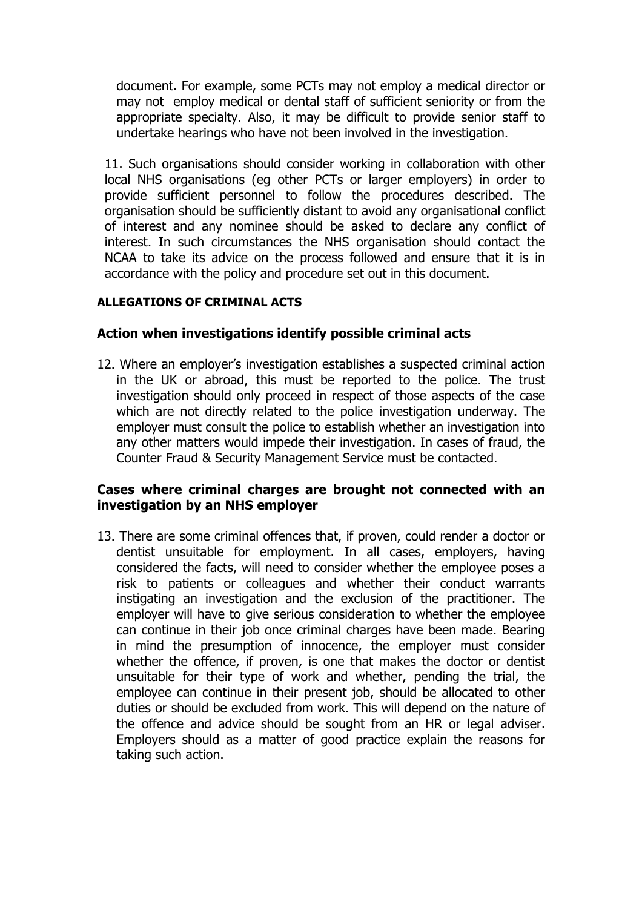document. For example, some PCTs may not employ a medical director or may not employ medical or dental staff of sufficient seniority or from the appropriate specialty. Also, it may be difficult to provide senior staff to undertake hearings who have not been involved in the investigation.

11. Such organisations should consider working in collaboration with other local NHS organisations (eg other PCTs or larger employers) in order to provide sufficient personnel to follow the procedures described. The organisation should be sufficiently distant to avoid any organisational conflict of interest and any nominee should be asked to declare any conflict of interest. In such circumstances the NHS organisation should contact the NCAA to take its advice on the process followed and ensure that it is in accordance with the policy and procedure set out in this document.

**ALLEGATIONS OF CRIMINAL ACTS**

**Action when investigations identify possible criminal acts**

12. Where an employer's investigation establishes a suspected criminal action in the UK or abroad, this must be reported to the police. The trust investigation should only proceed in respect of those aspects of the case which are not directly related to the police investigation underway. The employer must consult the police to establish whether an investigation into any other matters would impede their investigation. In cases of fraud, the Counter Fraud & Security Management Service must be contacted.

**Cases where criminal charges are brought not connected with an investigation by an NHS employer**

13. There are some criminal offences that, if proven, could render a doctor or dentist unsuitable for employment. In all cases, employers, having considered the facts, will need to consider whether the employee poses a risk to patients or colleagues and whether their conduct warrants instigating an investigation and the exclusion of the practitioner. The employer will have to give serious consideration to whether the employee can continue in their job once criminal charges have been made. Bearing in mind the presumption of innocence, the employer must consider whether the offence, if proven, is one that makes the doctor or dentist unsuitable for their type of work and whether, pending the trial, the employee can continue in their present job, should be allocated to other duties or should be excluded from work. This will depend on the nature of the offence and advice should be sought from an HR or legal adviser. Employers should as a matter of good practice explain the reasons for taking such action.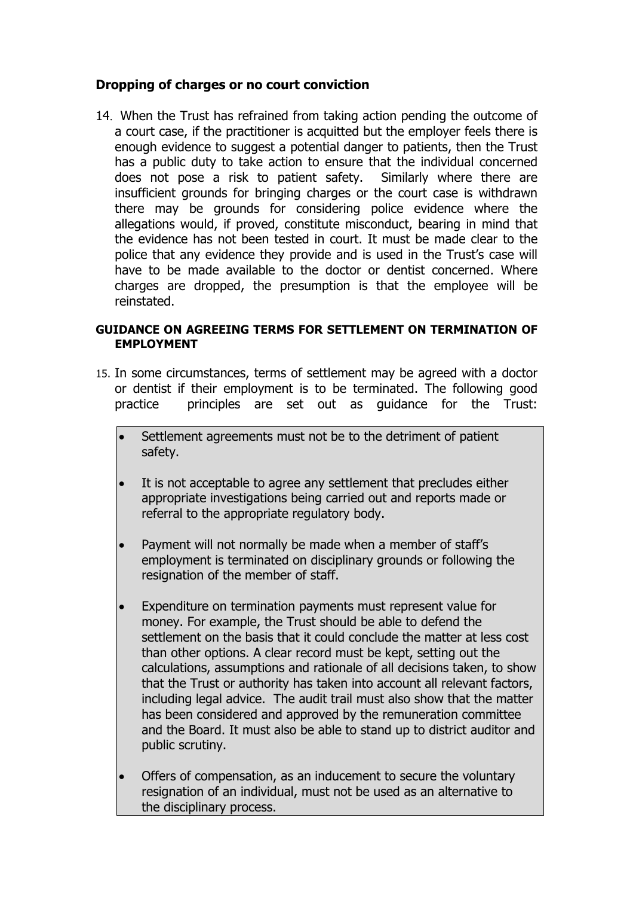## Dropping of charges or no court conviction

14. When the Trust has refrained from taking action pending the outcome of a court case, if the practitioner is acquitted but the employer feels there is enough evidence to suggest a potential danger to patients, then the Trust has a public duty to take action to ensure that the individual concerned does not pose a risk to patient safety. Similarly where there are insufficient grounds for bringing charges or the court case is withdrawn there may be grounds for considering police evidence where the allegations would, if proved, constitute misconduct, bearing in mind that the evidence has not been tested in court. It must be made clear to the police that any evidence they provide and is used in the Trust's case will have to be made available to the doctor or dentist concerned. Where charges are dropped, the presumption is that the employee will be reinstated.

### GUIDANCE ON AGREEING TERMS FOR SETTLEMENT ON TERMINATION OF EMPLOYMENT

15. In some circumstances, terms of settlement may be agreed with a doctor or dentist if their employment is to be terminated. The following good practice principles are set out as guidance for the Trust:

- Settlement agreements must not be to the detriment of patient safety.
- It is not acceptable to agree any settlement that precludes either appropriate investigations being carried out and reports made or referral to the appropriate regulatory body.
- Payment will not normally be made when a member of staff's employment is terminated on disciplinary grounds or following the resignation of the member of staff.
- Expenditure on termination payments must represent value for money. For example, the Trust should be able to defend the settlement on the basis that it could conclude the matter at less cost than other options. A clear record must be kept, setting out the calculations, assumptions and rationale of all decisions taken, to show that the Trust or authority has taken into account all relevant factors, including legal advice. The audit trail must also show that the matter has been considered and approved by the remuneration committee and the Board. It must also be able to stand up to district auditor and public scrutiny.
- Offers of compensation, as an inducement to secure the voluntary resignation of an individual, must not be used as an alternative to the disciplinary process.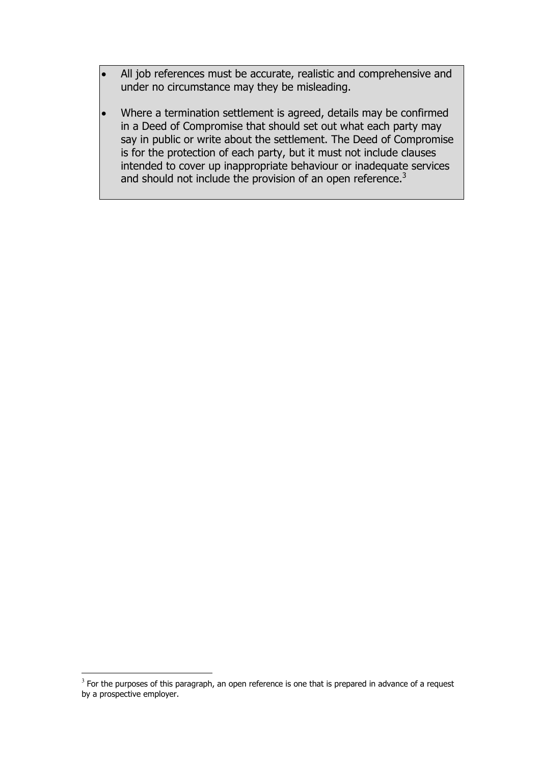- All job references must be accurate, realistic and comprehensive and under no circumstance may they be misleading.
- Where a termination settlement is agreed, details may be confirmed in a Deed of Compromise that should set out what each party may say in public or write about the settlement. The Deed of Compromise is for the protection of each party, but it must not include clauses intended to cover up inappropriate behaviour or inadequate services and should not include the provision of an open reference.[3]

[3] For the purposes of this paragraph, an open reference is one that is prepared in advance of a request by a prospective employer.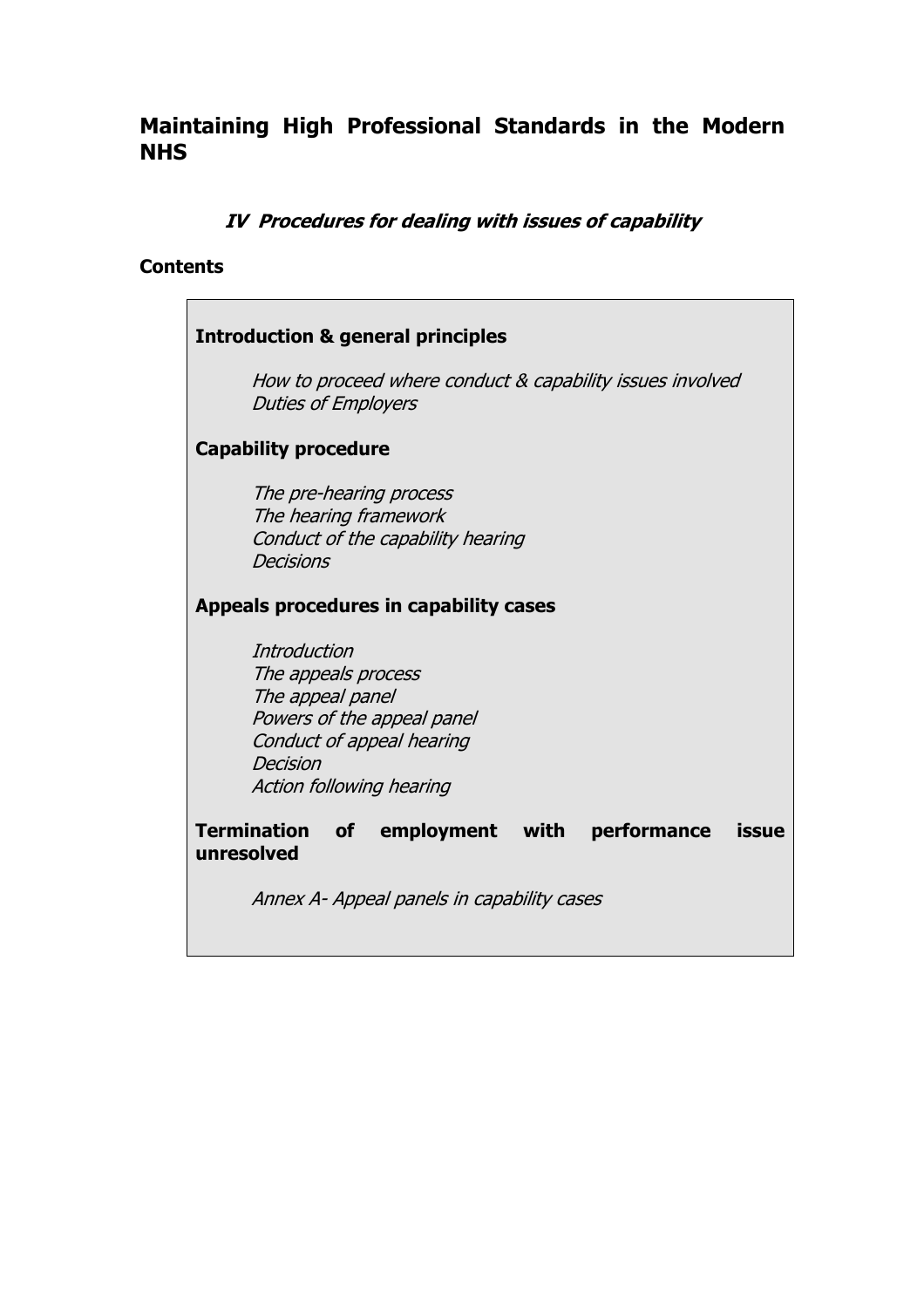## Maintaining High Professional Standards in the Modern NHS

### *IV Procedures for dealing with issues of capability*

**Contents**

**Introduction & general principles**

*How to proceed where conduct & capability issues involved*
*Duties of Employers*

**Capability procedure**

*The pre-hearing process*
*The hearing framework*
*Conduct of the capability hearing*
*Decisions*

**Appeals procedures in capability cases**

*Introduction*
*The appeals process*
*The appeal panel*
*Powers of the appeal panel*
*Conduct of appeal hearing*
*Decision*
*Action following hearing*

**Termination of employment with performance issue unresolved**

*Annex A- Appeal panels in capability cases*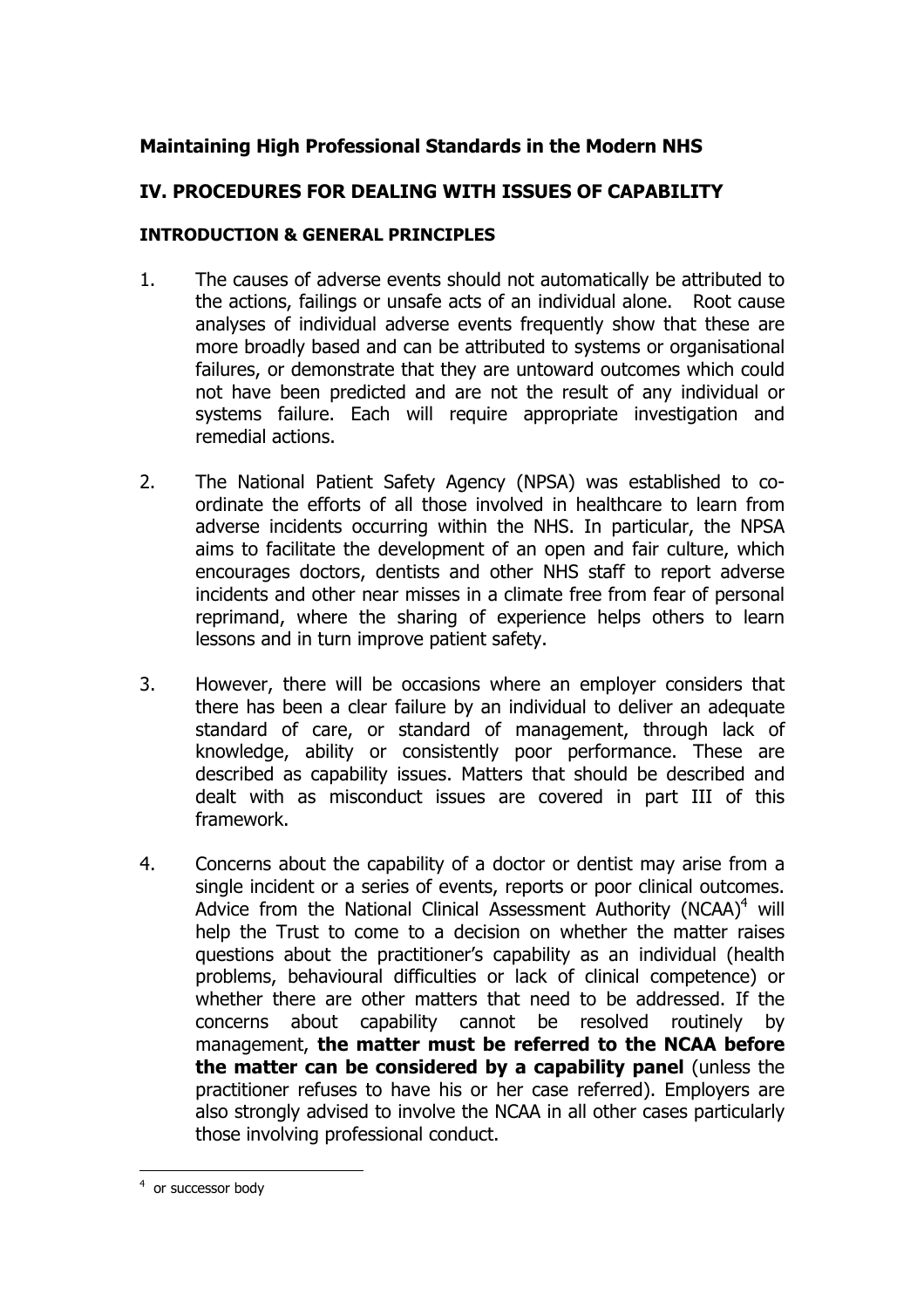**Maintaining High Professional Standards in the Modern NHS**

## IV. PROCEDURES FOR DEALING WITH ISSUES OF CAPABILITY

### INTRODUCTION & GENERAL PRINCIPLES

1. The causes of adverse events should not automatically be attributed to the actions, failings or unsafe acts of an individual alone. Root cause analyses of individual adverse events frequently show that these are more broadly based and can be attributed to systems or organisational failures, or demonstrate that they are untoward outcomes which could not have been predicted and are not the result of any individual or systems failure. Each will require appropriate investigation and remedial actions.

2. The National Patient Safety Agency (NPSA) was established to co-ordinate the efforts of all those involved in healthcare to learn from adverse incidents occurring within the NHS. In particular, the NPSA aims to facilitate the development of an open and fair culture, which encourages doctors, dentists and other NHS staff to report adverse incidents and other near misses in a climate free from fear of personal reprimand, where the sharing of experience helps others to learn lessons and in turn improve patient safety.

3. However, there will be occasions where an employer considers that there has been a clear failure by an individual to deliver an adequate standard of care, or standard of management, through lack of knowledge, ability or consistently poor performance. These are described as capability issues. Matters that should be described and dealt with as misconduct issues are covered in part III of this framework.

4. Concerns about the capability of a doctor or dentist may arise from a single incident or a series of events, reports or poor clinical outcomes. Advice from the National Clinical Assessment Authority (NCAA)[4] will help the Trust to come to a decision on whether the matter raises questions about the practitioner's capability as an individual (health problems, behavioural difficulties or lack of clinical competence) or whether there are other matters that need to be addressed. If the concerns about capability cannot be resolved routinely by management, **the matter must be referred to the NCAA before the matter can be considered by a capability panel** (unless the practitioner refuses to have his or her case referred). Employers are also strongly advised to involve the NCAA in all other cases particularly those involving professional conduct.

---

[4] or successor body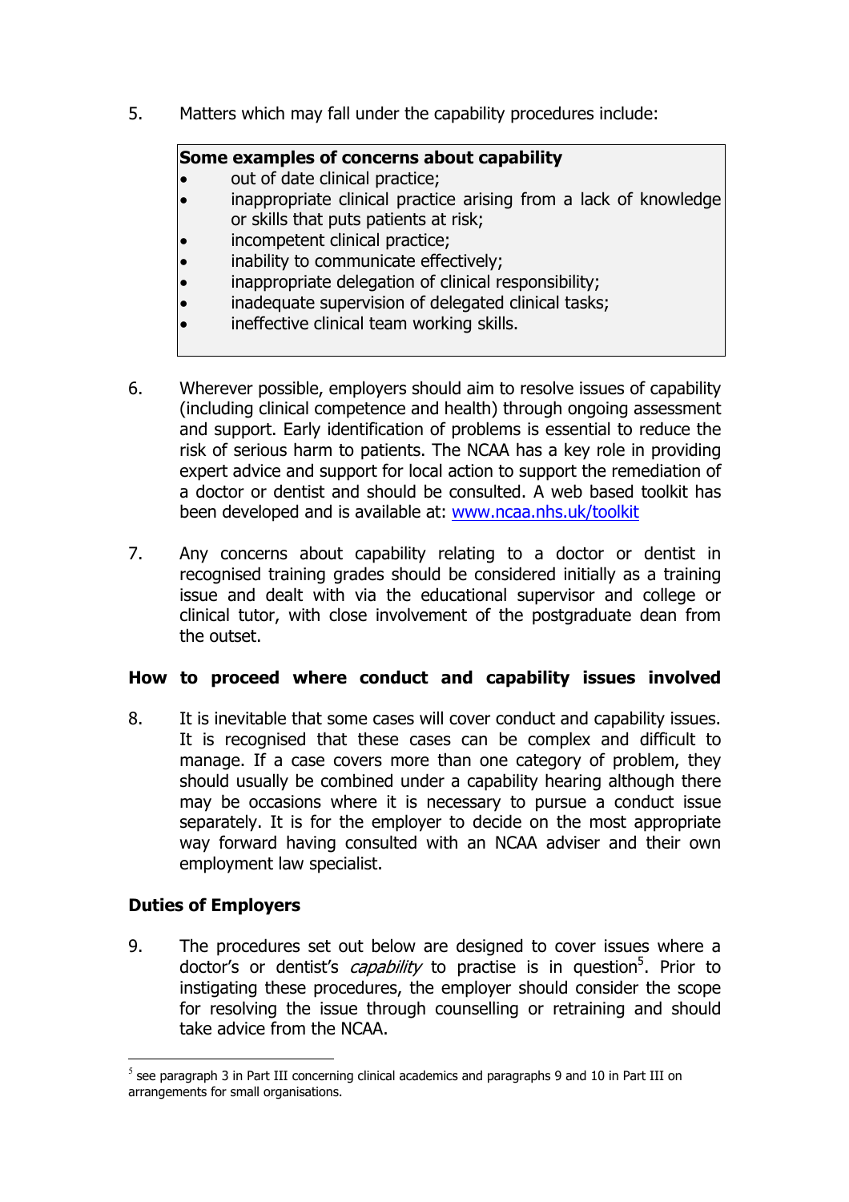5. Matters which may fall under the capability procedures include:

> **Some examples of concerns about capability**
> - out of date clinical practice;
> - inappropriate clinical practice arising from a lack of knowledge or skills that puts patients at risk;
> - incompetent clinical practice;
> - inability to communicate effectively;
> - inappropriate delegation of clinical responsibility;
> - inadequate supervision of delegated clinical tasks;
> - ineffective clinical team working skills.

6. Wherever possible, employers should aim to resolve issues of capability (including clinical competence and health) through ongoing assessment and support. Early identification of problems is essential to reduce the risk of serious harm to patients. The NCAA has a key role in providing expert advice and support for local action to support the remediation of a doctor or dentist and should be consulted. A web based toolkit has been developed and is available at: [www.ncaa.nhs.uk/toolkit](http://www.ncaa.nhs.uk/toolkit)

7. Any concerns about capability relating to a doctor or dentist in recognised training grades should be considered initially as a training issue and dealt with via the educational supervisor and college or clinical tutor, with close involvement of the postgraduate dean from the outset.

**How to proceed where conduct and capability issues involved**

8. It is inevitable that some cases will cover conduct and capability issues. It is recognised that these cases can be complex and difficult to manage. If a case covers more than one category of problem, they should usually be combined under a capability hearing although there may be occasions where it is necessary to pursue a conduct issue separately. It is for the employer to decide on the most appropriate way forward having consulted with an NCAA adviser and their own employment law specialist.

**Duties of Employers**

9. The procedures set out below are designed to cover issues where a doctor's or dentist's *capability* to practise is in question[5]. Prior to instigating these procedures, the employer should consider the scope for resolving the issue through counselling or retraining and should take advice from the NCAA.

[5] see paragraph 3 in Part III concerning clinical academics and paragraphs 9 and 10 in Part III on arrangements for small organisations.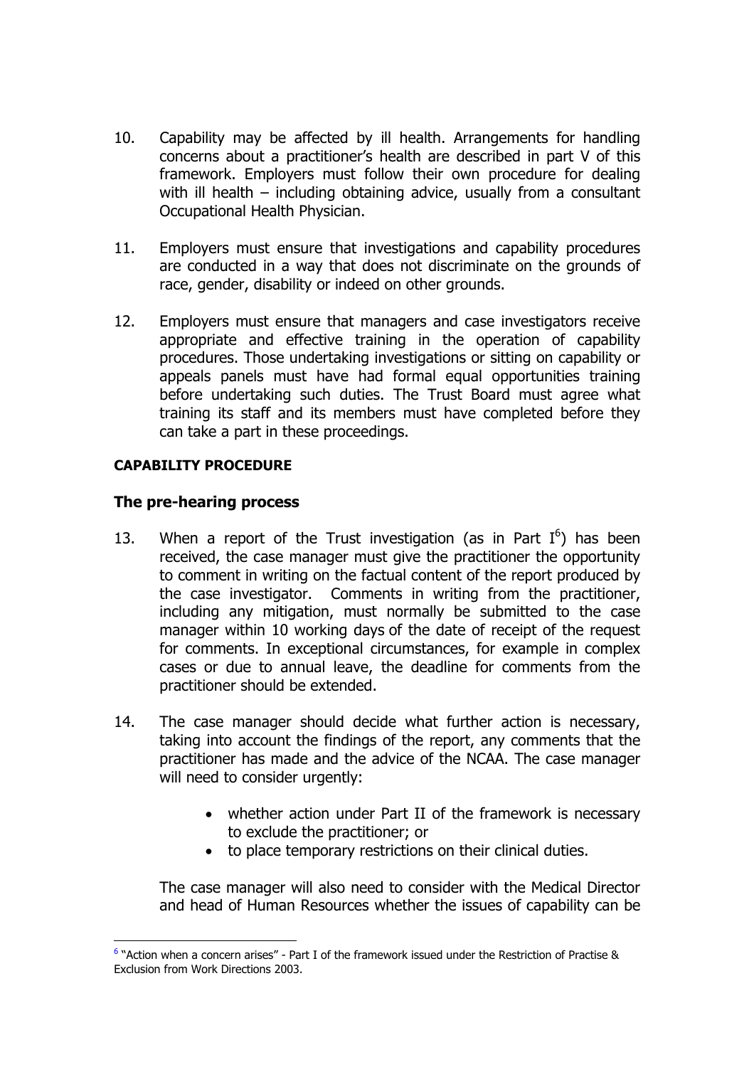10. Capability may be affected by ill health. Arrangements for handling concerns about a practitioner's health are described in part V of this framework. Employers must follow their own procedure for dealing with ill health – including obtaining advice, usually from a consultant Occupational Health Physician.

11. Employers must ensure that investigations and capability procedures are conducted in a way that does not discriminate on the grounds of race, gender, disability or indeed on other grounds.

12. Employers must ensure that managers and case investigators receive appropriate and effective training in the operation of capability procedures. Those undertaking investigations or sitting on capability or appeals panels must have had formal equal opportunities training before undertaking such duties. The Trust Board must agree what training its staff and its members must have completed before they can take a part in these proceedings.

**CAPABILITY PROCEDURE**

## The pre-hearing process

13. When a report of the Trust investigation (as in Part I[6]) has been received, the case manager must give the practitioner the opportunity to comment in writing on the factual content of the report produced by the case investigator. Comments in writing from the practitioner, including any mitigation, must normally be submitted to the case manager within 10 working days of the date of receipt of the request for comments. In exceptional circumstances, for example in complex cases or due to annual leave, the deadline for comments from the practitioner should be extended.

14. The case manager should decide what further action is necessary, taking into account the findings of the report, any comments that the practitioner has made and the advice of the NCAA. The case manager will need to consider urgently:

    - whether action under Part II of the framework is necessary to exclude the practitioner; or
    - to place temporary restrictions on their clinical duties.

    The case manager will also need to consider with the Medical Director and head of Human Resources whether the issues of capability can be

[6] "Action when a concern arises" - Part I of the framework issued under the Restriction of Practise & Exclusion from Work Directions 2003.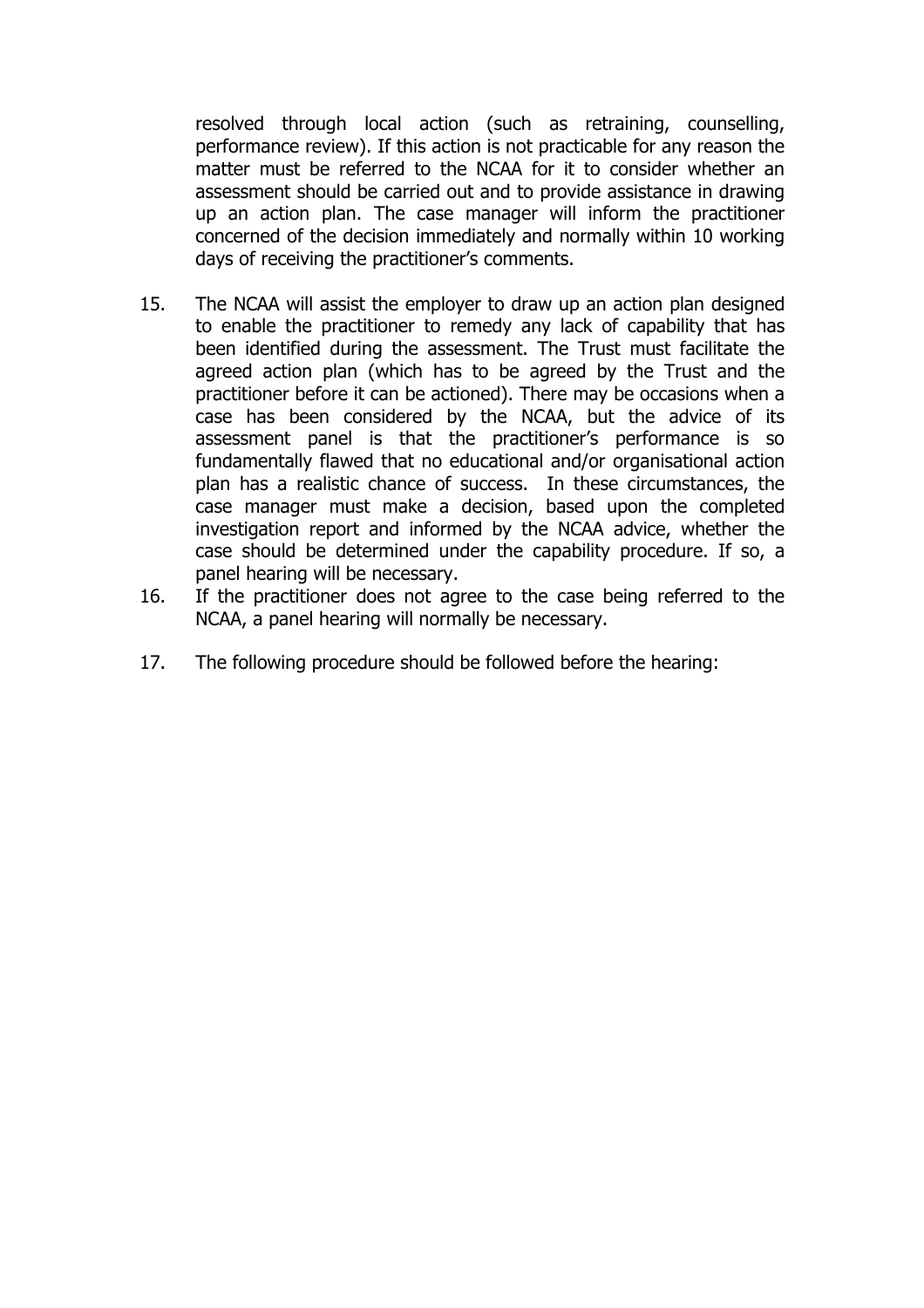resolved through local action (such as retraining, counselling, performance review). If this action is not practicable for any reason the matter must be referred to the NCAA for it to consider whether an assessment should be carried out and to provide assistance in drawing up an action plan. The case manager will inform the practitioner concerned of the decision immediately and normally within 10 working days of receiving the practitioner's comments.

15. The NCAA will assist the employer to draw up an action plan designed to enable the practitioner to remedy any lack of capability that has been identified during the assessment. The Trust must facilitate the agreed action plan (which has to be agreed by the Trust and the practitioner before it can be actioned). There may be occasions when a case has been considered by the NCAA, but the advice of its assessment panel is that the practitioner's performance is so fundamentally flawed that no educational and/or organisational action plan has a realistic chance of success. In these circumstances, the case manager must make a decision, based upon the completed investigation report and informed by the NCAA advice, whether the case should be determined under the capability procedure. If so, a panel hearing will be necessary.
16. If the practitioner does not agree to the case being referred to the NCAA, a panel hearing will normally be necessary.
17. The following procedure should be followed before the hearing: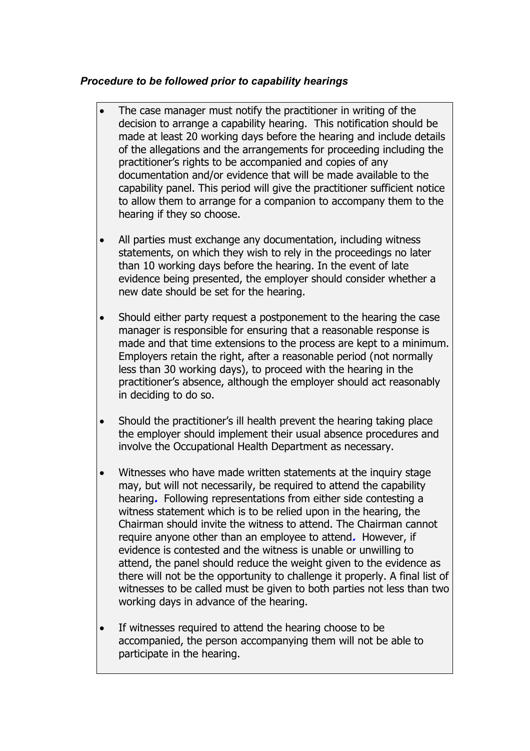***Procedure to be followed prior to capability hearings***

- The case manager must notify the practitioner in writing of the decision to arrange a capability hearing. This notification should be made at least 20 working days before the hearing and include details of the allegations and the arrangements for proceeding including the practitioner's rights to be accompanied and copies of any documentation and/or evidence that will be made available to the capability panel. This period will give the practitioner sufficient notice to allow them to arrange for a companion to accompany them to the hearing if they so choose.

- All parties must exchange any documentation, including witness statements, on which they wish to rely in the proceedings no later than 10 working days before the hearing. In the event of late evidence being presented, the employer should consider whether a new date should be set for the hearing.

- Should either party request a postponement to the hearing the case manager is responsible for ensuring that a reasonable response is made and that time extensions to the process are kept to a minimum. Employers retain the right, after a reasonable period (not normally less than 30 working days), to proceed with the hearing in the practitioner's absence, although the employer should act reasonably in deciding to do so.

- Should the practitioner's ill health prevent the hearing taking place the employer should implement their usual absence procedures and involve the Occupational Health Department as necessary.

- Witnesses who have made written statements at the inquiry stage may, but will not necessarily, be required to attend the capability hearing. Following representations from either side contesting a witness statement which is to be relied upon in the hearing, the Chairman should invite the witness to attend. The Chairman cannot require anyone other than an employee to attend. However, if evidence is contested and the witness is unable or unwilling to attend, the panel should reduce the weight given to the evidence as there will not be the opportunity to challenge it properly. A final list of witnesses to be called must be given to both parties not less than two working days in advance of the hearing.

- If witnesses required to attend the hearing choose to be accompanied, the person accompanying them will not be able to participate in the hearing.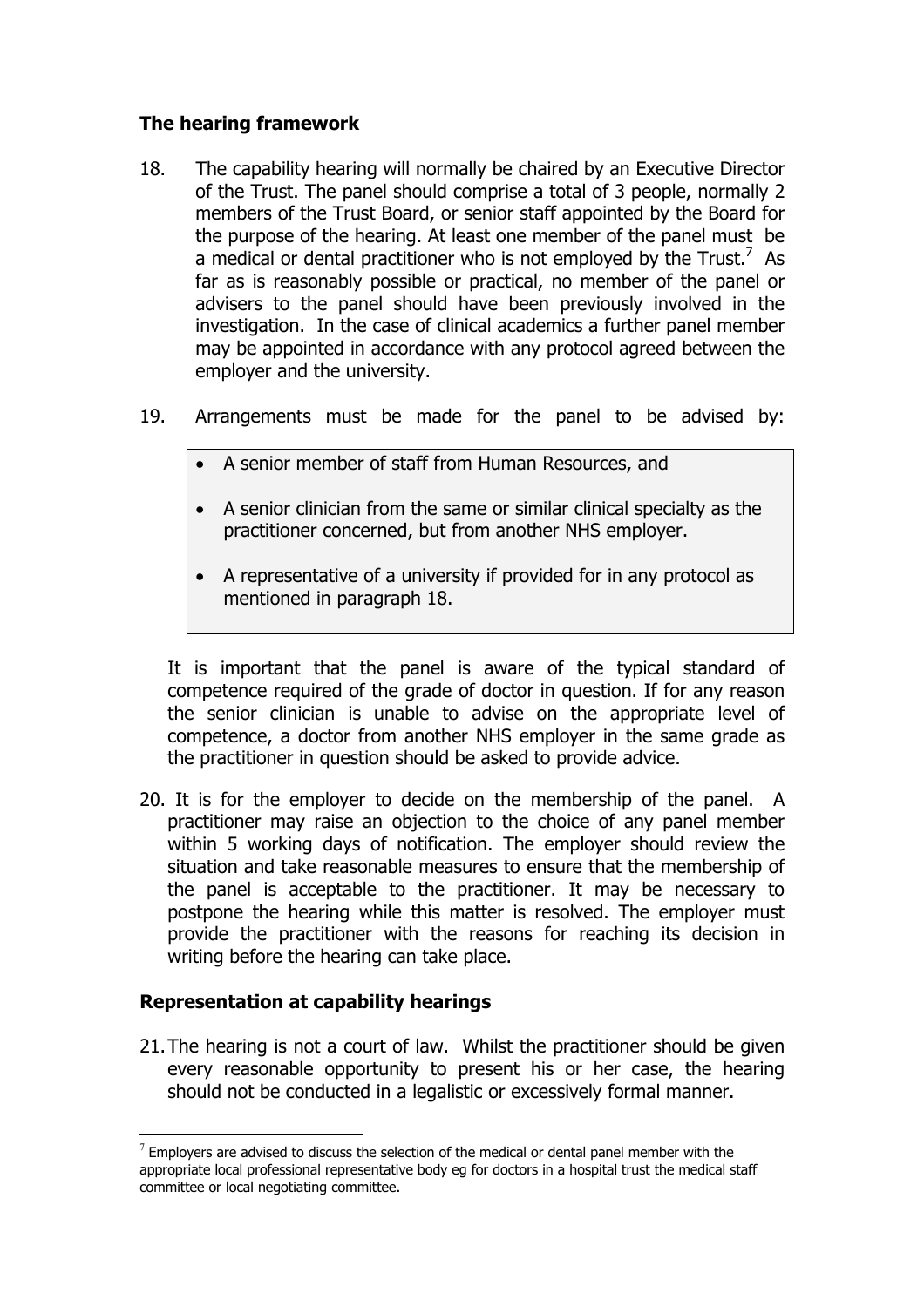### The hearing framework

18. The capability hearing will normally be chaired by an Executive Director of the Trust. The panel should comprise a total of 3 people, normally 2 members of the Trust Board, or senior staff appointed by the Board for the purpose of the hearing. At least one member of the panel must be a medical or dental practitioner who is not employed by the Trust.[7] As far as is reasonably possible or practical, no member of the panel or advisers to the panel should have been previously involved in the investigation. In the case of clinical academics a further panel member may be appointed in accordance with any protocol agreed between the employer and the university.

19. Arrangements must be made for the panel to be advised by:

- A senior member of staff from Human Resources, and
- A senior clinician from the same or similar clinical specialty as the practitioner concerned, but from another NHS employer.
- A representative of a university if provided for in any protocol as mentioned in paragraph 18.

It is important that the panel is aware of the typical standard of competence required of the grade of doctor in question. If for any reason the senior clinician is unable to advise on the appropriate level of competence, a doctor from another NHS employer in the same grade as the practitioner in question should be asked to provide advice.

20. It is for the employer to decide on the membership of the panel. A practitioner may raise an objection to the choice of any panel member within 5 working days of notification. The employer should review the situation and take reasonable measures to ensure that the membership of the panel is acceptable to the practitioner. It may be necessary to postpone the hearing while this matter is resolved. The employer must provide the practitioner with the reasons for reaching its decision in writing before the hearing can take place.

### Representation at capability hearings

21. The hearing is not a court of law. Whilst the practitioner should be given every reasonable opportunity to present his or her case, the hearing should not be conducted in a legalistic or excessively formal manner.

[7] Employers are advised to discuss the selection of the medical or dental panel member with the appropriate local professional representative body eg for doctors in a hospital trust the medical staff committee or local negotiating committee.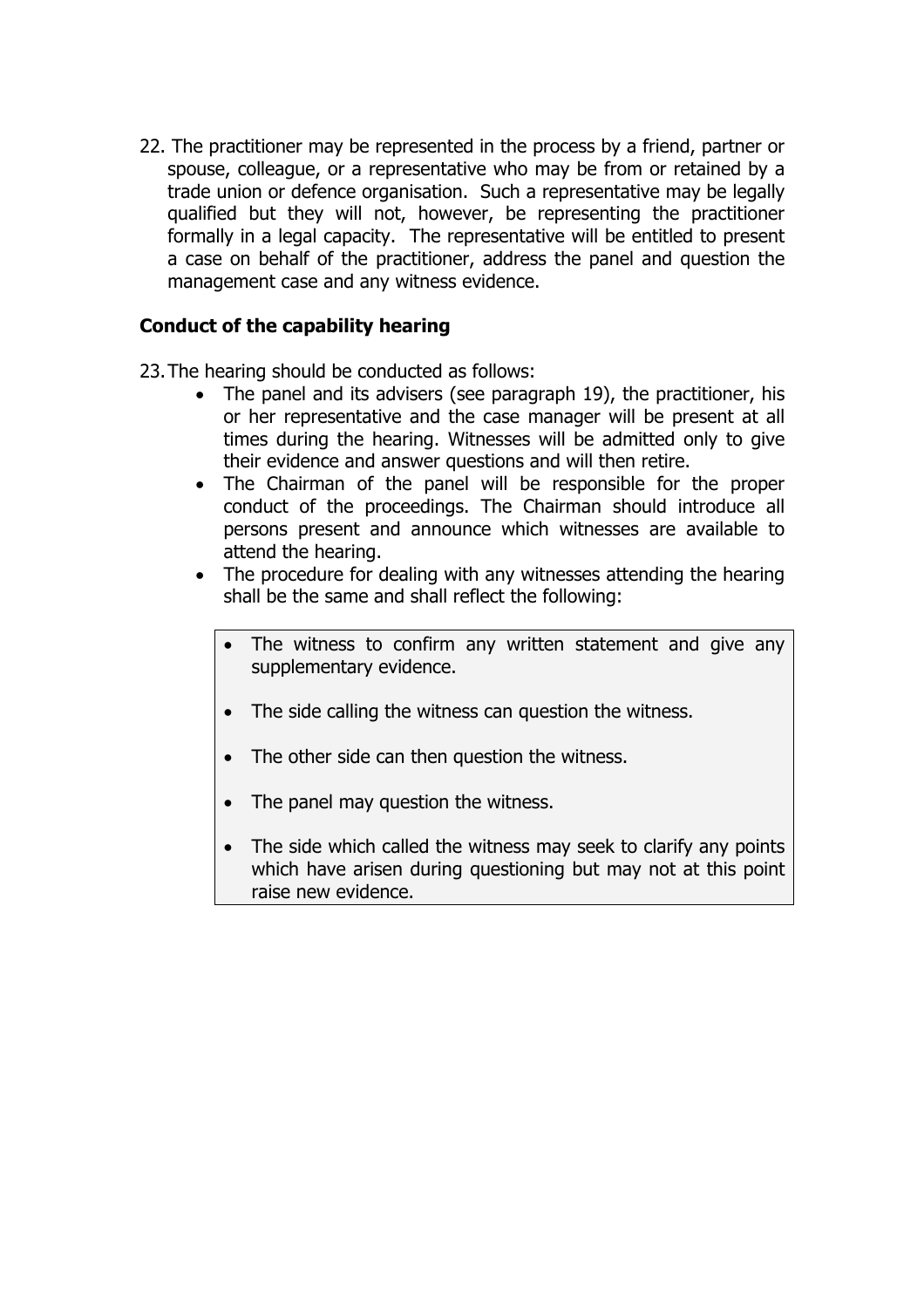22. The practitioner may be represented in the process by a friend, partner or spouse, colleague, or a representative who may be from or retained by a trade union or defence organisation. Such a representative may be legally qualified but they will not, however, be representing the practitioner formally in a legal capacity. The representative will be entitled to present a case on behalf of the practitioner, address the panel and question the management case and any witness evidence.

### Conduct of the capability hearing

23. The hearing should be conducted as follows:
    - The panel and its advisers (see paragraph 19), the practitioner, his or her representative and the case manager will be present at all times during the hearing. Witnesses will be admitted only to give their evidence and answer questions and will then retire.
    - The Chairman of the panel will be responsible for the proper conduct of the proceedings. The Chairman should introduce all persons present and announce which witnesses are available to attend the hearing.
    - The procedure for dealing with any witnesses attending the hearing shall be the same and shall reflect the following:

        - The witness to confirm any written statement and give any supplementary evidence.
        - The side calling the witness can question the witness.
        - The other side can then question the witness.
        - The panel may question the witness.
        - The side which called the witness may seek to clarify any points which have arisen during questioning but may not at this point raise new evidence.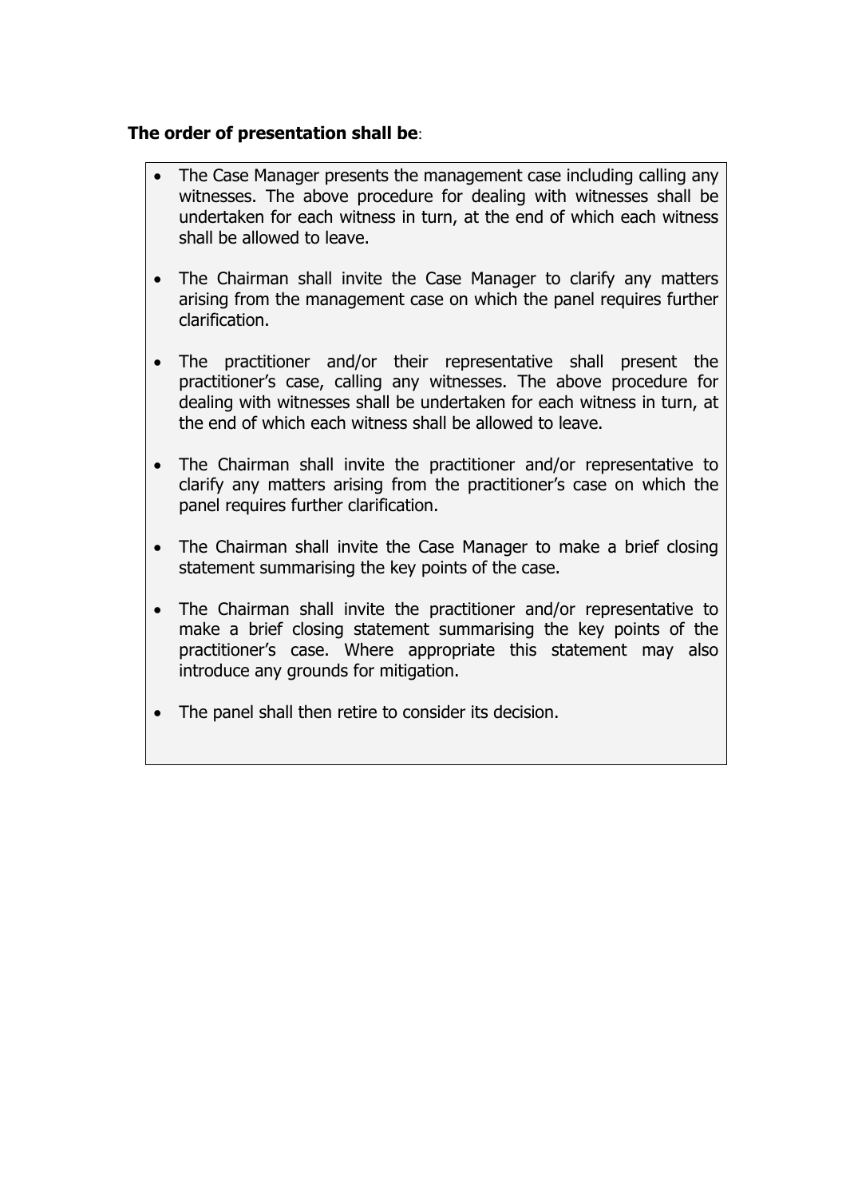**The order of presentation shall be**:

- The Case Manager presents the management case including calling any witnesses. The above procedure for dealing with witnesses shall be undertaken for each witness in turn, at the end of which each witness shall be allowed to leave.
- The Chairman shall invite the Case Manager to clarify any matters arising from the management case on which the panel requires further clarification.
- The practitioner and/or their representative shall present the practitioner's case, calling any witnesses. The above procedure for dealing with witnesses shall be undertaken for each witness in turn, at the end of which each witness shall be allowed to leave.
- The Chairman shall invite the practitioner and/or representative to clarify any matters arising from the practitioner's case on which the panel requires further clarification.
- The Chairman shall invite the Case Manager to make a brief closing statement summarising the key points of the case.
- The Chairman shall invite the practitioner and/or representative to make a brief closing statement summarising the key points of the practitioner's case. Where appropriate this statement may also introduce any grounds for mitigation.
- The panel shall then retire to consider its decision.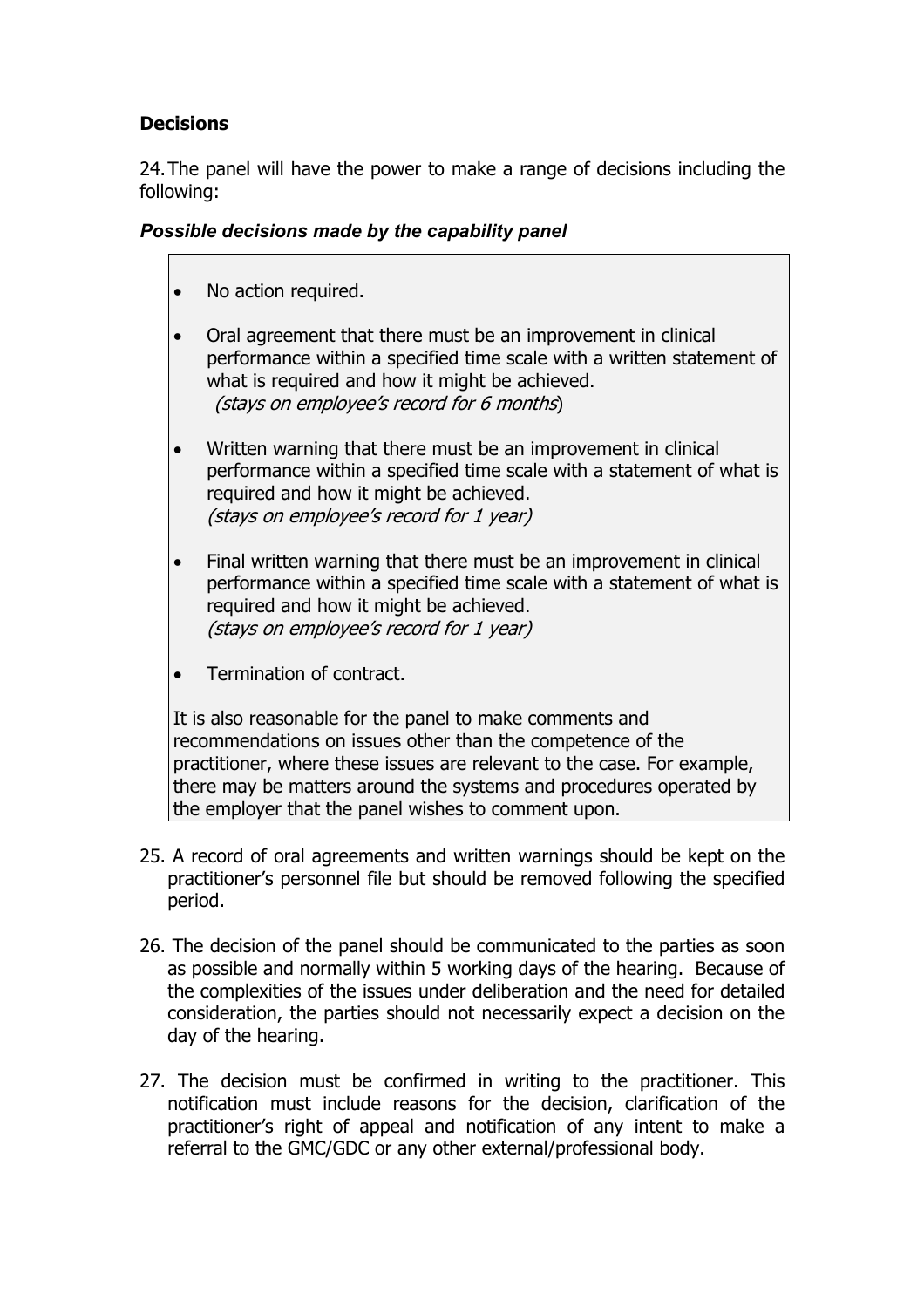## Decisions

24. The panel will have the power to make a range of decisions including the following:

***Possible decisions made by the capability panel***

- No action required.
- Oral agreement that there must be an improvement in clinical performance within a specified time scale with a written statement of what is required and how it might be achieved. *(stays on employee's record for 6 months*)
- Written warning that there must be an improvement in clinical performance within a specified time scale with a statement of what is required and how it might be achieved. *(stays on employee's record for 1 year)*
- Final written warning that there must be an improvement in clinical performance within a specified time scale with a statement of what is required and how it might be achieved. *(stays on employee's record for 1 year)*
- Termination of contract.

It is also reasonable for the panel to make comments and recommendations on issues other than the competence of the practitioner, where these issues are relevant to the case. For example, there may be matters around the systems and procedures operated by the employer that the panel wishes to comment upon.

25. A record of oral agreements and written warnings should be kept on the practitioner's personnel file but should be removed following the specified period.

26. The decision of the panel should be communicated to the parties as soon as possible and normally within 5 working days of the hearing. Because of the complexities of the issues under deliberation and the need for detailed consideration, the parties should not necessarily expect a decision on the day of the hearing.

27. The decision must be confirmed in writing to the practitioner. This notification must include reasons for the decision, clarification of the practitioner's right of appeal and notification of any intent to make a referral to the GMC/GDC or any other external/professional body.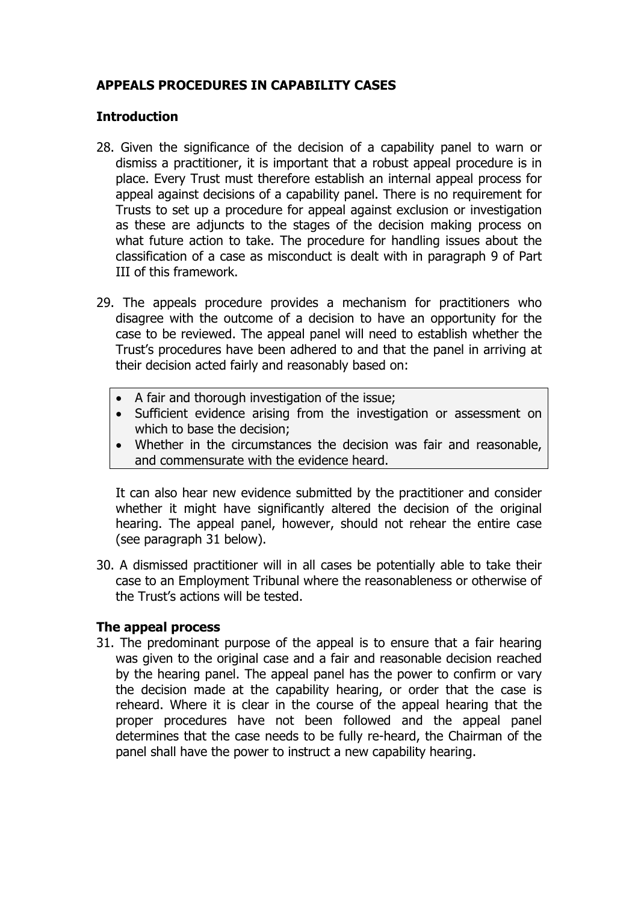## APPEALS PROCEDURES IN CAPABILITY CASES

### Introduction

28. Given the significance of the decision of a capability panel to warn or dismiss a practitioner, it is important that a robust appeal procedure is in place. Every Trust must therefore establish an internal appeal process for appeal against decisions of a capability panel. There is no requirement for Trusts to set up a procedure for appeal against exclusion or investigation as these are adjuncts to the stages of the decision making process on what future action to take. The procedure for handling issues about the classification of a case as misconduct is dealt with in paragraph 9 of Part III of this framework.

29. The appeals procedure provides a mechanism for practitioners who disagree with the outcome of a decision to have an opportunity for the case to be reviewed. The appeal panel will need to establish whether the Trust's procedures have been adhered to and that the panel in arriving at their decision acted fairly and reasonably based on:

    - A fair and thorough investigation of the issue;
    - Sufficient evidence arising from the investigation or assessment on which to base the decision;
    - Whether in the circumstances the decision was fair and reasonable, and commensurate with the evidence heard.

    It can also hear new evidence submitted by the practitioner and consider whether it might have significantly altered the decision of the original hearing. The appeal panel, however, should not rehear the entire case (see paragraph 31 below).

30. A dismissed practitioner will in all cases be potentially able to take their case to an Employment Tribunal where the reasonableness or otherwise of the Trust's actions will be tested.

### The appeal process

31. The predominant purpose of the appeal is to ensure that a fair hearing was given to the original case and a fair and reasonable decision reached by the hearing panel. The appeal panel has the power to confirm or vary the decision made at the capability hearing, or order that the case is reheard. Where it is clear in the course of the appeal hearing that the proper procedures have not been followed and the appeal panel determines that the case needs to be fully re-heard, the Chairman of the panel shall have the power to instruct a new capability hearing.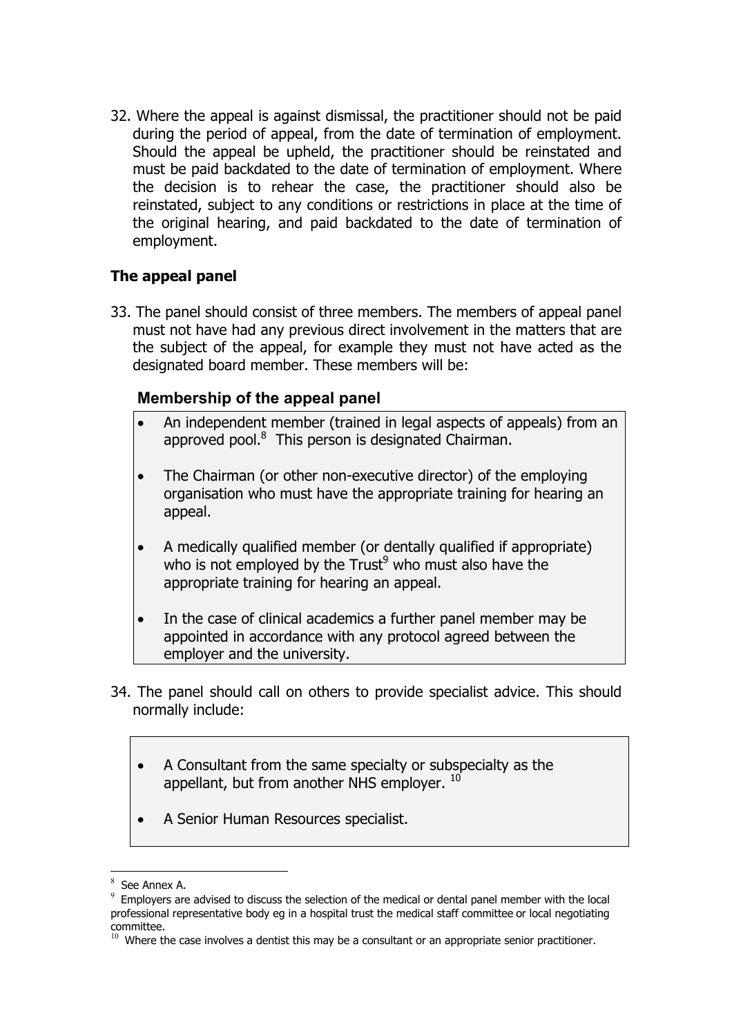32. Where the appeal is against dismissal, the practitioner should not be paid during the period of appeal, from the date of termination of employment. Should the appeal be upheld, the practitioner should be reinstated and must be paid backdated to the date of termination of employment. Where the decision is to rehear the case, the practitioner should also be reinstated, subject to any conditions or restrictions in place at the time of the original hearing, and paid backdated to the date of termination of employment.

### The appeal panel

33. The panel should consist of three members. The members of appeal panel must not have had any previous direct involvement in the matters that are the subject of the appeal, for example they must not have acted as the designated board member. These members will be:

**Membership of the appeal panel**

- An independent member (trained in legal aspects of appeals) from an approved pool.[8] This person is designated Chairman.
- The Chairman (or other non-executive director) of the employing organisation who must have the appropriate training for hearing an appeal.
- A medically qualified member (or dentally qualified if appropriate) who is not employed by the Trust[9] who must also have the appropriate training for hearing an appeal.
- In the case of clinical academics a further panel member may be appointed in accordance with any protocol agreed between the employer and the university.

34. The panel should call on others to provide specialist advice. This should normally include:

- A Consultant from the same specialty or subspecialty as the appellant, but from another NHS employer.[10]
- A Senior Human Resources specialist.

---

[8] See Annex A.

[9] Employers are advised to discuss the selection of the medical or dental panel member with the local professional representative body eg in a hospital trust the medical staff committee or local negotiating committee.

[10] Where the case involves a dentist this may be a consultant or an appropriate senior practitioner.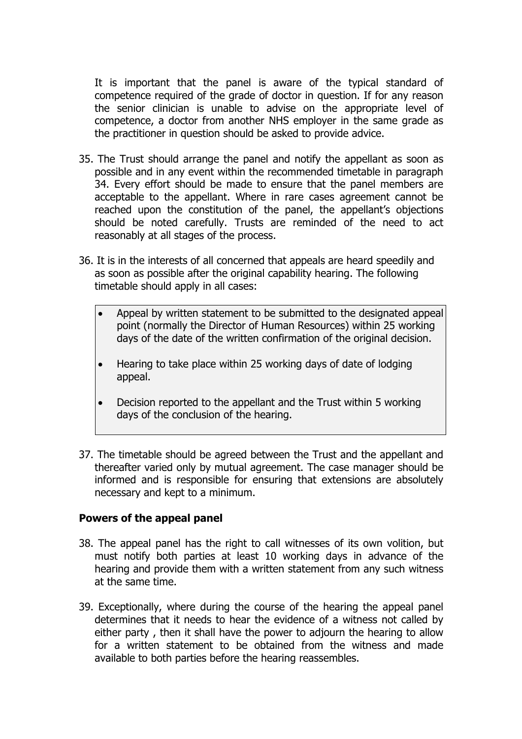It is important that the panel is aware of the typical standard of competence required of the grade of doctor in question. If for any reason the senior clinician is unable to advise on the appropriate level of competence, a doctor from another NHS employer in the same grade as the practitioner in question should be asked to provide advice.

35. The Trust should arrange the panel and notify the appellant as soon as possible and in any event within the recommended timetable in paragraph 34. Every effort should be made to ensure that the panel members are acceptable to the appellant. Where in rare cases agreement cannot be reached upon the constitution of the panel, the appellant's objections should be noted carefully. Trusts are reminded of the need to act reasonably at all stages of the process.

36. It is in the interests of all concerned that appeals are heard speedily and as soon as possible after the original capability hearing. The following timetable should apply in all cases:

- Appeal by written statement to be submitted to the designated appeal point (normally the Director of Human Resources) within 25 working days of the date of the written confirmation of the original decision.
- Hearing to take place within 25 working days of date of lodging appeal.
- Decision reported to the appellant and the Trust within 5 working days of the conclusion of the hearing.

37. The timetable should be agreed between the Trust and the appellant and thereafter varied only by mutual agreement. The case manager should be informed and is responsible for ensuring that extensions are absolutely necessary and kept to a minimum.

**Powers of the appeal panel**

38. The appeal panel has the right to call witnesses of its own volition, but must notify both parties at least 10 working days in advance of the hearing and provide them with a written statement from any such witness at the same time.

39. Exceptionally, where during the course of the hearing the appeal panel determines that it needs to hear the evidence of a witness not called by either party , then it shall have the power to adjourn the hearing to allow for a written statement to be obtained from the witness and made available to both parties before the hearing reassembles.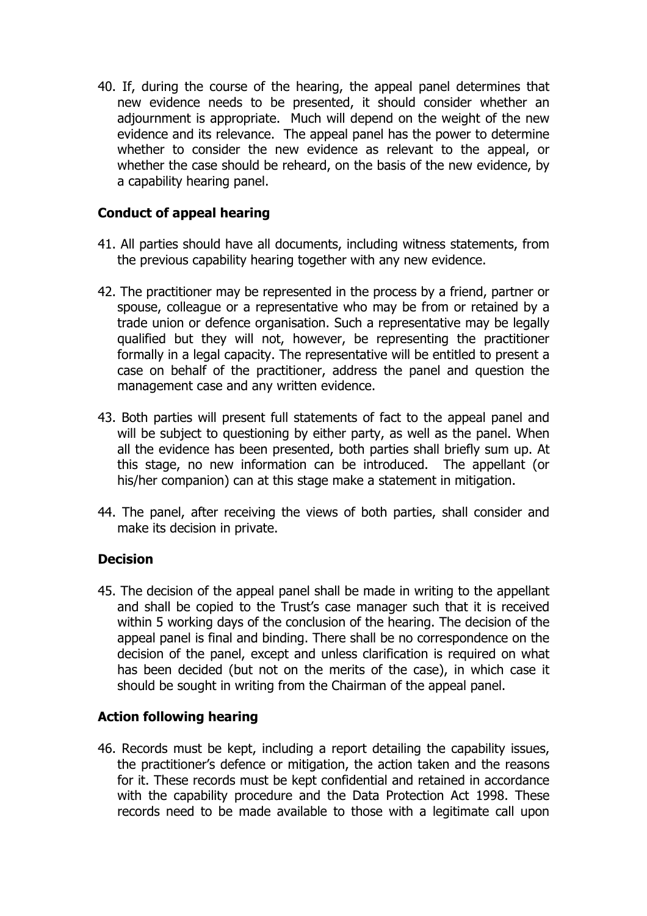40. If, during the course of the hearing, the appeal panel determines that new evidence needs to be presented, it should consider whether an adjournment is appropriate. Much will depend on the weight of the new evidence and its relevance. The appeal panel has the power to determine whether to consider the new evidence as relevant to the appeal, or whether the case should be reheard, on the basis of the new evidence, by a capability hearing panel.

**Conduct of appeal hearing**

41. All parties should have all documents, including witness statements, from the previous capability hearing together with any new evidence.

42. The practitioner may be represented in the process by a friend, partner or spouse, colleague or a representative who may be from or retained by a trade union or defence organisation. Such a representative may be legally qualified but they will not, however, be representing the practitioner formally in a legal capacity. The representative will be entitled to present a case on behalf of the practitioner, address the panel and question the management case and any written evidence.

43. Both parties will present full statements of fact to the appeal panel and will be subject to questioning by either party, as well as the panel. When all the evidence has been presented, both parties shall briefly sum up. At this stage, no new information can be introduced. The appellant (or his/her companion) can at this stage make a statement in mitigation.

44. The panel, after receiving the views of both parties, shall consider and make its decision in private.

**Decision**

45. The decision of the appeal panel shall be made in writing to the appellant and shall be copied to the Trust's case manager such that it is received within 5 working days of the conclusion of the hearing. The decision of the appeal panel is final and binding. There shall be no correspondence on the decision of the panel, except and unless clarification is required on what has been decided (but not on the merits of the case), in which case it should be sought in writing from the Chairman of the appeal panel.

**Action following hearing**

46. Records must be kept, including a report detailing the capability issues, the practitioner's defence or mitigation, the action taken and the reasons for it. These records must be kept confidential and retained in accordance with the capability procedure and the Data Protection Act 1998. These records need to be made available to those with a legitimate call upon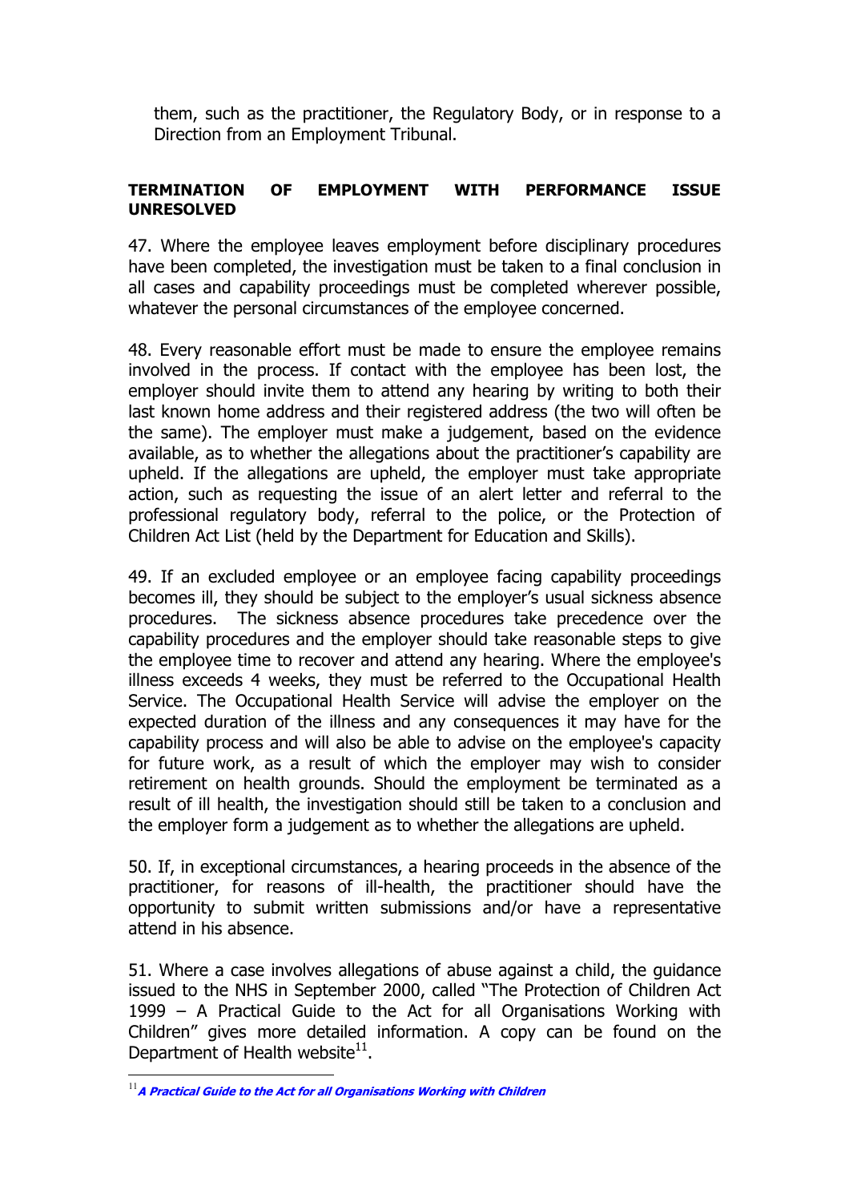them, such as the practitioner, the Regulatory Body, or in response to a Direction from an Employment Tribunal.

## TERMINATION OF EMPLOYMENT WITH PERFORMANCE ISSUE UNRESOLVED

47. Where the employee leaves employment before disciplinary procedures have been completed, the investigation must be taken to a final conclusion in all cases and capability proceedings must be completed wherever possible, whatever the personal circumstances of the employee concerned.

48. Every reasonable effort must be made to ensure the employee remains involved in the process. If contact with the employee has been lost, the employer should invite them to attend any hearing by writing to both their last known home address and their registered address (the two will often be the same). The employer must make a judgement, based on the evidence available, as to whether the allegations about the practitioner's capability are upheld. If the allegations are upheld, the employer must take appropriate action, such as requesting the issue of an alert letter and referral to the professional regulatory body, referral to the police, or the Protection of Children Act List (held by the Department for Education and Skills).

49. If an excluded employee or an employee facing capability proceedings becomes ill, they should be subject to the employer's usual sickness absence procedures. The sickness absence procedures take precedence over the capability procedures and the employer should take reasonable steps to give the employee time to recover and attend any hearing. Where the employee's illness exceeds 4 weeks, they must be referred to the Occupational Health Service. The Occupational Health Service will advise the employer on the expected duration of the illness and any consequences it may have for the capability process and will also be able to advise on the employee's capacity for future work, as a result of which the employer may wish to consider retirement on health grounds. Should the employment be terminated as a result of ill health, the investigation should still be taken to a conclusion and the employer form a judgement as to whether the allegations are upheld.

50. If, in exceptional circumstances, a hearing proceeds in the absence of the practitioner, for reasons of ill-health, the practitioner should have the opportunity to submit written submissions and/or have a representative attend in his absence.

51. Where a case involves allegations of abuse against a child, the guidance issued to the NHS in September 2000, called "The Protection of Children Act 1999 – A Practical Guide to the Act for all Organisations Working with Children" gives more detailed information. A copy can be found on the Department of Health website[11].

---

[11] ***A Practical Guide to the Act for all Organisations Working with Children***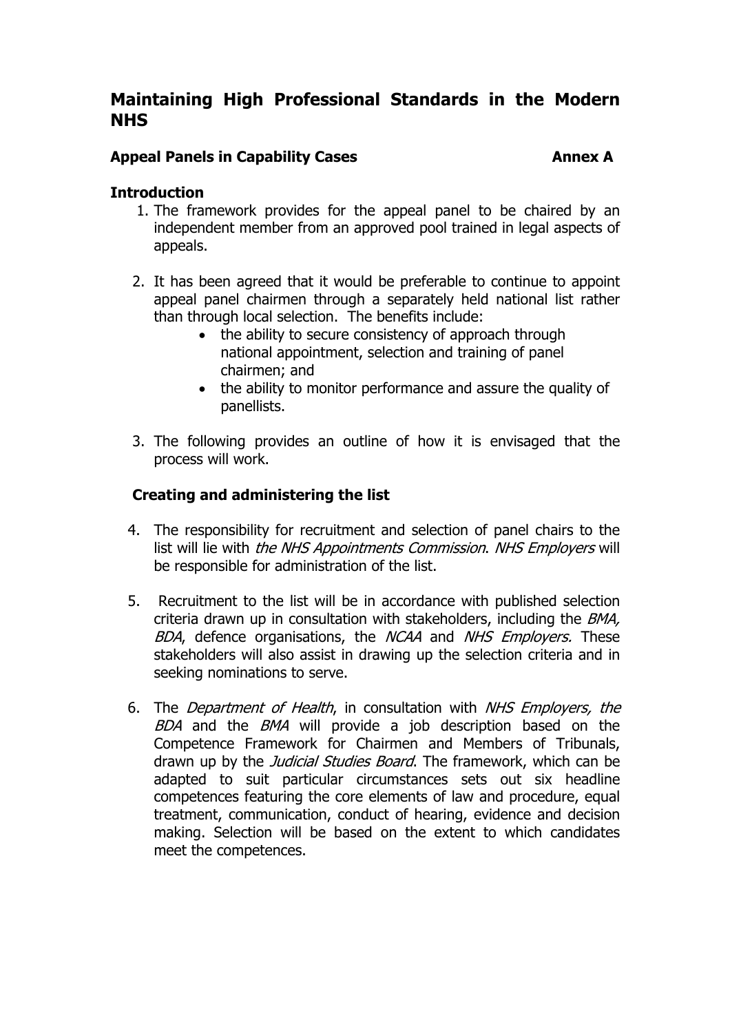# Maintaining High Professional Standards in the Modern NHS

## Appeal Panels in Capability Cases Annex A

### Introduction

1. The framework provides for the appeal panel to be chaired by an independent member from an approved pool trained in legal aspects of appeals.

2. It has been agreed that it would be preferable to continue to appoint appeal panel chairmen through a separately held national list rather than through local selection. The benefits include:
   - the ability to secure consistency of approach through national appointment, selection and training of panel chairmen; and
   - the ability to monitor performance and assure the quality of panellists.

3. The following provides an outline of how it is envisaged that the process will work.

### Creating and administering the list

4. The responsibility for recruitment and selection of panel chairs to the list will lie with *the NHS Appointments Commission*. *NHS Employers* will be responsible for administration of the list.

5. Recruitment to the list will be in accordance with published selection criteria drawn up in consultation with stakeholders, including the *BMA, BDA*, defence organisations, the *NCAA* and *NHS Employers.* These stakeholders will also assist in drawing up the selection criteria and in seeking nominations to serve.

6. The *Department of Health*, in consultation with *NHS Employers, the BDA* and the *BMA* will provide a job description based on the Competence Framework for Chairmen and Members of Tribunals, drawn up by the *Judicial Studies Board*. The framework, which can be adapted to suit particular circumstances sets out six headline competences featuring the core elements of law and procedure, equal treatment, communication, conduct of hearing, evidence and decision making. Selection will be based on the extent to which candidates meet the competences.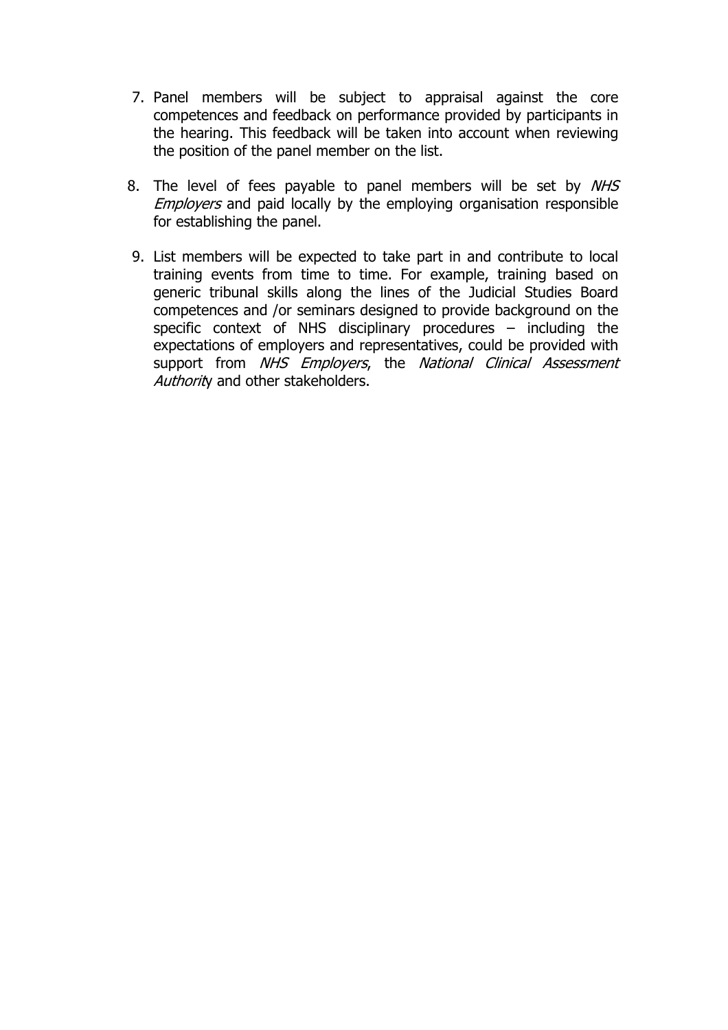7. Panel members will be subject to appraisal against the core competences and feedback on performance provided by participants in the hearing. This feedback will be taken into account when reviewing the position of the panel member on the list.

8. The level of fees payable to panel members will be set by *NHS Employers* and paid locally by the employing organisation responsible for establishing the panel.

9. List members will be expected to take part in and contribute to local training events from time to time. For example, training based on generic tribunal skills along the lines of the Judicial Studies Board competences and /or seminars designed to provide background on the specific context of NHS disciplinary procedures – including the expectations of employers and representatives, could be provided with support from *NHS Employers*, the *National Clinical Assessment Authority* and other stakeholders.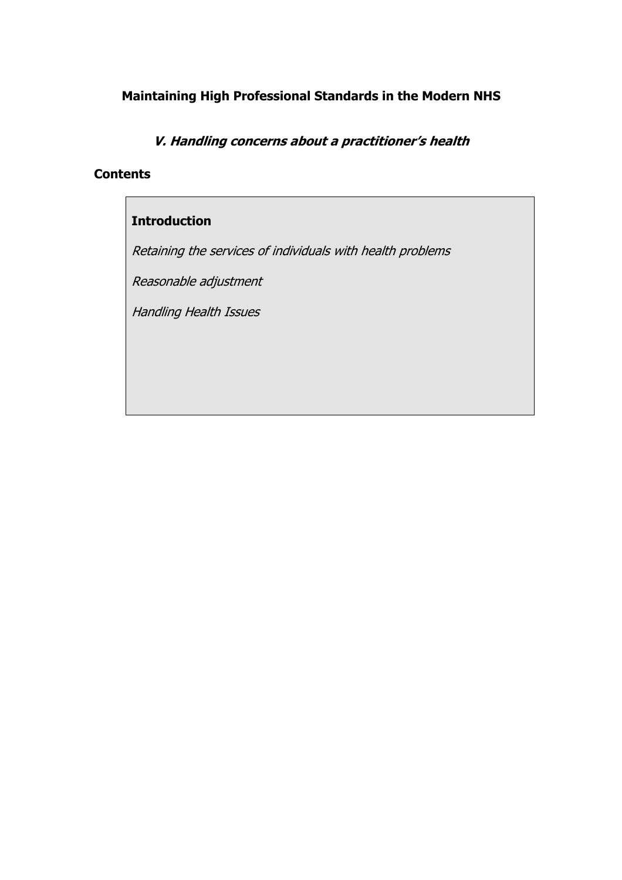**Maintaining High Professional Standards in the Modern NHS**

## *V. Handling concerns about a practitioner's health*

### Contents

**Introduction**

*Retaining the services of individuals with health problems*

*Reasonable adjustment*

*Handling Health Issues*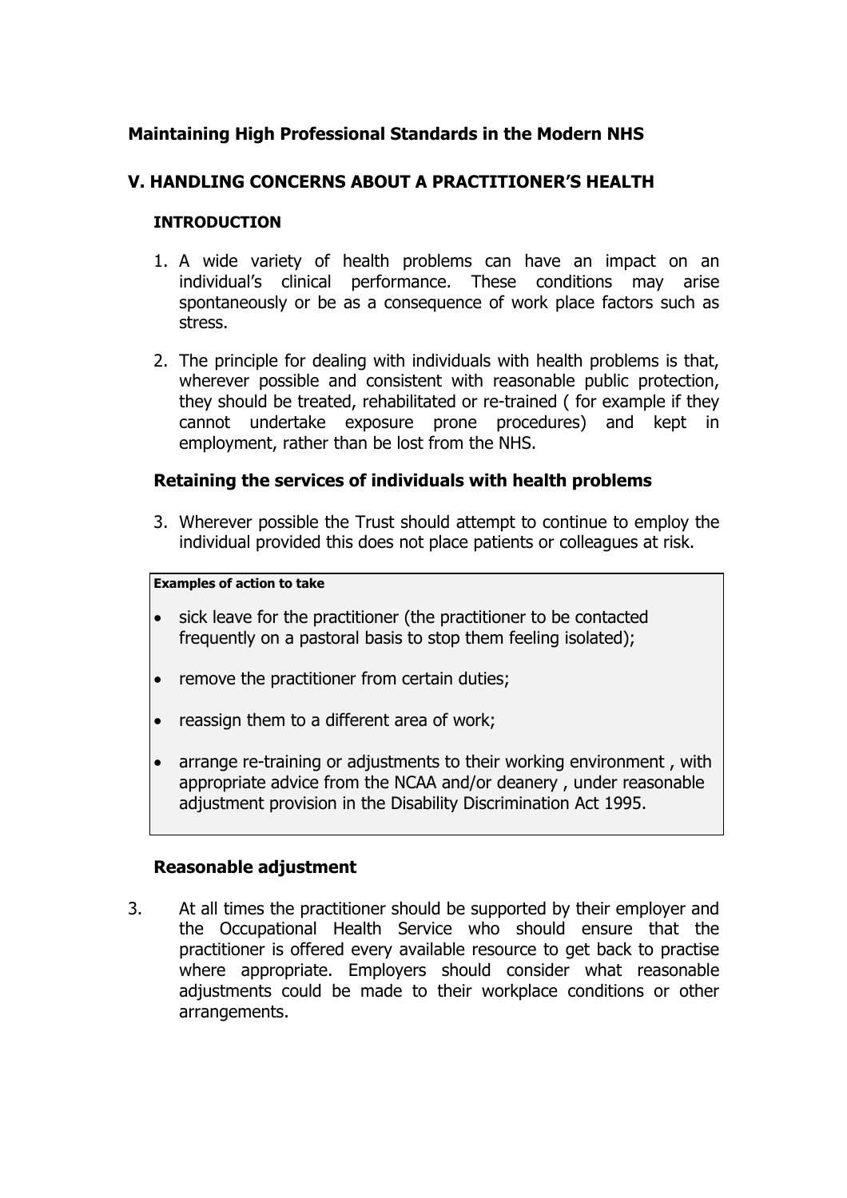## Maintaining High Professional Standards in the Modern NHS

## V. HANDLING CONCERNS ABOUT A PRACTITIONER'S HEALTH

### INTRODUCTION

1. A wide variety of health problems can have an impact on an individual's clinical performance. These conditions may arise spontaneously or be as a consequence of work place factors such as stress.

2. The principle for dealing with individuals with health problems is that, wherever possible and consistent with reasonable public protection, they should be treated, rehabilitated or re-trained ( for example if they cannot undertake exposure prone procedures) and kept in employment, rather than be lost from the NHS.

### Retaining the services of individuals with health problems

3. Wherever possible the Trust should attempt to continue to employ the individual provided this does not place patients or colleagues at risk.

**Examples of action to take**

- sick leave for the practitioner (the practitioner to be contacted frequently on a pastoral basis to stop them feeling isolated);
- remove the practitioner from certain duties;
- reassign them to a different area of work;
- arrange re-training or adjustments to their working environment , with appropriate advice from the NCAA and/or deanery , under reasonable adjustment provision in the Disability Discrimination Act 1995.

### Reasonable adjustment

3. At all times the practitioner should be supported by their employer and the Occupational Health Service who should ensure that the practitioner is offered every available resource to get back to practise where appropriate. Employers should consider what reasonable adjustments could be made to their workplace conditions or other arrangements.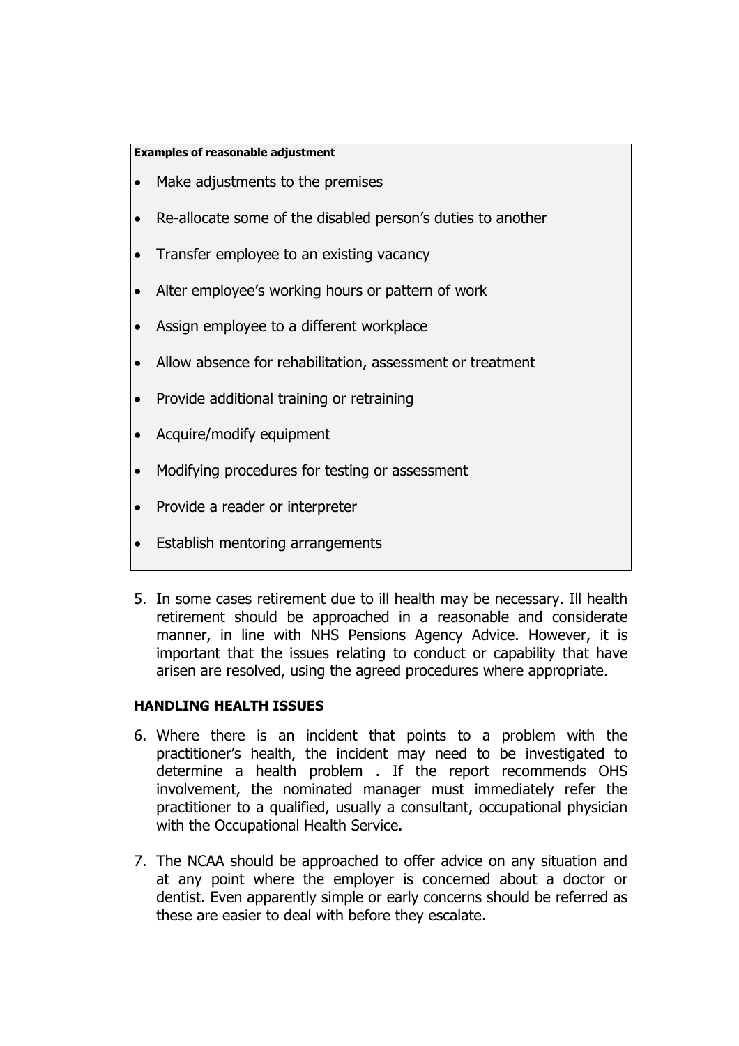**Examples of reasonable adjustment**

- Make adjustments to the premises
- Re-allocate some of the disabled person's duties to another
- Transfer employee to an existing vacancy
- Alter employee's working hours or pattern of work
- Assign employee to a different workplace
- Allow absence for rehabilitation, assessment or treatment
- Provide additional training or retraining
- Acquire/modify equipment
- Modifying procedures for testing or assessment
- Provide a reader or interpreter
- Establish mentoring arrangements

5. In some cases retirement due to ill health may be necessary. Ill health retirement should be approached in a reasonable and considerate manner, in line with NHS Pensions Agency Advice. However, it is important that the issues relating to conduct or capability that have arisen are resolved, using the agreed procedures where appropriate.

**HANDLING HEALTH ISSUES**

6. Where there is an incident that points to a problem with the practitioner's health, the incident may need to be investigated to determine a health problem . If the report recommends OHS involvement, the nominated manager must immediately refer the practitioner to a qualified, usually a consultant, occupational physician with the Occupational Health Service.

7. The NCAA should be approached to offer advice on any situation and at any point where the employer is concerned about a doctor or dentist. Even apparently simple or early concerns should be referred as these are easier to deal with before they escalate.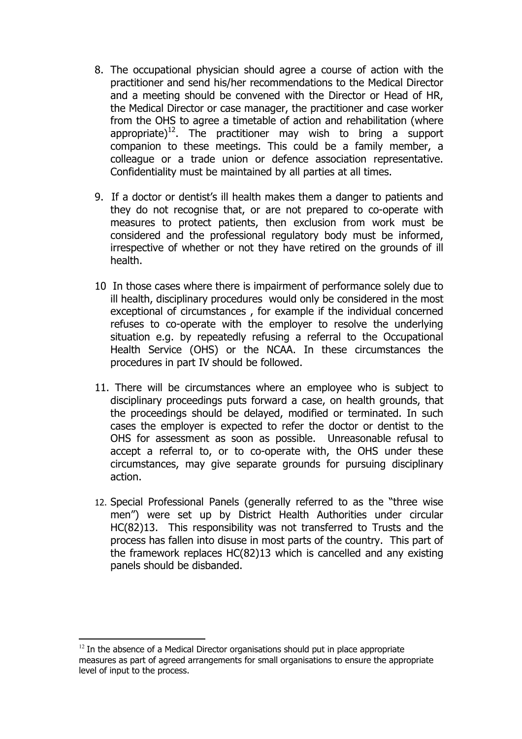8. The occupational physician should agree a course of action with the practitioner and send his/her recommendations to the Medical Director and a meeting should be convened with the Director or Head of HR, the Medical Director or case manager, the practitioner and case worker from the OHS to agree a timetable of action and rehabilitation (where appropriate)[12]. The practitioner may wish to bring a support companion to these meetings. This could be a family member, a colleague or a trade union or defence association representative. Confidentiality must be maintained by all parties at all times.

9. If a doctor or dentist's ill health makes them a danger to patients and they do not recognise that, or are not prepared to co-operate with measures to protect patients, then exclusion from work must be considered and the professional regulatory body must be informed, irrespective of whether or not they have retired on the grounds of ill health.

10 In those cases where there is impairment of performance solely due to ill health, disciplinary procedures would only be considered in the most exceptional of circumstances , for example if the individual concerned refuses to co-operate with the employer to resolve the underlying situation e.g. by repeatedly refusing a referral to the Occupational Health Service (OHS) or the NCAA. In these circumstances the procedures in part IV should be followed.

11. There will be circumstances where an employee who is subject to disciplinary proceedings puts forward a case, on health grounds, that the proceedings should be delayed, modified or terminated. In such cases the employer is expected to refer the doctor or dentist to the OHS for assessment as soon as possible. Unreasonable refusal to accept a referral to, or to co-operate with, the OHS under these circumstances, may give separate grounds for pursuing disciplinary action.

12. Special Professional Panels (generally referred to as the "three wise men") were set up by District Health Authorities under circular HC(82)13. This responsibility was not transferred to Trusts and the process has fallen into disuse in most parts of the country. This part of the framework replaces HC(82)13 which is cancelled and any existing panels should be disbanded.

---

[12] In the absence of a Medical Director organisations should put in place appropriate measures as part of agreed arrangements for small organisations to ensure the appropriate level of input to the process.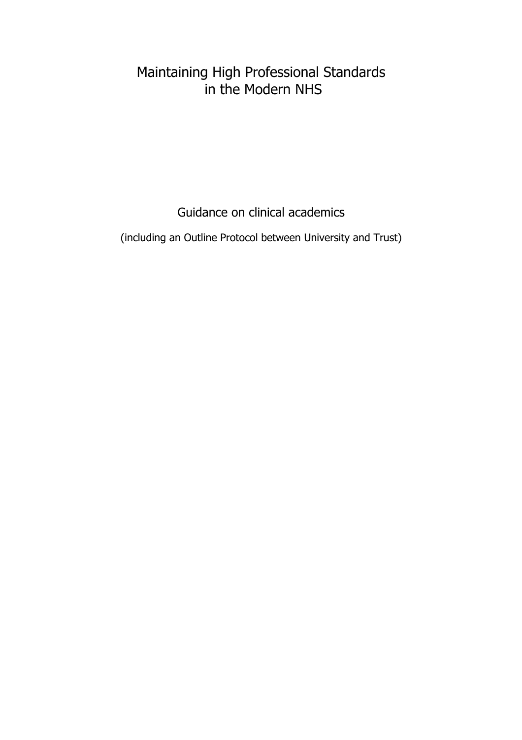# Maintaining High Professional Standards in the Modern NHS

## Guidance on clinical academics

(including an Outline Protocol between University and Trust)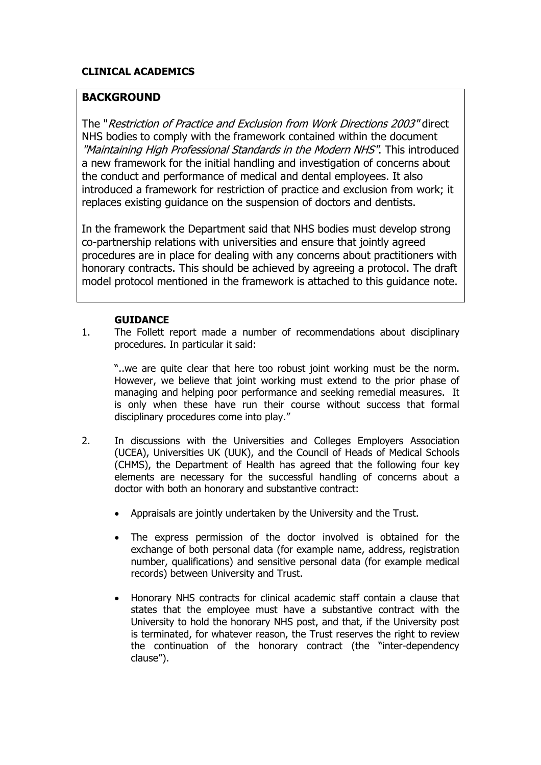**CLINICAL ACADEMICS**

## BACKGROUND

The "*Restriction of Practice and Exclusion from Work Directions 2003*" direct NHS bodies to comply with the framework contained within the document *"Maintaining High Professional Standards in the Modern NHS"*. This introduced a new framework for the initial handling and investigation of concerns about the conduct and performance of medical and dental employees. It also introduced a framework for restriction of practice and exclusion from work; it replaces existing guidance on the suspension of doctors and dentists.

In the framework the Department said that NHS bodies must develop strong co-partnership relations with universities and ensure that jointly agreed procedures are in place for dealing with any concerns about practitioners with honorary contracts. This should be achieved by agreeing a protocol. The draft model protocol mentioned in the framework is attached to this guidance note.

### GUIDANCE

1. The Follett report made a number of recommendations about disciplinary procedures. In particular it said:

   "..we are quite clear that here too robust joint working must be the norm. However, we believe that joint working must extend to the prior phase of managing and helping poor performance and seeking remedial measures. It is only when these have run their course without success that formal disciplinary procedures come into play."

2. In discussions with the Universities and Colleges Employers Association (UCEA), Universities UK (UUK), and the Council of Heads of Medical Schools (CHMS), the Department of Health has agreed that the following four key elements are necessary for the successful handling of concerns about a doctor with both an honorary and substantive contract:

   - Appraisals are jointly undertaken by the University and the Trust.
   - The express permission of the doctor involved is obtained for the exchange of both personal data (for example name, address, registration number, qualifications) and sensitive personal data (for example medical records) between University and Trust.
   - Honorary NHS contracts for clinical academic staff contain a clause that states that the employee must have a substantive contract with the University to hold the honorary NHS post, and that, if the University post is terminated, for whatever reason, the Trust reserves the right to review the continuation of the honorary contract (the "inter-dependency clause").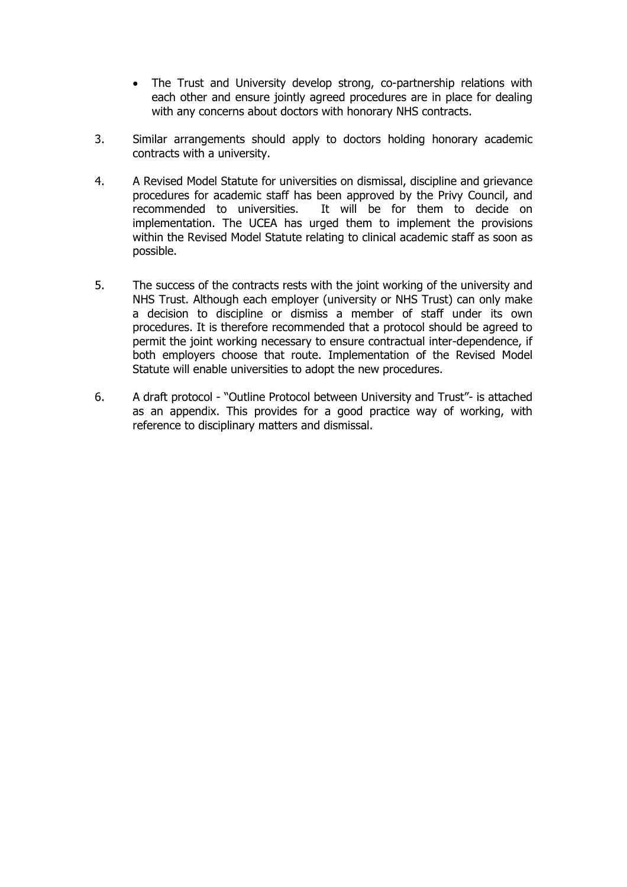- The Trust and University develop strong, co-partnership relations with each other and ensure jointly agreed procedures are in place for dealing with any concerns about doctors with honorary NHS contracts.

3. Similar arrangements should apply to doctors holding honorary academic contracts with a university.

4. A Revised Model Statute for universities on dismissal, discipline and grievance procedures for academic staff has been approved by the Privy Council, and recommended to universities. It will be for them to decide on implementation. The UCEA has urged them to implement the provisions within the Revised Model Statute relating to clinical academic staff as soon as possible.

5. The success of the contracts rests with the joint working of the university and NHS Trust. Although each employer (university or NHS Trust) can only make a decision to discipline or dismiss a member of staff under its own procedures. It is therefore recommended that a protocol should be agreed to permit the joint working necessary to ensure contractual inter-dependence, if both employers choose that route. Implementation of the Revised Model Statute will enable universities to adopt the new procedures.

6. A draft protocol - "Outline Protocol between University and Trust"- is attached as an appendix. This provides for a good practice way of working, with reference to disciplinary matters and dismissal.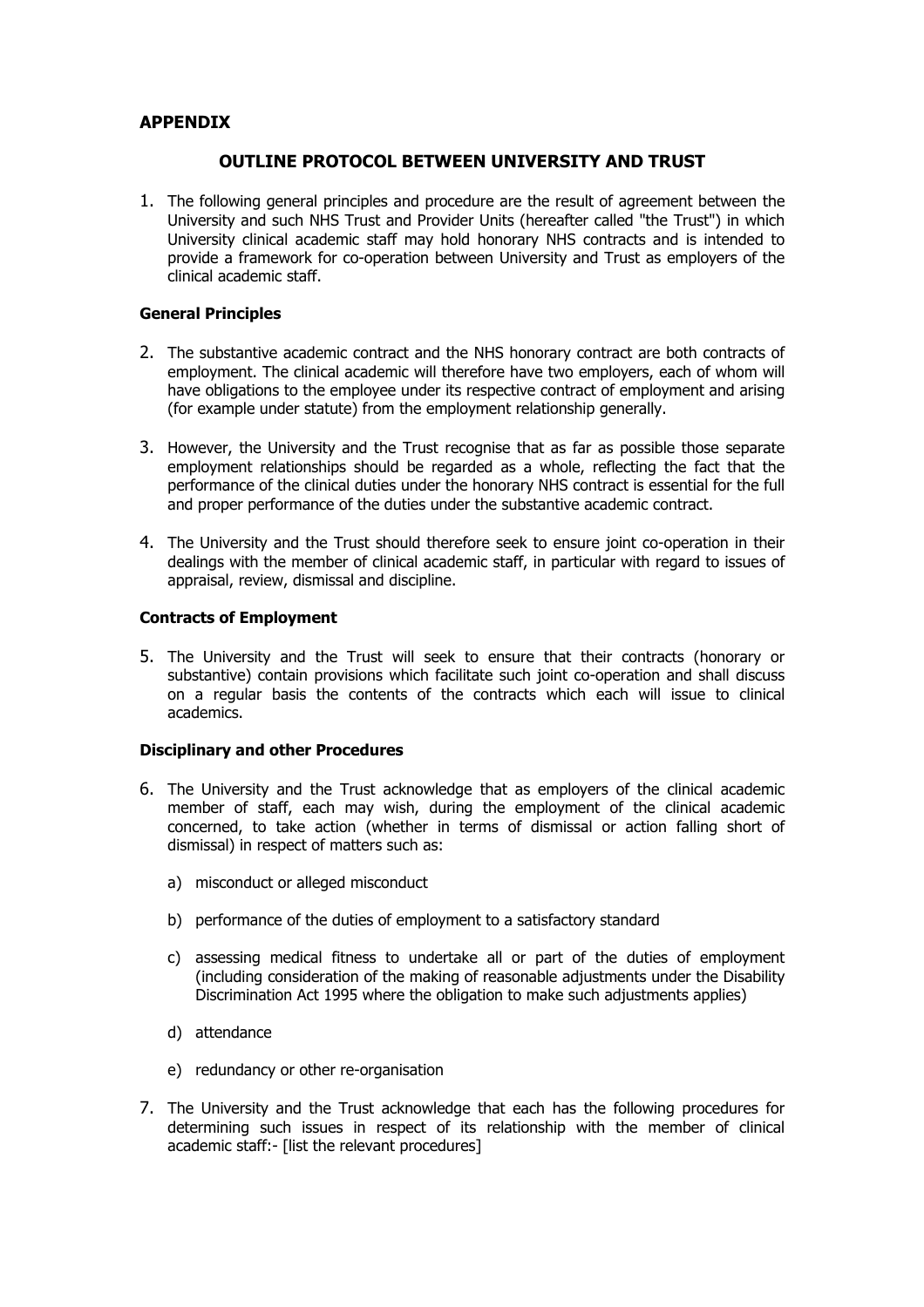## APPENDIX

### OUTLINE PROTOCOL BETWEEN UNIVERSITY AND TRUST

1. The following general principles and procedure are the result of agreement between the University and such NHS Trust and Provider Units (hereafter called "the Trust") in which University clinical academic staff may hold honorary NHS contracts and is intended to provide a framework for co-operation between University and Trust as employers of the clinical academic staff.

**General Principles**

2. The substantive academic contract and the NHS honorary contract are both contracts of employment. The clinical academic will therefore have two employers, each of whom will have obligations to the employee under its respective contract of employment and arising (for example under statute) from the employment relationship generally.

3. However, the University and the Trust recognise that as far as possible those separate employment relationships should be regarded as a whole, reflecting the fact that the performance of the clinical duties under the honorary NHS contract is essential for the full and proper performance of the duties under the substantive academic contract.

4. The University and the Trust should therefore seek to ensure joint co-operation in their dealings with the member of clinical academic staff, in particular with regard to issues of appraisal, review, dismissal and discipline.

**Contracts of Employment**

5. The University and the Trust will seek to ensure that their contracts (honorary or substantive) contain provisions which facilitate such joint co-operation and shall discuss on a regular basis the contents of the contracts which each will issue to clinical academics.

**Disciplinary and other Procedures**

6. The University and the Trust acknowledge that as employers of the clinical academic member of staff, each may wish, during the employment of the clinical academic concerned, to take action (whether in terms of dismissal or action falling short of dismissal) in respect of matters such as:

   a) misconduct or alleged misconduct

   b) performance of the duties of employment to a satisfactory standard

   c) assessing medical fitness to undertake all or part of the duties of employment (including consideration of the making of reasonable adjustments under the Disability Discrimination Act 1995 where the obligation to make such adjustments applies)

   d) attendance

   e) redundancy or other re-organisation

7. The University and the Trust acknowledge that each has the following procedures for determining such issues in respect of its relationship with the member of clinical academic staff:- [list the relevant procedures]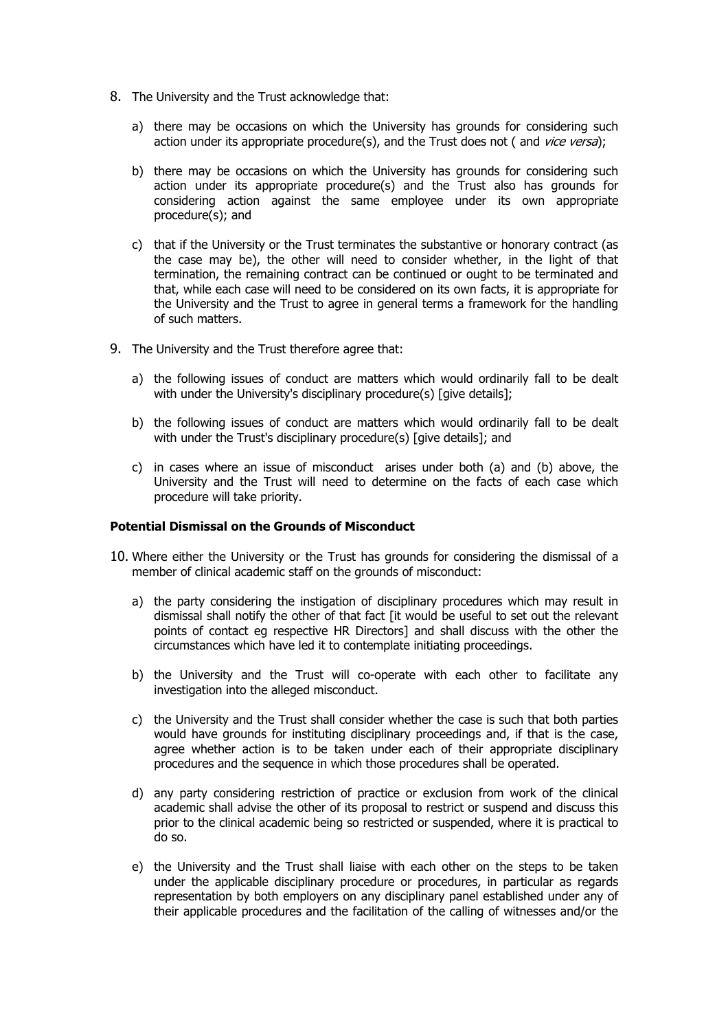8. The University and the Trust acknowledge that:

   a) there may be occasions on which the University has grounds for considering such action under its appropriate procedure(s), and the Trust does not ( and *vice versa*);

   b) there may be occasions on which the University has grounds for considering such action under its appropriate procedure(s) and the Trust also has grounds for considering action against the same employee under its own appropriate procedure(s); and

   c) that if the University or the Trust terminates the substantive or honorary contract (as the case may be), the other will need to consider whether, in the light of that termination, the remaining contract can be continued or ought to be terminated and that, while each case will need to be considered on its own facts, it is appropriate for the University and the Trust to agree in general terms a framework for the handling of such matters.

9. The University and the Trust therefore agree that:

   a) the following issues of conduct are matters which would ordinarily fall to be dealt with under the University's disciplinary procedure(s) [give details];

   b) the following issues of conduct are matters which would ordinarily fall to be dealt with under the Trust's disciplinary procedure(s) [give details]; and

   c) in cases where an issue of misconduct arises under both (a) and (b) above, the University and the Trust will need to determine on the facts of each case which procedure will take priority.

**Potential Dismissal on the Grounds of Misconduct**

10. Where either the University or the Trust has grounds for considering the dismissal of a member of clinical academic staff on the grounds of misconduct:

    a) the party considering the instigation of disciplinary procedures which may result in dismissal shall notify the other of that fact [it would be useful to set out the relevant points of contact eg respective HR Directors] and shall discuss with the other the circumstances which have led it to contemplate initiating proceedings.

    b) the University and the Trust will co-operate with each other to facilitate any investigation into the alleged misconduct.

    c) the University and the Trust shall consider whether the case is such that both parties would have grounds for instituting disciplinary proceedings and, if that is the case, agree whether action is to be taken under each of their appropriate disciplinary procedures and the sequence in which those procedures shall be operated.

    d) any party considering restriction of practice or exclusion from work of the clinical academic shall advise the other of its proposal to restrict or suspend and discuss this prior to the clinical academic being so restricted or suspended, where it is practical to do so.

    e) the University and the Trust shall liaise with each other on the steps to be taken under the applicable disciplinary procedure or procedures, in particular as regards representation by both employers on any disciplinary panel established under any of their applicable procedures and the facilitation of the calling of witnesses and/or the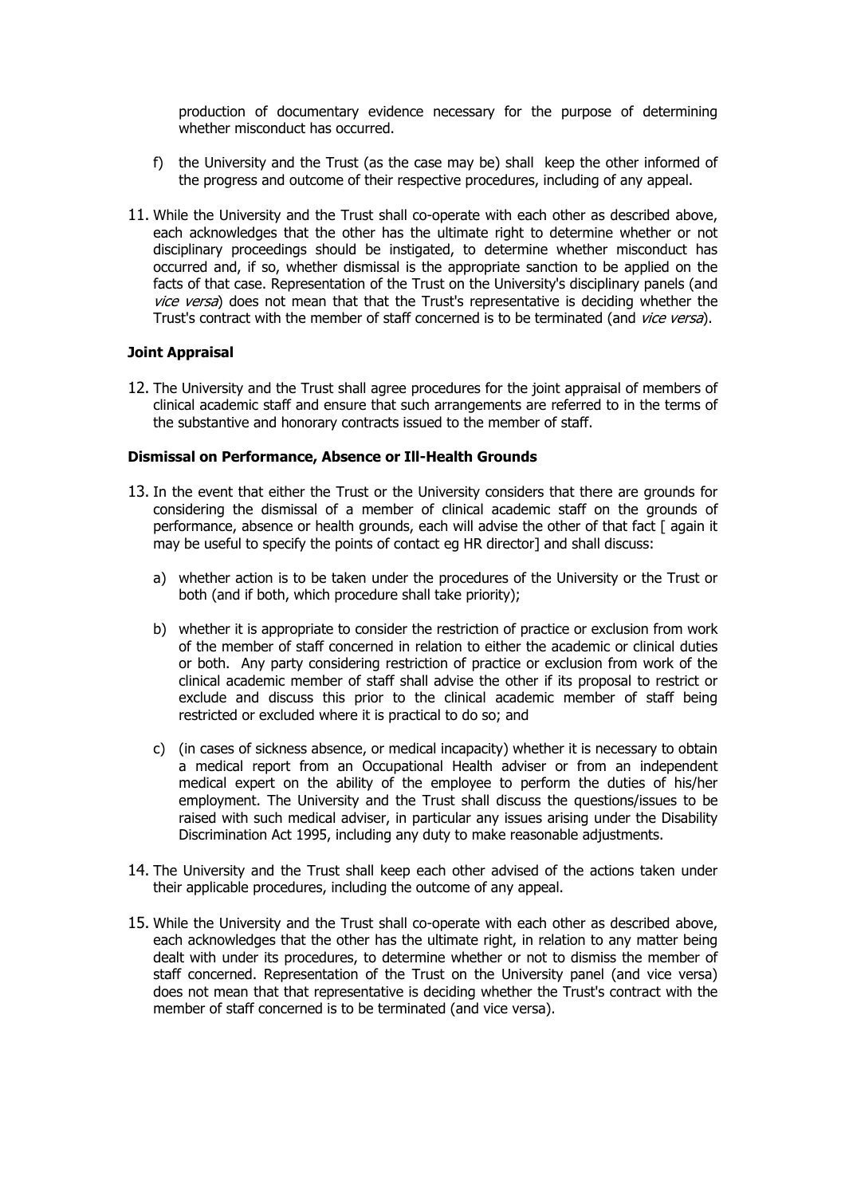production of documentary evidence necessary for the purpose of determining whether misconduct has occurred.

f) the University and the Trust (as the case may be) shall keep the other informed of the progress and outcome of their respective procedures, including of any appeal.

11. While the University and the Trust shall co-operate with each other as described above, each acknowledges that the other has the ultimate right to determine whether or not disciplinary proceedings should be instigated, to determine whether misconduct has occurred and, if so, whether dismissal is the appropriate sanction to be applied on the facts of that case. Representation of the Trust on the University's disciplinary panels (and *vice versa*) does not mean that that the Trust's representative is deciding whether the Trust's contract with the member of staff concerned is to be terminated (and *vice versa*).

**Joint Appraisal**

12. The University and the Trust shall agree procedures for the joint appraisal of members of clinical academic staff and ensure that such arrangements are referred to in the terms of the substantive and honorary contracts issued to the member of staff.

**Dismissal on Performance, Absence or Ill-Health Grounds**

13. In the event that either the Trust or the University considers that there are grounds for considering the dismissal of a member of clinical academic staff on the grounds of performance, absence or health grounds, each will advise the other of that fact [ again it may be useful to specify the points of contact eg HR director] and shall discuss:

    a) whether action is to be taken under the procedures of the University or the Trust or both (and if both, which procedure shall take priority);

    b) whether it is appropriate to consider the restriction of practice or exclusion from work of the member of staff concerned in relation to either the academic or clinical duties or both. Any party considering restriction of practice or exclusion from work of the clinical academic member of staff shall advise the other if its proposal to restrict or exclude and discuss this prior to the clinical academic member of staff being restricted or excluded where it is practical to do so; and

    c) (in cases of sickness absence, or medical incapacity) whether it is necessary to obtain a medical report from an Occupational Health adviser or from an independent medical expert on the ability of the employee to perform the duties of his/her employment. The University and the Trust shall discuss the questions/issues to be raised with such medical adviser, in particular any issues arising under the Disability Discrimination Act 1995, including any duty to make reasonable adjustments.

14. The University and the Trust shall keep each other advised of the actions taken under their applicable procedures, including the outcome of any appeal.

15. While the University and the Trust shall co-operate with each other as described above, each acknowledges that the other has the ultimate right, in relation to any matter being dealt with under its procedures, to determine whether or not to dismiss the member of staff concerned. Representation of the Trust on the University panel (and vice versa) does not mean that that representative is deciding whether the Trust's contract with the member of staff concerned is to be terminated (and vice versa).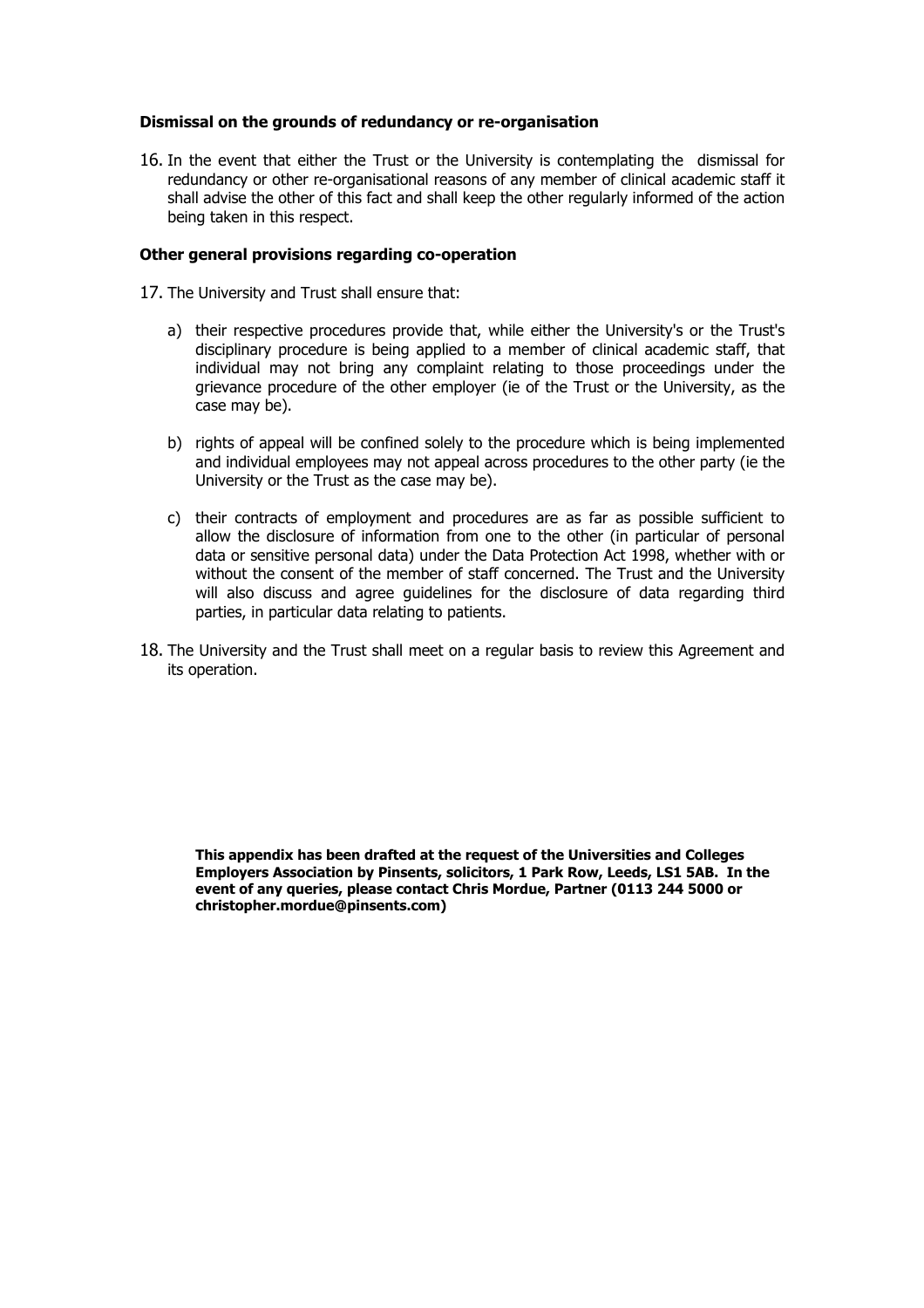**Dismissal on the grounds of redundancy or re-organisation**

16. In the event that either the Trust or the University is contemplating the dismissal for redundancy or other re-organisational reasons of any member of clinical academic staff it shall advise the other of this fact and shall keep the other regularly informed of the action being taken in this respect.

**Other general provisions regarding co-operation**

17. The University and Trust shall ensure that:

    a) their respective procedures provide that, while either the University's or the Trust's disciplinary procedure is being applied to a member of clinical academic staff, that individual may not bring any complaint relating to those proceedings under the grievance procedure of the other employer (ie of the Trust or the University, as the case may be).

    b) rights of appeal will be confined solely to the procedure which is being implemented and individual employees may not appeal across procedures to the other party (ie the University or the Trust as the case may be).

    c) their contracts of employment and procedures are as far as possible sufficient to allow the disclosure of information from one to the other (in particular of personal data or sensitive personal data) under the Data Protection Act 1998, whether with or without the consent of the member of staff concerned. The Trust and the University will also discuss and agree guidelines for the disclosure of data regarding third parties, in particular data relating to patients.

18. The University and the Trust shall meet on a regular basis to review this Agreement and its operation.

**This appendix has been drafted at the request of the Universities and Colleges Employers Association by Pinsents, solicitors, 1 Park Row, Leeds, LS1 5AB. In the event of any queries, please contact Chris Mordue, Partner (0113 244 5000 or christopher.mordue@pinsents.com)**